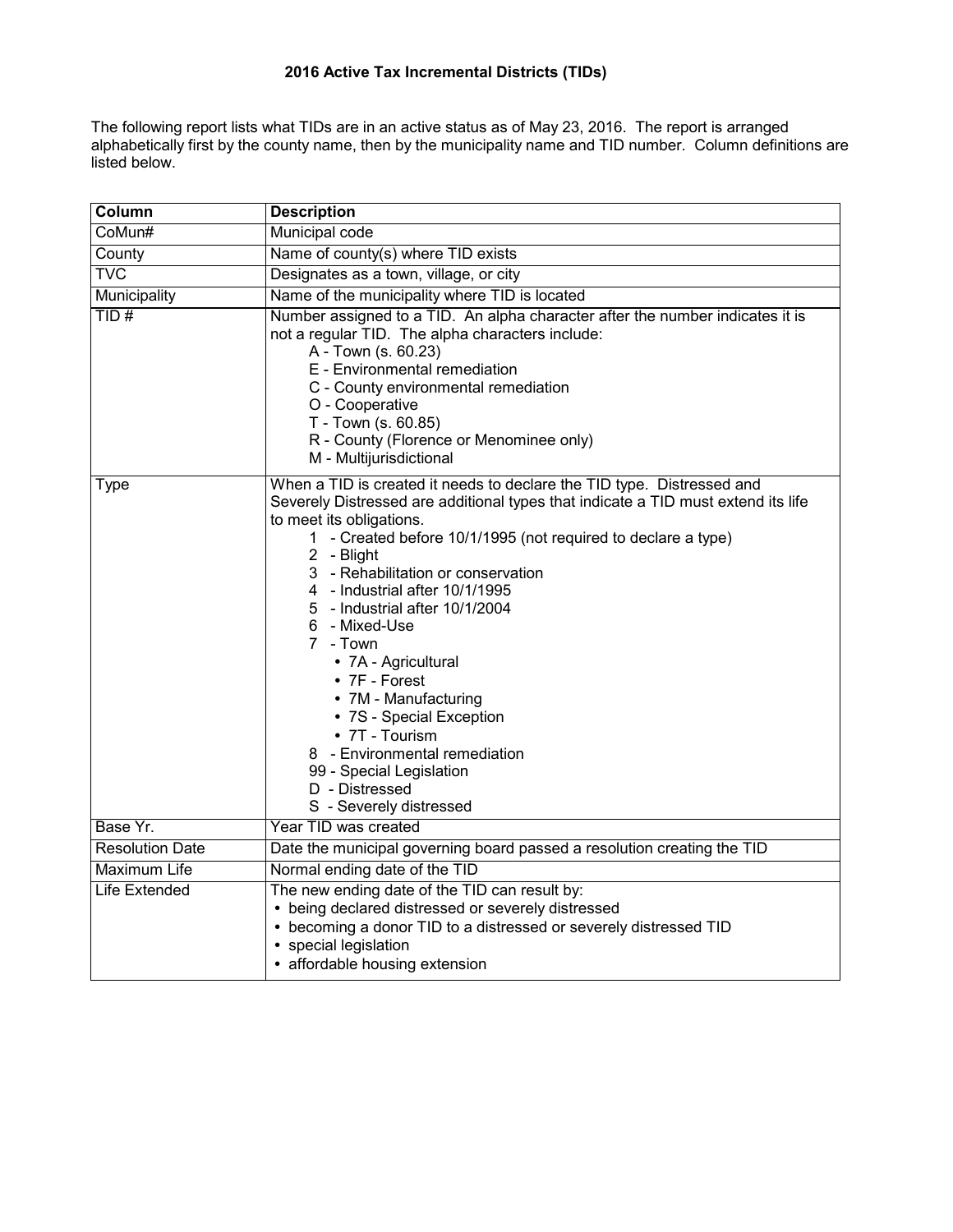# 2016 Active Tax Incremental Districts (TIDs)

The following report lists what TIDs are in an active status as of May 23, 2016. The report is arranged alphabetically first by the county name, then by the municipality name and TID number. Column definitions are listed below.

| Column | Description |
|---|---|
| CoMun# | Municipal code |
| County | Name of county(s) where TID exists |
| TVC | Designates as a town, village, or city |
| Municipality | Name of the municipality where TID is located |
| TID # | Number assigned to a TID. An alpha character after the number indicates it is not a regular TID. The alpha characters include:<br>A - Town (s. 60.23)<br>E - Environmental remediation<br>C - County environmental remediation<br>O - Cooperative<br>T - Town (s. 60.85)<br>R - County (Florence or Menominee only)<br>M - Multijurisdictional |
| Type | When a TID is created it needs to declare the TID type. Distressed and Severely Distressed are additional types that indicate a TID must extend its life to meet its obligations.<br>1 - Created before 10/1/1995 (not required to declare a type)<br>2 - Blight<br>3 - Rehabilitation or conservation<br>4 - Industrial after 10/1/1995<br>5 - Industrial after 10/1/2004<br>6 - Mixed-Use<br>7 - Town<br>• 7A - Agricultural<br>• 7F - Forest<br>• 7M - Manufacturing<br>• 7S - Special Exception<br>• 7T - Tourism<br>8 - Environmental remediation<br>99 - Special Legislation<br>D - Distressed<br>S - Severely distressed |
| Base Yr. | Year TID was created |
| Resolution Date | Date the municipal governing board passed a resolution creating the TID |
| Maximum Life | Normal ending date of the TID |
| Life Extended | The new ending date of the TID can result by:<br>• being declared distressed or severely distressed<br>• becoming a donor TID to a distressed or severely distressed TID<br>• special legislation<br>• affordable housing extension |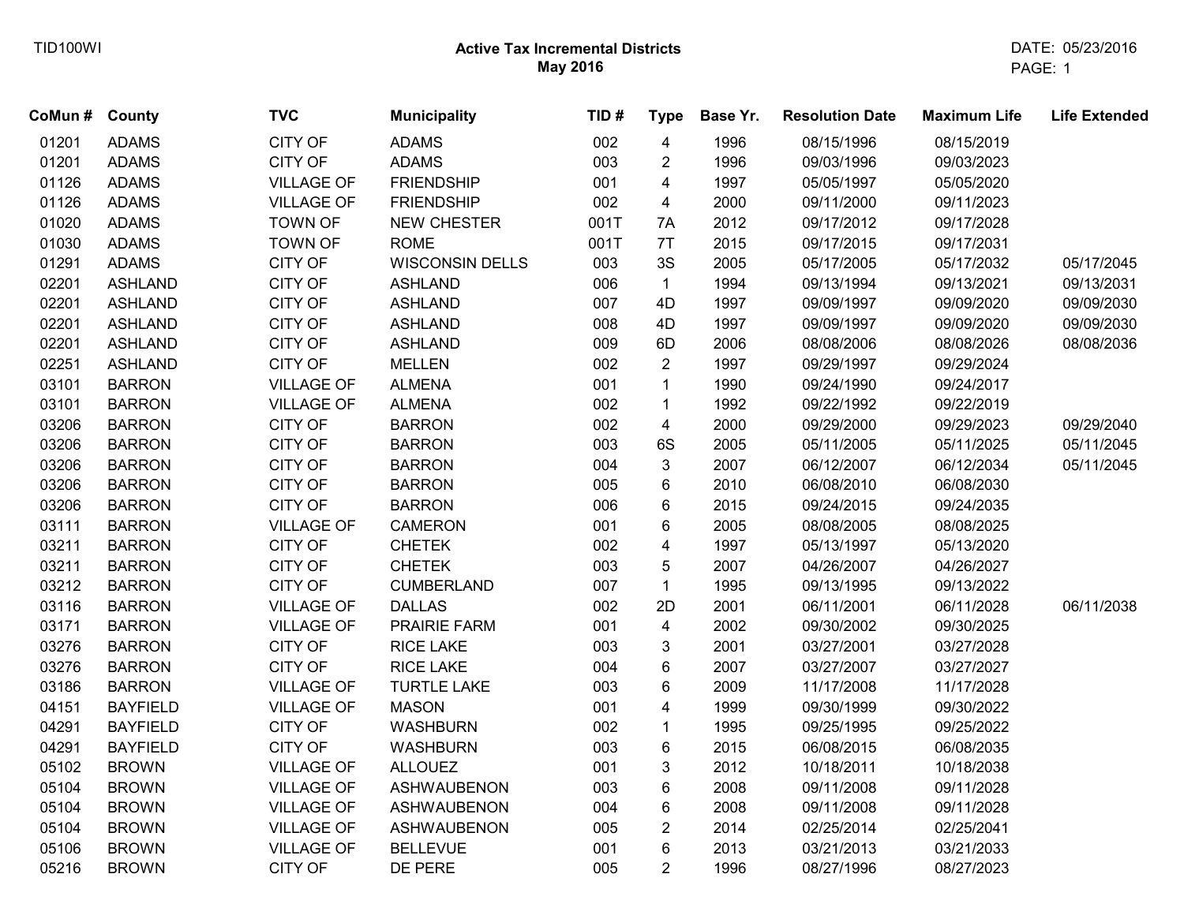TID100WI

# Active Tax Incremental Districts
## May 2016

DATE: 05/23/2016

| CoMun # | County | TVC | Municipality | TID # | Type | Base Yr. | Resolution Date | Maximum Life | Life Extended |
|---|---|---|---|---|---|---|---|---|---|
| 01201 | ADAMS | CITY OF | ADAMS | 002 | 4 | 1996 | 08/15/1996 | 08/15/2019 | |
| 01201 | ADAMS | CITY OF | ADAMS | 003 | 2 | 1996 | 09/03/1996 | 09/03/2023 | |
| 01126 | ADAMS | VILLAGE OF | FRIENDSHIP | 001 | 4 | 1997 | 05/05/1997 | 05/05/2020 | |
| 01126 | ADAMS | VILLAGE OF | FRIENDSHIP | 002 | 4 | 2000 | 09/11/2000 | 09/11/2023 | |
| 01020 | ADAMS | TOWN OF | NEW CHESTER | 001T | 7A | 2012 | 09/17/2012 | 09/17/2028 | |
| 01030 | ADAMS | TOWN OF | ROME | 001T | 7T | 2015 | 09/17/2015 | 09/17/2031 | |
| 01291 | ADAMS | CITY OF | WISCONSIN DELLS | 003 | 3S | 2005 | 05/17/2005 | 05/17/2032 | 05/17/2045 |
| 02201 | ASHLAND | CITY OF | ASHLAND | 006 | 1 | 1994 | 09/13/1994 | 09/13/2021 | 09/13/2031 |
| 02201 | ASHLAND | CITY OF | ASHLAND | 007 | 4D | 1997 | 09/09/1997 | 09/09/2020 | 09/09/2030 |
| 02201 | ASHLAND | CITY OF | ASHLAND | 008 | 4D | 1997 | 09/09/1997 | 09/09/2020 | 09/09/2030 |
| 02201 | ASHLAND | CITY OF | ASHLAND | 009 | 6D | 2006 | 08/08/2006 | 08/08/2026 | 08/08/2036 |
| 02251 | ASHLAND | CITY OF | MELLEN | 002 | 2 | 1997 | 09/29/1997 | 09/29/2024 | |
| 03101 | BARRON | VILLAGE OF | ALMENA | 001 | 1 | 1990 | 09/24/1990 | 09/24/2017 | |
| 03101 | BARRON | VILLAGE OF | ALMENA | 002 | 1 | 1992 | 09/22/1992 | 09/22/2019 | |
| 03206 | BARRON | CITY OF | BARRON | 002 | 4 | 2000 | 09/29/2000 | 09/29/2023 | 09/29/2040 |
| 03206 | BARRON | CITY OF | BARRON | 003 | 6S | 2005 | 05/11/2005 | 05/11/2025 | 05/11/2045 |
| 03206 | BARRON | CITY OF | BARRON | 004 | 3 | 2007 | 06/12/2007 | 06/12/2034 | 05/11/2045 |
| 03206 | BARRON | CITY OF | BARRON | 005 | 6 | 2010 | 06/08/2010 | 06/08/2030 | |
| 03206 | BARRON | CITY OF | BARRON | 006 | 6 | 2015 | 09/24/2015 | 09/24/2035 | |
| 03111 | BARRON | VILLAGE OF | CAMERON | 001 | 6 | 2005 | 08/08/2005 | 08/08/2025 | |
| 03211 | BARRON | CITY OF | CHETEK | 002 | 4 | 1997 | 05/13/1997 | 05/13/2020 | |
| 03211 | BARRON | CITY OF | CHETEK | 003 | 5 | 2007 | 04/26/2007 | 04/26/2027 | |
| 03212 | BARRON | CITY OF | CUMBERLAND | 007 | 1 | 1995 | 09/13/1995 | 09/13/2022 | |
| 03116 | BARRON | VILLAGE OF | DALLAS | 002 | 2D | 2001 | 06/11/2001 | 06/11/2028 | 06/11/2038 |
| 03171 | BARRON | VILLAGE OF | PRAIRIE FARM | 001 | 4 | 2002 | 09/30/2002 | 09/30/2025 | |
| 03276 | BARRON | CITY OF | RICE LAKE | 003 | 3 | 2001 | 03/27/2001 | 03/27/2028 | |
| 03276 | BARRON | CITY OF | RICE LAKE | 004 | 6 | 2007 | 03/27/2007 | 03/27/2027 | |
| 03186 | BARRON | VILLAGE OF | TURTLE LAKE | 003 | 6 | 2009 | 11/17/2008 | 11/17/2028 | |
| 04151 | BAYFIELD | VILLAGE OF | MASON | 001 | 4 | 1999 | 09/30/1999 | 09/30/2022 | |
| 04291 | BAYFIELD | CITY OF | WASHBURN | 002 | 1 | 1995 | 09/25/1995 | 09/25/2022 | |
| 04291 | BAYFIELD | CITY OF | WASHBURN | 003 | 6 | 2015 | 06/08/2015 | 06/08/2035 | |
| 05102 | BROWN | VILLAGE OF | ALLOUEZ | 001 | 3 | 2012 | 10/18/2011 | 10/18/2038 | |
| 05104 | BROWN | VILLAGE OF | ASHWAUBENON | 003 | 6 | 2008 | 09/11/2008 | 09/11/2028 | |
| 05104 | BROWN | VILLAGE OF | ASHWAUBENON | 004 | 6 | 2008 | 09/11/2008 | 09/11/2028 | |
| 05104 | BROWN | VILLAGE OF | ASHWAUBENON | 005 | 2 | 2014 | 02/25/2014 | 02/25/2041 | |
| 05106 | BROWN | VILLAGE OF | BELLEVUE | 001 | 6 | 2013 | 03/21/2013 | 03/21/2033 | |
| 05216 | BROWN | CITY OF | DE PERE | 005 | 2 | 1996 | 08/27/1996 | 08/27/2023 | |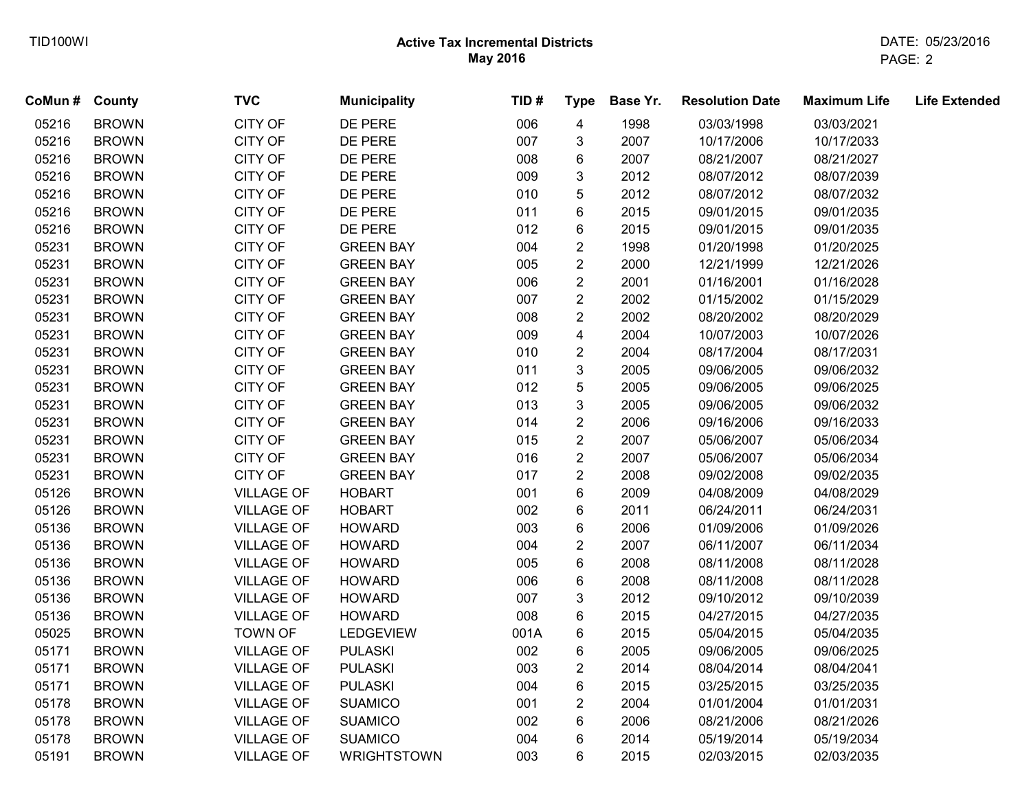**Active Tax Incremental Districts**
**May 2016**

| CoMun # | County | TVC | Municipality | TID # | Type | Base Yr. | Resolution Date | Maximum Life | Life Extended |
|---|---|---|---|---|---|---|---|---|---|
| 05216 | BROWN | CITY OF | DE PERE | 006 | 4 | 1998 | 03/03/1998 | 03/03/2021 | |
| 05216 | BROWN | CITY OF | DE PERE | 007 | 3 | 2007 | 10/17/2006 | 10/17/2033 | |
| 05216 | BROWN | CITY OF | DE PERE | 008 | 6 | 2007 | 08/21/2007 | 08/21/2027 | |
| 05216 | BROWN | CITY OF | DE PERE | 009 | 3 | 2012 | 08/07/2012 | 08/07/2039 | |
| 05216 | BROWN | CITY OF | DE PERE | 010 | 5 | 2012 | 08/07/2012 | 08/07/2032 | |
| 05216 | BROWN | CITY OF | DE PERE | 011 | 6 | 2015 | 09/01/2015 | 09/01/2035 | |
| 05216 | BROWN | CITY OF | DE PERE | 012 | 6 | 2015 | 09/01/2015 | 09/01/2035 | |
| 05231 | BROWN | CITY OF | GREEN BAY | 004 | 2 | 1998 | 01/20/1998 | 01/20/2025 | |
| 05231 | BROWN | CITY OF | GREEN BAY | 005 | 2 | 2000 | 12/21/1999 | 12/21/2026 | |
| 05231 | BROWN | CITY OF | GREEN BAY | 006 | 2 | 2001 | 01/16/2001 | 01/16/2028 | |
| 05231 | BROWN | CITY OF | GREEN BAY | 007 | 2 | 2002 | 01/15/2002 | 01/15/2029 | |
| 05231 | BROWN | CITY OF | GREEN BAY | 008 | 2 | 2002 | 08/20/2002 | 08/20/2029 | |
| 05231 | BROWN | CITY OF | GREEN BAY | 009 | 4 | 2004 | 10/07/2003 | 10/07/2026 | |
| 05231 | BROWN | CITY OF | GREEN BAY | 010 | 2 | 2004 | 08/17/2004 | 08/17/2031 | |
| 05231 | BROWN | CITY OF | GREEN BAY | 011 | 3 | 2005 | 09/06/2005 | 09/06/2032 | |
| 05231 | BROWN | CITY OF | GREEN BAY | 012 | 5 | 2005 | 09/06/2005 | 09/06/2025 | |
| 05231 | BROWN | CITY OF | GREEN BAY | 013 | 3 | 2005 | 09/06/2005 | 09/06/2032 | |
| 05231 | BROWN | CITY OF | GREEN BAY | 014 | 2 | 2006 | 09/16/2006 | 09/16/2033 | |
| 05231 | BROWN | CITY OF | GREEN BAY | 015 | 2 | 2007 | 05/06/2007 | 05/06/2034 | |
| 05231 | BROWN | CITY OF | GREEN BAY | 016 | 2 | 2007 | 05/06/2007 | 05/06/2034 | |
| 05231 | BROWN | CITY OF | GREEN BAY | 017 | 2 | 2008 | 09/02/2008 | 09/02/2035 | |
| 05126 | BROWN | VILLAGE OF | HOBART | 001 | 6 | 2009 | 04/08/2009 | 04/08/2029 | |
| 05126 | BROWN | VILLAGE OF | HOBART | 002 | 6 | 2011 | 06/24/2011 | 06/24/2031 | |
| 05136 | BROWN | VILLAGE OF | HOWARD | 003 | 6 | 2006 | 01/09/2006 | 01/09/2026 | |
| 05136 | BROWN | VILLAGE OF | HOWARD | 004 | 2 | 2007 | 06/11/2007 | 06/11/2034 | |
| 05136 | BROWN | VILLAGE OF | HOWARD | 005 | 6 | 2008 | 08/11/2008 | 08/11/2028 | |
| 05136 | BROWN | VILLAGE OF | HOWARD | 006 | 6 | 2008 | 08/11/2008 | 08/11/2028 | |
| 05136 | BROWN | VILLAGE OF | HOWARD | 007 | 3 | 2012 | 09/10/2012 | 09/10/2039 | |
| 05136 | BROWN | VILLAGE OF | HOWARD | 008 | 6 | 2015 | 04/27/2015 | 04/27/2035 | |
| 05025 | BROWN | TOWN OF | LEDGEVIEW | 001A | 6 | 2015 | 05/04/2015 | 05/04/2035 | |
| 05171 | BROWN | VILLAGE OF | PULASKI | 002 | 6 | 2005 | 09/06/2005 | 09/06/2025 | |
| 05171 | BROWN | VILLAGE OF | PULASKI | 003 | 2 | 2014 | 08/04/2014 | 08/04/2041 | |
| 05171 | BROWN | VILLAGE OF | PULASKI | 004 | 6 | 2015 | 03/25/2015 | 03/25/2035 | |
| 05178 | BROWN | VILLAGE OF | SUAMICO | 001 | 2 | 2004 | 01/01/2004 | 01/01/2031 | |
| 05178 | BROWN | VILLAGE OF | SUAMICO | 002 | 6 | 2006 | 08/21/2006 | 08/21/2026 | |
| 05178 | BROWN | VILLAGE OF | SUAMICO | 004 | 6 | 2014 | 05/19/2014 | 05/19/2034 | |
| 05191 | BROWN | VILLAGE OF | WRIGHTSTOWN | 003 | 6 | 2015 | 02/03/2015 | 02/03/2035 | |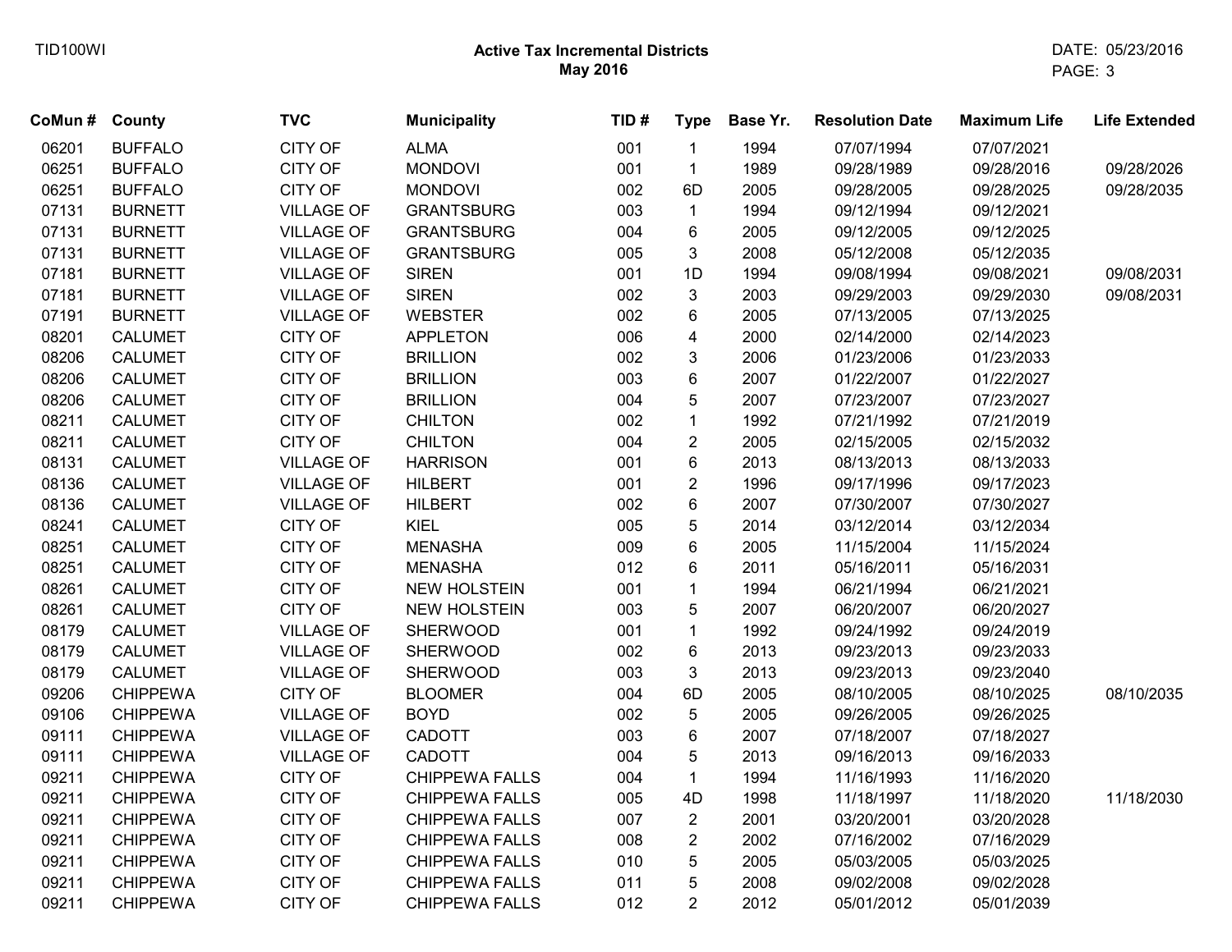**Active Tax Incremental Districts**
**May 2016**

| CoMun # | County | TVC | Municipality | TID # | Type | Base Yr. | Resolution Date | Maximum Life | Life Extended |
|---|---|---|---|---|---|---|---|---|---|
| 06201 | BUFFALO | CITY OF | ALMA | 001 | 1 | 1994 | 07/07/1994 | 07/07/2021 | |
| 06251 | BUFFALO | CITY OF | MONDOVI | 001 | 1 | 1989 | 09/28/1989 | 09/28/2016 | 09/28/2026 |
| 06251 | BUFFALO | CITY OF | MONDOVI | 002 | 6D | 2005 | 09/28/2005 | 09/28/2025 | 09/28/2035 |
| 07131 | BURNETT | VILLAGE OF | GRANTSBURG | 003 | 1 | 1994 | 09/12/1994 | 09/12/2021 | |
| 07131 | BURNETT | VILLAGE OF | GRANTSBURG | 004 | 6 | 2005 | 09/12/2005 | 09/12/2025 | |
| 07131 | BURNETT | VILLAGE OF | GRANTSBURG | 005 | 3 | 2008 | 05/12/2008 | 05/12/2035 | |
| 07181 | BURNETT | VILLAGE OF | SIREN | 001 | 1D | 1994 | 09/08/1994 | 09/08/2021 | 09/08/2031 |
| 07181 | BURNETT | VILLAGE OF | SIREN | 002 | 3 | 2003 | 09/29/2003 | 09/29/2030 | 09/08/2031 |
| 07191 | BURNETT | VILLAGE OF | WEBSTER | 002 | 6 | 2005 | 07/13/2005 | 07/13/2025 | |
| 08201 | CALUMET | CITY OF | APPLETON | 006 | 4 | 2000 | 02/14/2000 | 02/14/2023 | |
| 08206 | CALUMET | CITY OF | BRILLION | 002 | 3 | 2006 | 01/23/2006 | 01/23/2033 | |
| 08206 | CALUMET | CITY OF | BRILLION | 003 | 6 | 2007 | 01/22/2007 | 01/22/2027 | |
| 08206 | CALUMET | CITY OF | BRILLION | 004 | 5 | 2007 | 07/23/2007 | 07/23/2027 | |
| 08211 | CALUMET | CITY OF | CHILTON | 002 | 1 | 1992 | 07/21/1992 | 07/21/2019 | |
| 08211 | CALUMET | CITY OF | CHILTON | 004 | 2 | 2005 | 02/15/2005 | 02/15/2032 | |
| 08131 | CALUMET | VILLAGE OF | HARRISON | 001 | 6 | 2013 | 08/13/2013 | 08/13/2033 | |
| 08136 | CALUMET | VILLAGE OF | HILBERT | 001 | 2 | 1996 | 09/17/1996 | 09/17/2023 | |
| 08136 | CALUMET | VILLAGE OF | HILBERT | 002 | 6 | 2007 | 07/30/2007 | 07/30/2027 | |
| 08241 | CALUMET | CITY OF | KIEL | 005 | 5 | 2014 | 03/12/2014 | 03/12/2034 | |
| 08251 | CALUMET | CITY OF | MENASHA | 009 | 6 | 2005 | 11/15/2004 | 11/15/2024 | |
| 08251 | CALUMET | CITY OF | MENASHA | 012 | 6 | 2011 | 05/16/2011 | 05/16/2031 | |
| 08261 | CALUMET | CITY OF | NEW HOLSTEIN | 001 | 1 | 1994 | 06/21/1994 | 06/21/2021 | |
| 08261 | CALUMET | CITY OF | NEW HOLSTEIN | 003 | 5 | 2007 | 06/20/2007 | 06/20/2027 | |
| 08179 | CALUMET | VILLAGE OF | SHERWOOD | 001 | 1 | 1992 | 09/24/1992 | 09/24/2019 | |
| 08179 | CALUMET | VILLAGE OF | SHERWOOD | 002 | 6 | 2013 | 09/23/2013 | 09/23/2033 | |
| 08179 | CALUMET | VILLAGE OF | SHERWOOD | 003 | 3 | 2013 | 09/23/2013 | 09/23/2040 | |
| 09206 | CHIPPEWA | CITY OF | BLOOMER | 004 | 6D | 2005 | 08/10/2005 | 08/10/2025 | 08/10/2035 |
| 09106 | CHIPPEWA | VILLAGE OF | BOYD | 002 | 5 | 2005 | 09/26/2005 | 09/26/2025 | |
| 09111 | CHIPPEWA | VILLAGE OF | CADOTT | 003 | 6 | 2007 | 07/18/2007 | 07/18/2027 | |
| 09111 | CHIPPEWA | VILLAGE OF | CADOTT | 004 | 5 | 2013 | 09/16/2013 | 09/16/2033 | |
| 09211 | CHIPPEWA | CITY OF | CHIPPEWA FALLS | 004 | 1 | 1994 | 11/16/1993 | 11/16/2020 | |
| 09211 | CHIPPEWA | CITY OF | CHIPPEWA FALLS | 005 | 4D | 1998 | 11/18/1997 | 11/18/2020 | 11/18/2030 |
| 09211 | CHIPPEWA | CITY OF | CHIPPEWA FALLS | 007 | 2 | 2001 | 03/20/2001 | 03/20/2028 | |
| 09211 | CHIPPEWA | CITY OF | CHIPPEWA FALLS | 008 | 2 | 2002 | 07/16/2002 | 07/16/2029 | |
| 09211 | CHIPPEWA | CITY OF | CHIPPEWA FALLS | 010 | 5 | 2005 | 05/03/2005 | 05/03/2025 | |
| 09211 | CHIPPEWA | CITY OF | CHIPPEWA FALLS | 011 | 5 | 2008 | 09/02/2008 | 09/02/2028 | |
| 09211 | CHIPPEWA | CITY OF | CHIPPEWA FALLS | 012 | 2 | 2012 | 05/01/2012 | 05/01/2039 | |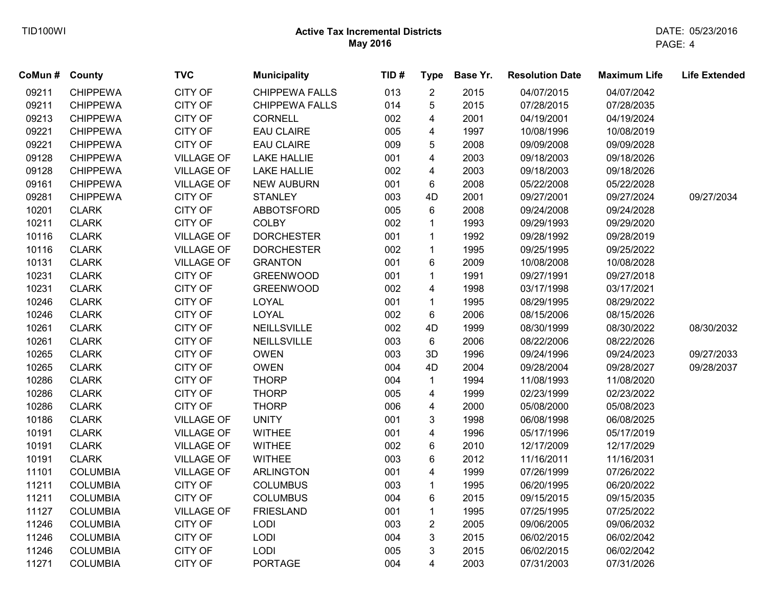# Active Tax Incremental Districts

**May 2016**

| CoMun # | County | TVC | Municipality | TID # | Type | Base Yr. | Resolution Date | Maximum Life | Life Extended |
|---|---|---|---|---|---|---|---|---|---|
| 09211 | CHIPPEWA | CITY OF | CHIPPEWA FALLS | 013 | 2 | 2015 | 04/07/2015 | 04/07/2042 | |
| 09211 | CHIPPEWA | CITY OF | CHIPPEWA FALLS | 014 | 5 | 2015 | 07/28/2015 | 07/28/2035 | |
| 09213 | CHIPPEWA | CITY OF | CORNELL | 002 | 4 | 2001 | 04/19/2001 | 04/19/2024 | |
| 09221 | CHIPPEWA | CITY OF | EAU CLAIRE | 005 | 4 | 1997 | 10/08/1996 | 10/08/2019 | |
| 09221 | CHIPPEWA | CITY OF | EAU CLAIRE | 009 | 5 | 2008 | 09/09/2008 | 09/09/2028 | |
| 09128 | CHIPPEWA | VILLAGE OF | LAKE HALLIE | 001 | 4 | 2003 | 09/18/2003 | 09/18/2026 | |
| 09128 | CHIPPEWA | VILLAGE OF | LAKE HALLIE | 002 | 4 | 2003 | 09/18/2003 | 09/18/2026 | |
| 09161 | CHIPPEWA | VILLAGE OF | NEW AUBURN | 001 | 6 | 2008 | 05/22/2008 | 05/22/2028 | |
| 09281 | CHIPPEWA | CITY OF | STANLEY | 003 | 4D | 2001 | 09/27/2001 | 09/27/2024 | 09/27/2034 |
| 10201 | CLARK | CITY OF | ABBOTSFORD | 005 | 6 | 2008 | 09/24/2008 | 09/24/2028 | |
| 10211 | CLARK | CITY OF | COLBY | 002 | 1 | 1993 | 09/29/1993 | 09/29/2020 | |
| 10116 | CLARK | VILLAGE OF | DORCHESTER | 001 | 1 | 1992 | 09/28/1992 | 09/28/2019 | |
| 10116 | CLARK | VILLAGE OF | DORCHESTER | 002 | 1 | 1995 | 09/25/1995 | 09/25/2022 | |
| 10131 | CLARK | VILLAGE OF | GRANTON | 001 | 6 | 2009 | 10/08/2008 | 10/08/2028 | |
| 10231 | CLARK | CITY OF | GREENWOOD | 001 | 1 | 1991 | 09/27/1991 | 09/27/2018 | |
| 10231 | CLARK | CITY OF | GREENWOOD | 002 | 4 | 1998 | 03/17/1998 | 03/17/2021 | |
| 10246 | CLARK | CITY OF | LOYAL | 001 | 1 | 1995 | 08/29/1995 | 08/29/2022 | |
| 10246 | CLARK | CITY OF | LOYAL | 002 | 6 | 2006 | 08/15/2006 | 08/15/2026 | |
| 10261 | CLARK | CITY OF | NEILLSVILLE | 002 | 4D | 1999 | 08/30/1999 | 08/30/2022 | 08/30/2032 |
| 10261 | CLARK | CITY OF | NEILLSVILLE | 003 | 6 | 2006 | 08/22/2006 | 08/22/2026 | |
| 10265 | CLARK | CITY OF | OWEN | 003 | 3D | 1996 | 09/24/1996 | 09/24/2023 | 09/27/2033 |
| 10265 | CLARK | CITY OF | OWEN | 004 | 4D | 2004 | 09/28/2004 | 09/28/2027 | 09/28/2037 |
| 10286 | CLARK | CITY OF | THORP | 004 | 1 | 1994 | 11/08/1993 | 11/08/2020 | |
| 10286 | CLARK | CITY OF | THORP | 005 | 4 | 1999 | 02/23/1999 | 02/23/2022 | |
| 10286 | CLARK | CITY OF | THORP | 006 | 4 | 2000 | 05/08/2000 | 05/08/2023 | |
| 10186 | CLARK | VILLAGE OF | UNITY | 001 | 3 | 1998 | 06/08/1998 | 06/08/2025 | |
| 10191 | CLARK | VILLAGE OF | WITHEE | 001 | 4 | 1996 | 05/17/1996 | 05/17/2019 | |
| 10191 | CLARK | VILLAGE OF | WITHEE | 002 | 6 | 2010 | 12/17/2009 | 12/17/2029 | |
| 10191 | CLARK | VILLAGE OF | WITHEE | 003 | 6 | 2012 | 11/16/2011 | 11/16/2031 | |
| 11101 | COLUMBIA | VILLAGE OF | ARLINGTON | 001 | 4 | 1999 | 07/26/1999 | 07/26/2022 | |
| 11211 | COLUMBIA | CITY OF | COLUMBUS | 003 | 1 | 1995 | 06/20/1995 | 06/20/2022 | |
| 11211 | COLUMBIA | CITY OF | COLUMBUS | 004 | 6 | 2015 | 09/15/2015 | 09/15/2035 | |
| 11127 | COLUMBIA | VILLAGE OF | FRIESLAND | 001 | 1 | 1995 | 07/25/1995 | 07/25/2022 | |
| 11246 | COLUMBIA | CITY OF | LODI | 003 | 2 | 2005 | 09/06/2005 | 09/06/2032 | |
| 11246 | COLUMBIA | CITY OF | LODI | 004 | 3 | 2015 | 06/02/2015 | 06/02/2042 | |
| 11246 | COLUMBIA | CITY OF | LODI | 005 | 3 | 2015 | 06/02/2015 | 06/02/2042 | |
| 11271 | COLUMBIA | CITY OF | PORTAGE | 004 | 4 | 2003 | 07/31/2003 | 07/31/2026 | |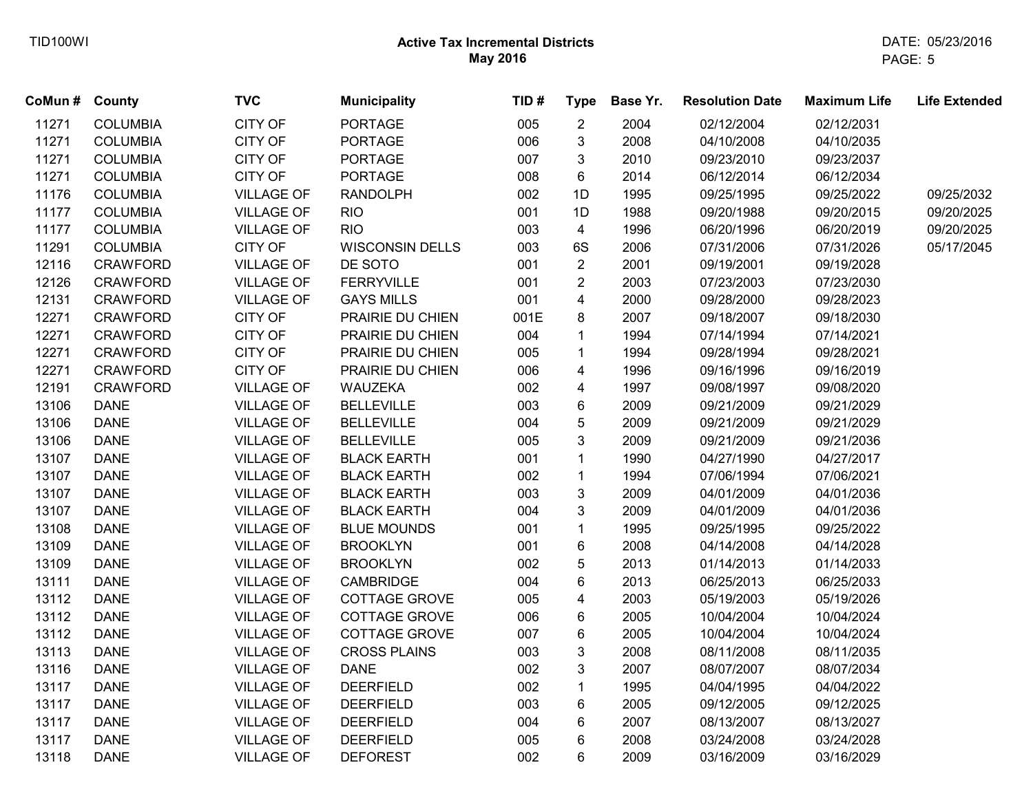## Active Tax Incremental Districts
### May 2016

| CoMun # | County | TVC | Municipality | TID # | Type | Base Yr. | Resolution Date | Maximum Life | Life Extended |
|---|---|---|---|---|---|---|---|---|---|
| 11271 | COLUMBIA | CITY OF | PORTAGE | 005 | 2 | 2004 | 02/12/2004 | 02/12/2031 | |
| 11271 | COLUMBIA | CITY OF | PORTAGE | 006 | 3 | 2008 | 04/10/2008 | 04/10/2035 | |
| 11271 | COLUMBIA | CITY OF | PORTAGE | 007 | 3 | 2010 | 09/23/2010 | 09/23/2037 | |
| 11271 | COLUMBIA | CITY OF | PORTAGE | 008 | 6 | 2014 | 06/12/2014 | 06/12/2034 | |
| 11176 | COLUMBIA | VILLAGE OF | RANDOLPH | 002 | 1D | 1995 | 09/25/1995 | 09/25/2022 | 09/25/2032 |
| 11177 | COLUMBIA | VILLAGE OF | RIO | 001 | 1D | 1988 | 09/20/1988 | 09/20/2015 | 09/20/2025 |
| 11177 | COLUMBIA | VILLAGE OF | RIO | 003 | 4 | 1996 | 06/20/1996 | 06/20/2019 | 09/20/2025 |
| 11291 | COLUMBIA | CITY OF | WISCONSIN DELLS | 003 | 6S | 2006 | 07/31/2006 | 07/31/2026 | 05/17/2045 |
| 12116 | CRAWFORD | VILLAGE OF | DE SOTO | 001 | 2 | 2001 | 09/19/2001 | 09/19/2028 | |
| 12126 | CRAWFORD | VILLAGE OF | FERRYVILLE | 001 | 2 | 2003 | 07/23/2003 | 07/23/2030 | |
| 12131 | CRAWFORD | VILLAGE OF | GAYS MILLS | 001 | 4 | 2000 | 09/28/2000 | 09/28/2023 | |
| 12271 | CRAWFORD | CITY OF | PRAIRIE DU CHIEN | 001E | 8 | 2007 | 09/18/2007 | 09/18/2030 | |
| 12271 | CRAWFORD | CITY OF | PRAIRIE DU CHIEN | 004 | 1 | 1994 | 07/14/1994 | 07/14/2021 | |
| 12271 | CRAWFORD | CITY OF | PRAIRIE DU CHIEN | 005 | 1 | 1994 | 09/28/1994 | 09/28/2021 | |
| 12271 | CRAWFORD | CITY OF | PRAIRIE DU CHIEN | 006 | 4 | 1996 | 09/16/1996 | 09/16/2019 | |
| 12191 | CRAWFORD | VILLAGE OF | WAUZEKA | 002 | 4 | 1997 | 09/08/1997 | 09/08/2020 | |
| 13106 | DANE | VILLAGE OF | BELLEVILLE | 003 | 6 | 2009 | 09/21/2009 | 09/21/2029 | |
| 13106 | DANE | VILLAGE OF | BELLEVILLE | 004 | 5 | 2009 | 09/21/2009 | 09/21/2029 | |
| 13106 | DANE | VILLAGE OF | BELLEVILLE | 005 | 3 | 2009 | 09/21/2009 | 09/21/2036 | |
| 13107 | DANE | VILLAGE OF | BLACK EARTH | 001 | 1 | 1990 | 04/27/1990 | 04/27/2017 | |
| 13107 | DANE | VILLAGE OF | BLACK EARTH | 002 | 1 | 1994 | 07/06/1994 | 07/06/2021 | |
| 13107 | DANE | VILLAGE OF | BLACK EARTH | 003 | 3 | 2009 | 04/01/2009 | 04/01/2036 | |
| 13107 | DANE | VILLAGE OF | BLACK EARTH | 004 | 3 | 2009 | 04/01/2009 | 04/01/2036 | |
| 13108 | DANE | VILLAGE OF | BLUE MOUNDS | 001 | 1 | 1995 | 09/25/1995 | 09/25/2022 | |
| 13109 | DANE | VILLAGE OF | BROOKLYN | 001 | 6 | 2008 | 04/14/2008 | 04/14/2028 | |
| 13109 | DANE | VILLAGE OF | BROOKLYN | 002 | 5 | 2013 | 01/14/2013 | 01/14/2033 | |
| 13111 | DANE | VILLAGE OF | CAMBRIDGE | 004 | 6 | 2013 | 06/25/2013 | 06/25/2033 | |
| 13112 | DANE | VILLAGE OF | COTTAGE GROVE | 005 | 4 | 2003 | 05/19/2003 | 05/19/2026 | |
| 13112 | DANE | VILLAGE OF | COTTAGE GROVE | 006 | 6 | 2005 | 10/04/2004 | 10/04/2024 | |
| 13112 | DANE | VILLAGE OF | COTTAGE GROVE | 007 | 6 | 2005 | 10/04/2004 | 10/04/2024 | |
| 13113 | DANE | VILLAGE OF | CROSS PLAINS | 003 | 3 | 2008 | 08/11/2008 | 08/11/2035 | |
| 13116 | DANE | VILLAGE OF | DANE | 002 | 3 | 2007 | 08/07/2007 | 08/07/2034 | |
| 13117 | DANE | VILLAGE OF | DEERFIELD | 002 | 1 | 1995 | 04/04/1995 | 04/04/2022 | |
| 13117 | DANE | VILLAGE OF | DEERFIELD | 003 | 6 | 2005 | 09/12/2005 | 09/12/2025 | |
| 13117 | DANE | VILLAGE OF | DEERFIELD | 004 | 6 | 2007 | 08/13/2007 | 08/13/2027 | |
| 13117 | DANE | VILLAGE OF | DEERFIELD | 005 | 6 | 2008 | 03/24/2008 | 03/24/2028 | |
| 13118 | DANE | VILLAGE OF | DEFOREST | 002 | 6 | 2009 | 03/16/2009 | 03/16/2029 | |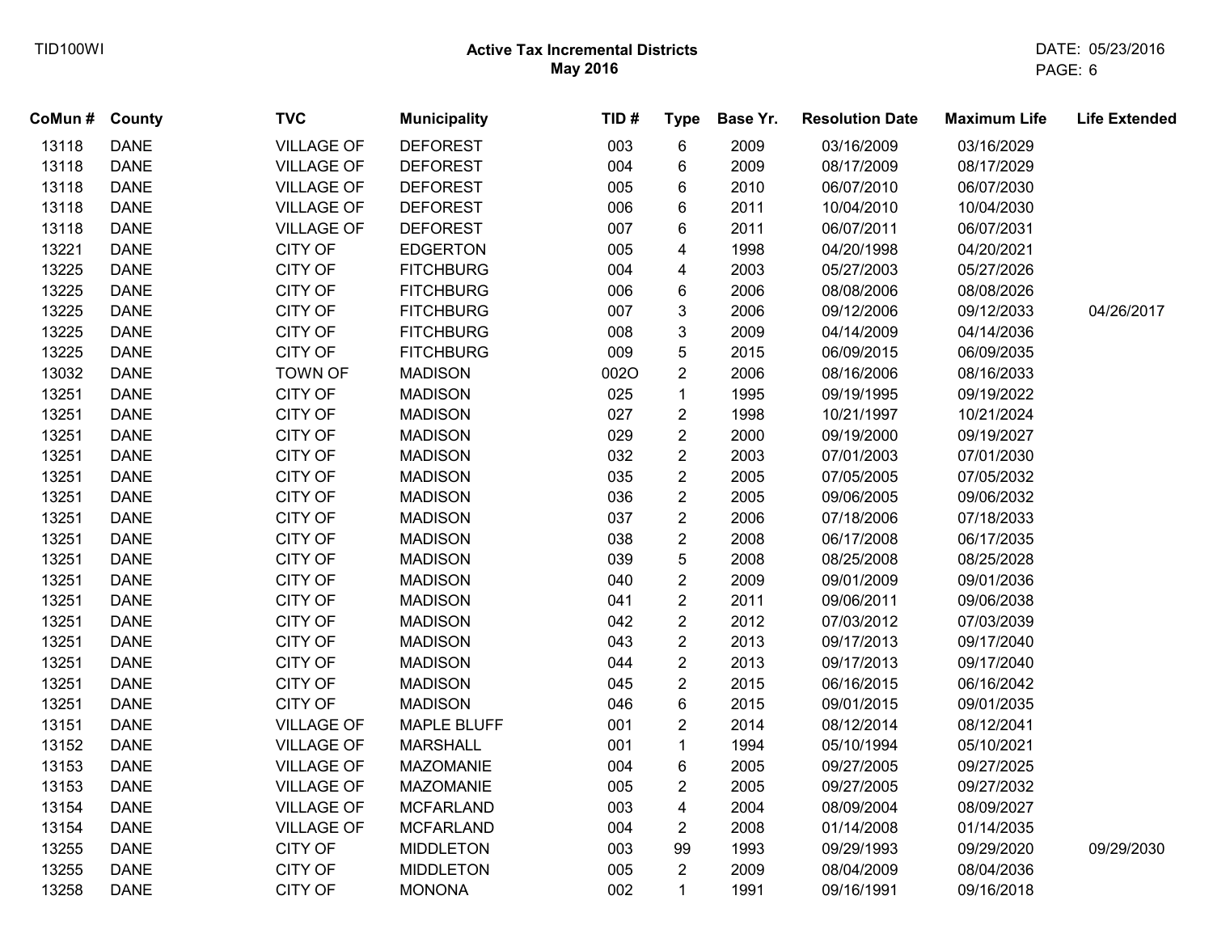TID100WI

## Active Tax Incremental Districts
## May 2016

DATE: 05/23/2016

| CoMun # | County | TVC | Municipality | TID # | Type | Base Yr. | Resolution Date | Maximum Life | Life Extended |
|---|---|---|---|---|---|---|---|---|---|
| 13118 | DANE | VILLAGE OF | DEFOREST | 003 | 6 | 2009 | 03/16/2009 | 03/16/2029 | |
| 13118 | DANE | VILLAGE OF | DEFOREST | 004 | 6 | 2009 | 08/17/2009 | 08/17/2029 | |
| 13118 | DANE | VILLAGE OF | DEFOREST | 005 | 6 | 2010 | 06/07/2010 | 06/07/2030 | |
| 13118 | DANE | VILLAGE OF | DEFOREST | 006 | 6 | 2011 | 10/04/2010 | 10/04/2030 | |
| 13118 | DANE | VILLAGE OF | DEFOREST | 007 | 6 | 2011 | 06/07/2011 | 06/07/2031 | |
| 13221 | DANE | CITY OF | EDGERTON | 005 | 4 | 1998 | 04/20/1998 | 04/20/2021 | |
| 13225 | DANE | CITY OF | FITCHBURG | 004 | 4 | 2003 | 05/27/2003 | 05/27/2026 | |
| 13225 | DANE | CITY OF | FITCHBURG | 006 | 6 | 2006 | 08/08/2006 | 08/08/2026 | |
| 13225 | DANE | CITY OF | FITCHBURG | 007 | 3 | 2006 | 09/12/2006 | 09/12/2033 | 04/26/2017 |
| 13225 | DANE | CITY OF | FITCHBURG | 008 | 3 | 2009 | 04/14/2009 | 04/14/2036 | |
| 13225 | DANE | CITY OF | FITCHBURG | 009 | 5 | 2015 | 06/09/2015 | 06/09/2035 | |
| 13032 | DANE | TOWN OF | MADISON | 002O | 2 | 2006 | 08/16/2006 | 08/16/2033 | |
| 13251 | DANE | CITY OF | MADISON | 025 | 1 | 1995 | 09/19/1995 | 09/19/2022 | |
| 13251 | DANE | CITY OF | MADISON | 027 | 2 | 1998 | 10/21/1997 | 10/21/2024 | |
| 13251 | DANE | CITY OF | MADISON | 029 | 2 | 2000 | 09/19/2000 | 09/19/2027 | |
| 13251 | DANE | CITY OF | MADISON | 032 | 2 | 2003 | 07/01/2003 | 07/01/2030 | |
| 13251 | DANE | CITY OF | MADISON | 035 | 2 | 2005 | 07/05/2005 | 07/05/2032 | |
| 13251 | DANE | CITY OF | MADISON | 036 | 2 | 2005 | 09/06/2005 | 09/06/2032 | |
| 13251 | DANE | CITY OF | MADISON | 037 | 2 | 2006 | 07/18/2006 | 07/18/2033 | |
| 13251 | DANE | CITY OF | MADISON | 038 | 2 | 2008 | 06/17/2008 | 06/17/2035 | |
| 13251 | DANE | CITY OF | MADISON | 039 | 5 | 2008 | 08/25/2008 | 08/25/2028 | |
| 13251 | DANE | CITY OF | MADISON | 040 | 2 | 2009 | 09/01/2009 | 09/01/2036 | |
| 13251 | DANE | CITY OF | MADISON | 041 | 2 | 2011 | 09/06/2011 | 09/06/2038 | |
| 13251 | DANE | CITY OF | MADISON | 042 | 2 | 2012 | 07/03/2012 | 07/03/2039 | |
| 13251 | DANE | CITY OF | MADISON | 043 | 2 | 2013 | 09/17/2013 | 09/17/2040 | |
| 13251 | DANE | CITY OF | MADISON | 044 | 2 | 2013 | 09/17/2013 | 09/17/2040 | |
| 13251 | DANE | CITY OF | MADISON | 045 | 2 | 2015 | 06/16/2015 | 06/16/2042 | |
| 13251 | DANE | CITY OF | MADISON | 046 | 6 | 2015 | 09/01/2015 | 09/01/2035 | |
| 13151 | DANE | VILLAGE OF | MAPLE BLUFF | 001 | 2 | 2014 | 08/12/2014 | 08/12/2041 | |
| 13152 | DANE | VILLAGE OF | MARSHALL | 001 | 1 | 1994 | 05/10/1994 | 05/10/2021 | |
| 13153 | DANE | VILLAGE OF | MAZOMANIE | 004 | 6 | 2005 | 09/27/2005 | 09/27/2025 | |
| 13153 | DANE | VILLAGE OF | MAZOMANIE | 005 | 2 | 2005 | 09/27/2005 | 09/27/2032 | |
| 13154 | DANE | VILLAGE OF | MCFARLAND | 003 | 4 | 2004 | 08/09/2004 | 08/09/2027 | |
| 13154 | DANE | VILLAGE OF | MCFARLAND | 004 | 2 | 2008 | 01/14/2008 | 01/14/2035 | |
| 13255 | DANE | CITY OF | MIDDLETON | 003 | 99 | 1993 | 09/29/1993 | 09/29/2020 | 09/29/2030 |
| 13255 | DANE | CITY OF | MIDDLETON | 005 | 2 | 2009 | 08/04/2009 | 08/04/2036 | |
| 13258 | DANE | CITY OF | MONONA | 002 | 1 | 1991 | 09/16/1991 | 09/16/2018 | |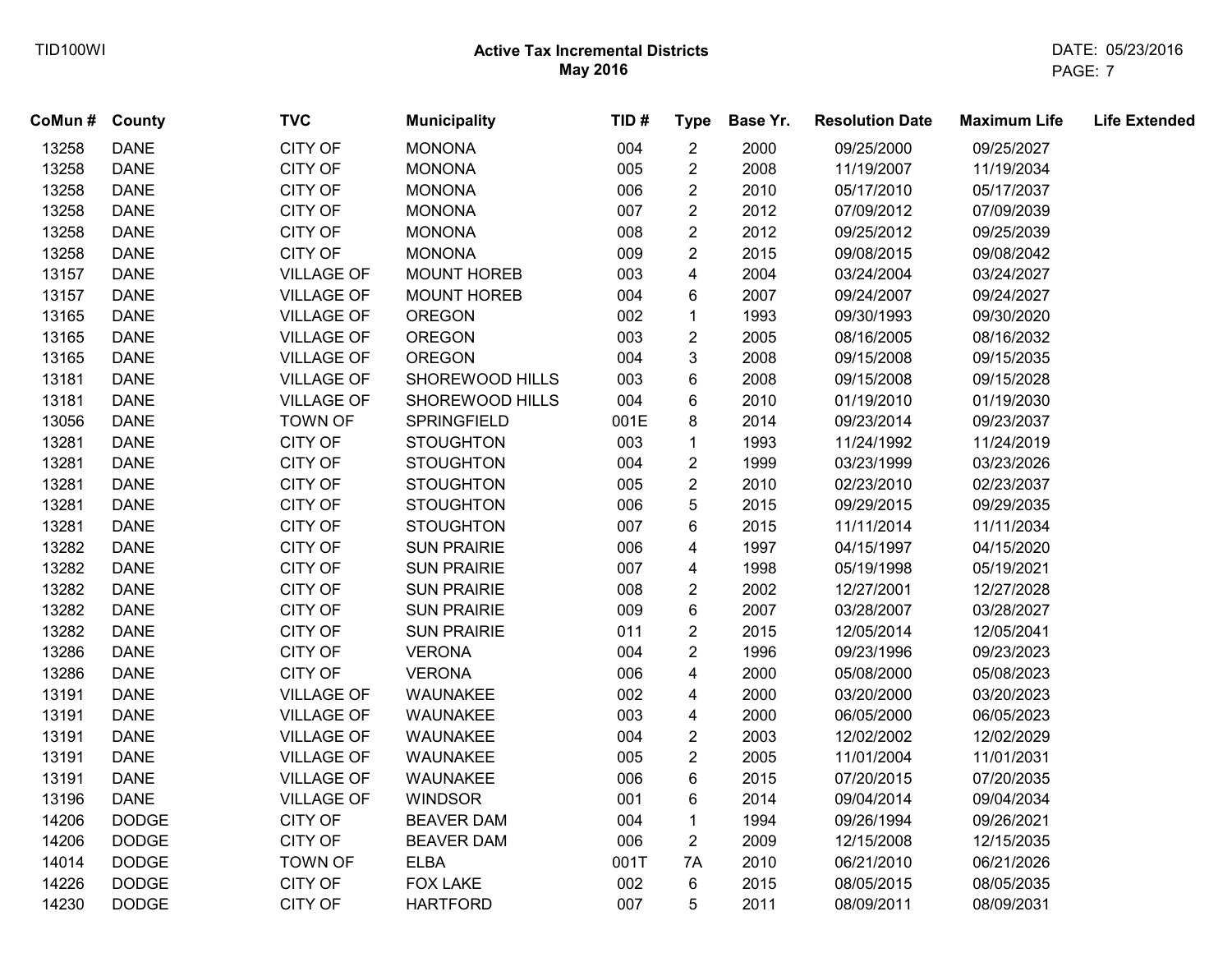## Active Tax Incremental Districts
### May 2016

| CoMun # | County | TVC | Municipality | TID # | Type | Base Yr. | Resolution Date | Maximum Life | Life Extended |
|---|---|---|---|---|---|---|---|---|---|
| 13258 | DANE | CITY OF | MONONA | 004 | 2 | 2000 | 09/25/2000 | 09/25/2027 | |
| 13258 | DANE | CITY OF | MONONA | 005 | 2 | 2008 | 11/19/2007 | 11/19/2034 | |
| 13258 | DANE | CITY OF | MONONA | 006 | 2 | 2010 | 05/17/2010 | 05/17/2037 | |
| 13258 | DANE | CITY OF | MONONA | 007 | 2 | 2012 | 07/09/2012 | 07/09/2039 | |
| 13258 | DANE | CITY OF | MONONA | 008 | 2 | 2012 | 09/25/2012 | 09/25/2039 | |
| 13258 | DANE | CITY OF | MONONA | 009 | 2 | 2015 | 09/08/2015 | 09/08/2042 | |
| 13157 | DANE | VILLAGE OF | MOUNT HOREB | 003 | 4 | 2004 | 03/24/2004 | 03/24/2027 | |
| 13157 | DANE | VILLAGE OF | MOUNT HOREB | 004 | 6 | 2007 | 09/24/2007 | 09/24/2027 | |
| 13165 | DANE | VILLAGE OF | OREGON | 002 | 1 | 1993 | 09/30/1993 | 09/30/2020 | |
| 13165 | DANE | VILLAGE OF | OREGON | 003 | 2 | 2005 | 08/16/2005 | 08/16/2032 | |
| 13165 | DANE | VILLAGE OF | OREGON | 004 | 3 | 2008 | 09/15/2008 | 09/15/2035 | |
| 13181 | DANE | VILLAGE OF | SHOREWOOD HILLS | 003 | 6 | 2008 | 09/15/2008 | 09/15/2028 | |
| 13181 | DANE | VILLAGE OF | SHOREWOOD HILLS | 004 | 6 | 2010 | 01/19/2010 | 01/19/2030 | |
| 13056 | DANE | TOWN OF | SPRINGFIELD | 001E | 8 | 2014 | 09/23/2014 | 09/23/2037 | |
| 13281 | DANE | CITY OF | STOUGHTON | 003 | 1 | 1993 | 11/24/1992 | 11/24/2019 | |
| 13281 | DANE | CITY OF | STOUGHTON | 004 | 2 | 1999 | 03/23/1999 | 03/23/2026 | |
| 13281 | DANE | CITY OF | STOUGHTON | 005 | 2 | 2010 | 02/23/2010 | 02/23/2037 | |
| 13281 | DANE | CITY OF | STOUGHTON | 006 | 5 | 2015 | 09/29/2015 | 09/29/2035 | |
| 13281 | DANE | CITY OF | STOUGHTON | 007 | 6 | 2015 | 11/11/2014 | 11/11/2034 | |
| 13282 | DANE | CITY OF | SUN PRAIRIE | 006 | 4 | 1997 | 04/15/1997 | 04/15/2020 | |
| 13282 | DANE | CITY OF | SUN PRAIRIE | 007 | 4 | 1998 | 05/19/1998 | 05/19/2021 | |
| 13282 | DANE | CITY OF | SUN PRAIRIE | 008 | 2 | 2002 | 12/27/2001 | 12/27/2028 | |
| 13282 | DANE | CITY OF | SUN PRAIRIE | 009 | 6 | 2007 | 03/28/2007 | 03/28/2027 | |
| 13282 | DANE | CITY OF | SUN PRAIRIE | 011 | 2 | 2015 | 12/05/2014 | 12/05/2041 | |
| 13286 | DANE | CITY OF | VERONA | 004 | 2 | 1996 | 09/23/1996 | 09/23/2023 | |
| 13286 | DANE | CITY OF | VERONA | 006 | 4 | 2000 | 05/08/2000 | 05/08/2023 | |
| 13191 | DANE | VILLAGE OF | WAUNAKEE | 002 | 4 | 2000 | 03/20/2000 | 03/20/2023 | |
| 13191 | DANE | VILLAGE OF | WAUNAKEE | 003 | 4 | 2000 | 06/05/2000 | 06/05/2023 | |
| 13191 | DANE | VILLAGE OF | WAUNAKEE | 004 | 2 | 2003 | 12/02/2002 | 12/02/2029 | |
| 13191 | DANE | VILLAGE OF | WAUNAKEE | 005 | 2 | 2005 | 11/01/2004 | 11/01/2031 | |
| 13191 | DANE | VILLAGE OF | WAUNAKEE | 006 | 6 | 2015 | 07/20/2015 | 07/20/2035 | |
| 13196 | DANE | VILLAGE OF | WINDSOR | 001 | 6 | 2014 | 09/04/2014 | 09/04/2034 | |
| 14206 | DODGE | CITY OF | BEAVER DAM | 004 | 1 | 1994 | 09/26/1994 | 09/26/2021 | |
| 14206 | DODGE | CITY OF | BEAVER DAM | 006 | 2 | 2009 | 12/15/2008 | 12/15/2035 | |
| 14014 | DODGE | TOWN OF | ELBA | 001T | 7A | 2010 | 06/21/2010 | 06/21/2026 | |
| 14226 | DODGE | CITY OF | FOX LAKE | 002 | 6 | 2015 | 08/05/2015 | 08/05/2035 | |
| 14230 | DODGE | CITY OF | HARTFORD | 007 | 5 | 2011 | 08/09/2011 | 08/09/2031 | |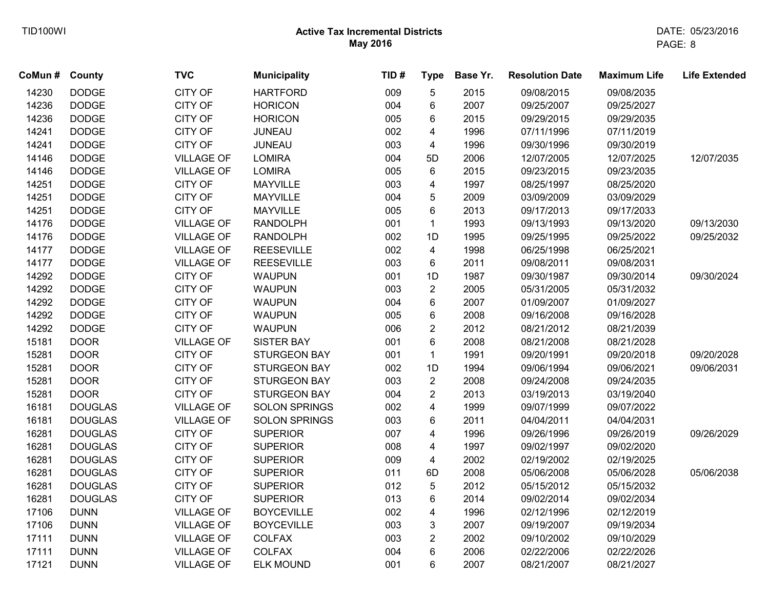**Active Tax Incremental Districts**
**May 2016**

| CoMun # | County | TVC | Municipality | TID # | Type | Base Yr. | Resolution Date | Maximum Life | Life Extended |
|---|---|---|---|---|---|---|---|---|---|
| 14230 | DODGE | CITY OF | HARTFORD | 009 | 5 | 2015 | 09/08/2015 | 09/08/2035 | |
| 14236 | DODGE | CITY OF | HORICON | 004 | 6 | 2007 | 09/25/2007 | 09/25/2027 | |
| 14236 | DODGE | CITY OF | HORICON | 005 | 6 | 2015 | 09/29/2015 | 09/29/2035 | |
| 14241 | DODGE | CITY OF | JUNEAU | 002 | 4 | 1996 | 07/11/1996 | 07/11/2019 | |
| 14241 | DODGE | CITY OF | JUNEAU | 003 | 4 | 1996 | 09/30/1996 | 09/30/2019 | |
| 14146 | DODGE | VILLAGE OF | LOMIRA | 004 | 5D | 2006 | 12/07/2005 | 12/07/2025 | 12/07/2035 |
| 14146 | DODGE | VILLAGE OF | LOMIRA | 005 | 6 | 2015 | 09/23/2015 | 09/23/2035 | |
| 14251 | DODGE | CITY OF | MAYVILLE | 003 | 4 | 1997 | 08/25/1997 | 08/25/2020 | |
| 14251 | DODGE | CITY OF | MAYVILLE | 004 | 5 | 2009 | 03/09/2009 | 03/09/2029 | |
| 14251 | DODGE | CITY OF | MAYVILLE | 005 | 6 | 2013 | 09/17/2013 | 09/17/2033 | |
| 14176 | DODGE | VILLAGE OF | RANDOLPH | 001 | 1 | 1993 | 09/13/1993 | 09/13/2020 | 09/13/2030 |
| 14176 | DODGE | VILLAGE OF | RANDOLPH | 002 | 1D | 1995 | 09/25/1995 | 09/25/2022 | 09/25/2032 |
| 14177 | DODGE | VILLAGE OF | REESEVILLE | 002 | 4 | 1998 | 06/25/1998 | 06/25/2021 | |
| 14177 | DODGE | VILLAGE OF | REESEVILLE | 003 | 6 | 2011 | 09/08/2011 | 09/08/2031 | |
| 14292 | DODGE | CITY OF | WAUPUN | 001 | 1D | 1987 | 09/30/1987 | 09/30/2014 | 09/30/2024 |
| 14292 | DODGE | CITY OF | WAUPUN | 003 | 2 | 2005 | 05/31/2005 | 05/31/2032 | |
| 14292 | DODGE | CITY OF | WAUPUN | 004 | 6 | 2007 | 01/09/2007 | 01/09/2027 | |
| 14292 | DODGE | CITY OF | WAUPUN | 005 | 6 | 2008 | 09/16/2008 | 09/16/2028 | |
| 14292 | DODGE | CITY OF | WAUPUN | 006 | 2 | 2012 | 08/21/2012 | 08/21/2039 | |
| 15181 | DOOR | VILLAGE OF | SISTER BAY | 001 | 6 | 2008 | 08/21/2008 | 08/21/2028 | |
| 15281 | DOOR | CITY OF | STURGEON BAY | 001 | 1 | 1991 | 09/20/1991 | 09/20/2018 | 09/20/2028 |
| 15281 | DOOR | CITY OF | STURGEON BAY | 002 | 1D | 1994 | 09/06/1994 | 09/06/2021 | 09/06/2031 |
| 15281 | DOOR | CITY OF | STURGEON BAY | 003 | 2 | 2008 | 09/24/2008 | 09/24/2035 | |
| 15281 | DOOR | CITY OF | STURGEON BAY | 004 | 2 | 2013 | 03/19/2013 | 03/19/2040 | |
| 16181 | DOUGLAS | VILLAGE OF | SOLON SPRINGS | 002 | 4 | 1999 | 09/07/1999 | 09/07/2022 | |
| 16181 | DOUGLAS | VILLAGE OF | SOLON SPRINGS | 003 | 6 | 2011 | 04/04/2011 | 04/04/2031 | |
| 16281 | DOUGLAS | CITY OF | SUPERIOR | 007 | 4 | 1996 | 09/26/1996 | 09/26/2019 | 09/26/2029 |
| 16281 | DOUGLAS | CITY OF | SUPERIOR | 008 | 4 | 1997 | 09/02/1997 | 09/02/2020 | |
| 16281 | DOUGLAS | CITY OF | SUPERIOR | 009 | 4 | 2002 | 02/19/2002 | 02/19/2025 | |
| 16281 | DOUGLAS | CITY OF | SUPERIOR | 011 | 6D | 2008 | 05/06/2008 | 05/06/2028 | 05/06/2038 |
| 16281 | DOUGLAS | CITY OF | SUPERIOR | 012 | 5 | 2012 | 05/15/2012 | 05/15/2032 | |
| 16281 | DOUGLAS | CITY OF | SUPERIOR | 013 | 6 | 2014 | 09/02/2014 | 09/02/2034 | |
| 17106 | DUNN | VILLAGE OF | BOYCEVILLE | 002 | 4 | 1996 | 02/12/1996 | 02/12/2019 | |
| 17106 | DUNN | VILLAGE OF | BOYCEVILLE | 003 | 3 | 2007 | 09/19/2007 | 09/19/2034 | |
| 17111 | DUNN | VILLAGE OF | COLFAX | 003 | 2 | 2002 | 09/10/2002 | 09/10/2029 | |
| 17111 | DUNN | VILLAGE OF | COLFAX | 004 | 6 | 2006 | 02/22/2006 | 02/22/2026 | |
| 17121 | DUNN | VILLAGE OF | ELK MOUND | 001 | 6 | 2007 | 08/21/2007 | 08/21/2027 | |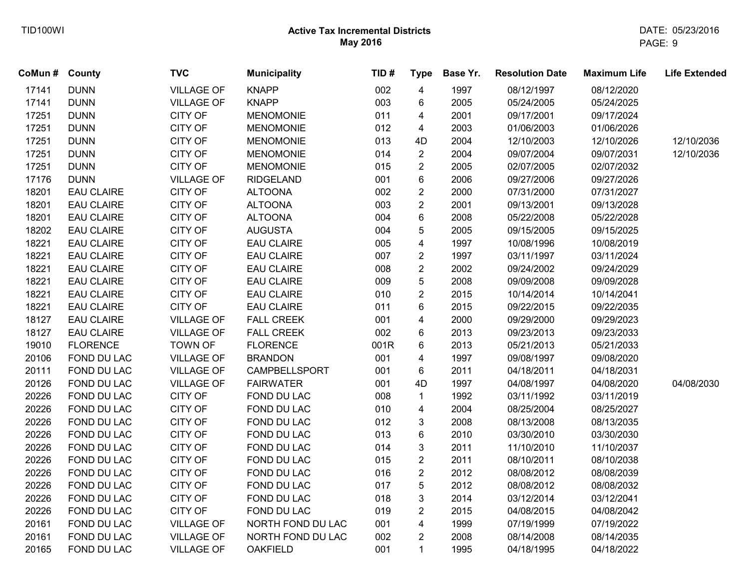# Active Tax Incremental Districts
## May 2016

| CoMun # | County | TVC | Municipality | TID # | Type | Base Yr. | Resolution Date | Maximum Life | Life Extended |
|---|---|---|---|---|---|---|---|---|---|
| 17141 | DUNN | VILLAGE OF | KNAPP | 002 | 4 | 1997 | 08/12/1997 | 08/12/2020 | |
| 17141 | DUNN | VILLAGE OF | KNAPP | 003 | 6 | 2005 | 05/24/2005 | 05/24/2025 | |
| 17251 | DUNN | CITY OF | MENOMONIE | 011 | 4 | 2001 | 09/17/2001 | 09/17/2024 | |
| 17251 | DUNN | CITY OF | MENOMONIE | 012 | 4 | 2003 | 01/06/2003 | 01/06/2026 | |
| 17251 | DUNN | CITY OF | MENOMONIE | 013 | 4D | 2004 | 12/10/2003 | 12/10/2026 | 12/10/2036 |
| 17251 | DUNN | CITY OF | MENOMONIE | 014 | 2 | 2004 | 09/07/2004 | 09/07/2031 | 12/10/2036 |
| 17251 | DUNN | CITY OF | MENOMONIE | 015 | 2 | 2005 | 02/07/2005 | 02/07/2032 | |
| 17176 | DUNN | VILLAGE OF | RIDGELAND | 001 | 6 | 2006 | 09/27/2006 | 09/27/2026 | |
| 18201 | EAU CLAIRE | CITY OF | ALTOONA | 002 | 2 | 2000 | 07/31/2000 | 07/31/2027 | |
| 18201 | EAU CLAIRE | CITY OF | ALTOONA | 003 | 2 | 2001 | 09/13/2001 | 09/13/2028 | |
| 18201 | EAU CLAIRE | CITY OF | ALTOONA | 004 | 6 | 2008 | 05/22/2008 | 05/22/2028 | |
| 18202 | EAU CLAIRE | CITY OF | AUGUSTA | 004 | 5 | 2005 | 09/15/2005 | 09/15/2025 | |
| 18221 | EAU CLAIRE | CITY OF | EAU CLAIRE | 005 | 4 | 1997 | 10/08/1996 | 10/08/2019 | |
| 18221 | EAU CLAIRE | CITY OF | EAU CLAIRE | 007 | 2 | 1997 | 03/11/1997 | 03/11/2024 | |
| 18221 | EAU CLAIRE | CITY OF | EAU CLAIRE | 008 | 2 | 2002 | 09/24/2002 | 09/24/2029 | |
| 18221 | EAU CLAIRE | CITY OF | EAU CLAIRE | 009 | 5 | 2008 | 09/09/2008 | 09/09/2028 | |
| 18221 | EAU CLAIRE | CITY OF | EAU CLAIRE | 010 | 2 | 2015 | 10/14/2014 | 10/14/2041 | |
| 18221 | EAU CLAIRE | CITY OF | EAU CLAIRE | 011 | 6 | 2015 | 09/22/2015 | 09/22/2035 | |
| 18127 | EAU CLAIRE | VILLAGE OF | FALL CREEK | 001 | 4 | 2000 | 09/29/2000 | 09/29/2023 | |
| 18127 | EAU CLAIRE | VILLAGE OF | FALL CREEK | 002 | 6 | 2013 | 09/23/2013 | 09/23/2033 | |
| 19010 | FLORENCE | TOWN OF | FLORENCE | 001R | 6 | 2013 | 05/21/2013 | 05/21/2033 | |
| 20106 | FOND DU LAC | VILLAGE OF | BRANDON | 001 | 4 | 1997 | 09/08/1997 | 09/08/2020 | |
| 20111 | FOND DU LAC | VILLAGE OF | CAMPBELLSPORT | 001 | 6 | 2011 | 04/18/2011 | 04/18/2031 | |
| 20126 | FOND DU LAC | VILLAGE OF | FAIRWATER | 001 | 4D | 1997 | 04/08/1997 | 04/08/2020 | 04/08/2030 |
| 20226 | FOND DU LAC | CITY OF | FOND DU LAC | 008 | 1 | 1992 | 03/11/1992 | 03/11/2019 | |
| 20226 | FOND DU LAC | CITY OF | FOND DU LAC | 010 | 4 | 2004 | 08/25/2004 | 08/25/2027 | |
| 20226 | FOND DU LAC | CITY OF | FOND DU LAC | 012 | 3 | 2008 | 08/13/2008 | 08/13/2035 | |
| 20226 | FOND DU LAC | CITY OF | FOND DU LAC | 013 | 6 | 2010 | 03/30/2010 | 03/30/2030 | |
| 20226 | FOND DU LAC | CITY OF | FOND DU LAC | 014 | 3 | 2011 | 11/10/2010 | 11/10/2037 | |
| 20226 | FOND DU LAC | CITY OF | FOND DU LAC | 015 | 2 | 2011 | 08/10/2011 | 08/10/2038 | |
| 20226 | FOND DU LAC | CITY OF | FOND DU LAC | 016 | 2 | 2012 | 08/08/2012 | 08/08/2039 | |
| 20226 | FOND DU LAC | CITY OF | FOND DU LAC | 017 | 5 | 2012 | 08/08/2012 | 08/08/2032 | |
| 20226 | FOND DU LAC | CITY OF | FOND DU LAC | 018 | 3 | 2014 | 03/12/2014 | 03/12/2041 | |
| 20226 | FOND DU LAC | CITY OF | FOND DU LAC | 019 | 2 | 2015 | 04/08/2015 | 04/08/2042 | |
| 20161 | FOND DU LAC | VILLAGE OF | NORTH FOND DU LAC | 001 | 4 | 1999 | 07/19/1999 | 07/19/2022 | |
| 20161 | FOND DU LAC | VILLAGE OF | NORTH FOND DU LAC | 002 | 2 | 2008 | 08/14/2008 | 08/14/2035 | |
| 20165 | FOND DU LAC | VILLAGE OF | OAKFIELD | 001 | 1 | 1995 | 04/18/1995 | 04/18/2022 | |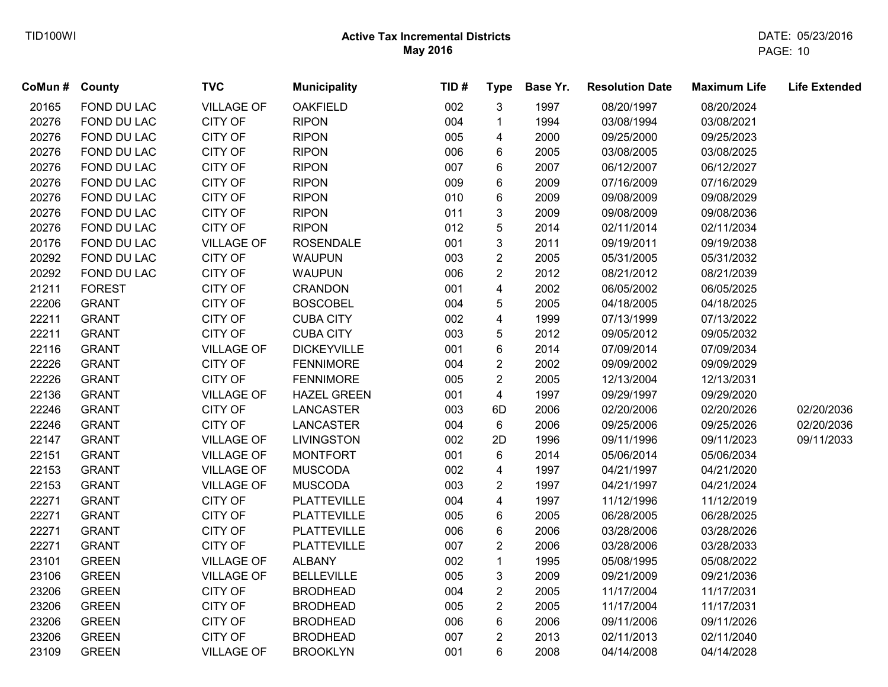## Active Tax Incremental Districts
### May 2016

| CoMun # | County | TVC | Municipality | TID # | Type | Base Yr. | Resolution Date | Maximum Life | Life Extended |
|---|---|---|---|---|---|---|---|---|---|
| 20165 | FOND DU LAC | VILLAGE OF | OAKFIELD | 002 | 3 | 1997 | 08/20/1997 | 08/20/2024 | |
| 20276 | FOND DU LAC | CITY OF | RIPON | 004 | 1 | 1994 | 03/08/1994 | 03/08/2021 | |
| 20276 | FOND DU LAC | CITY OF | RIPON | 005 | 4 | 2000 | 09/25/2000 | 09/25/2023 | |
| 20276 | FOND DU LAC | CITY OF | RIPON | 006 | 6 | 2005 | 03/08/2005 | 03/08/2025 | |
| 20276 | FOND DU LAC | CITY OF | RIPON | 007 | 6 | 2007 | 06/12/2007 | 06/12/2027 | |
| 20276 | FOND DU LAC | CITY OF | RIPON | 009 | 6 | 2009 | 07/16/2009 | 07/16/2029 | |
| 20276 | FOND DU LAC | CITY OF | RIPON | 010 | 6 | 2009 | 09/08/2009 | 09/08/2029 | |
| 20276 | FOND DU LAC | CITY OF | RIPON | 011 | 3 | 2009 | 09/08/2009 | 09/08/2036 | |
| 20276 | FOND DU LAC | CITY OF | RIPON | 012 | 5 | 2014 | 02/11/2014 | 02/11/2034 | |
| 20176 | FOND DU LAC | VILLAGE OF | ROSENDALE | 001 | 3 | 2011 | 09/19/2011 | 09/19/2038 | |
| 20292 | FOND DU LAC | CITY OF | WAUPUN | 003 | 2 | 2005 | 05/31/2005 | 05/31/2032 | |
| 20292 | FOND DU LAC | CITY OF | WAUPUN | 006 | 2 | 2012 | 08/21/2012 | 08/21/2039 | |
| 21211 | FOREST | CITY OF | CRANDON | 001 | 4 | 2002 | 06/05/2002 | 06/05/2025 | |
| 22206 | GRANT | CITY OF | BOSCOBEL | 004 | 5 | 2005 | 04/18/2005 | 04/18/2025 | |
| 22211 | GRANT | CITY OF | CUBA CITY | 002 | 4 | 1999 | 07/13/1999 | 07/13/2022 | |
| 22211 | GRANT | CITY OF | CUBA CITY | 003 | 5 | 2012 | 09/05/2012 | 09/05/2032 | |
| 22116 | GRANT | VILLAGE OF | DICKEYVILLE | 001 | 6 | 2014 | 07/09/2014 | 07/09/2034 | |
| 22226 | GRANT | CITY OF | FENNIMORE | 004 | 2 | 2002 | 09/09/2002 | 09/09/2029 | |
| 22226 | GRANT | CITY OF | FENNIMORE | 005 | 2 | 2005 | 12/13/2004 | 12/13/2031 | |
| 22136 | GRANT | VILLAGE OF | HAZEL GREEN | 001 | 4 | 1997 | 09/29/1997 | 09/29/2020 | |
| 22246 | GRANT | CITY OF | LANCASTER | 003 | 6D | 2006 | 02/20/2006 | 02/20/2026 | 02/20/2036 |
| 22246 | GRANT | CITY OF | LANCASTER | 004 | 6 | 2006 | 09/25/2006 | 09/25/2026 | 02/20/2036 |
| 22147 | GRANT | VILLAGE OF | LIVINGSTON | 002 | 2D | 1996 | 09/11/1996 | 09/11/2023 | 09/11/2033 |
| 22151 | GRANT | VILLAGE OF | MONTFORT | 001 | 6 | 2014 | 05/06/2014 | 05/06/2034 | |
| 22153 | GRANT | VILLAGE OF | MUSCODA | 002 | 4 | 1997 | 04/21/1997 | 04/21/2020 | |
| 22153 | GRANT | VILLAGE OF | MUSCODA | 003 | 2 | 1997 | 04/21/1997 | 04/21/2024 | |
| 22271 | GRANT | CITY OF | PLATTEVILLE | 004 | 4 | 1997 | 11/12/1996 | 11/12/2019 | |
| 22271 | GRANT | CITY OF | PLATTEVILLE | 005 | 6 | 2005 | 06/28/2005 | 06/28/2025 | |
| 22271 | GRANT | CITY OF | PLATTEVILLE | 006 | 6 | 2006 | 03/28/2006 | 03/28/2026 | |
| 22271 | GRANT | CITY OF | PLATTEVILLE | 007 | 2 | 2006 | 03/28/2006 | 03/28/2033 | |
| 23101 | GREEN | VILLAGE OF | ALBANY | 002 | 1 | 1995 | 05/08/1995 | 05/08/2022 | |
| 23106 | GREEN | VILLAGE OF | BELLEVILLE | 005 | 3 | 2009 | 09/21/2009 | 09/21/2036 | |
| 23206 | GREEN | CITY OF | BRODHEAD | 004 | 2 | 2005 | 11/17/2004 | 11/17/2031 | |
| 23206 | GREEN | CITY OF | BRODHEAD | 005 | 2 | 2005 | 11/17/2004 | 11/17/2031 | |
| 23206 | GREEN | CITY OF | BRODHEAD | 006 | 6 | 2006 | 09/11/2006 | 09/11/2026 | |
| 23206 | GREEN | CITY OF | BRODHEAD | 007 | 2 | 2013 | 02/11/2013 | 02/11/2040 | |
| 23109 | GREEN | VILLAGE OF | BROOKLYN | 001 | 6 | 2008 | 04/14/2008 | 04/14/2028 | |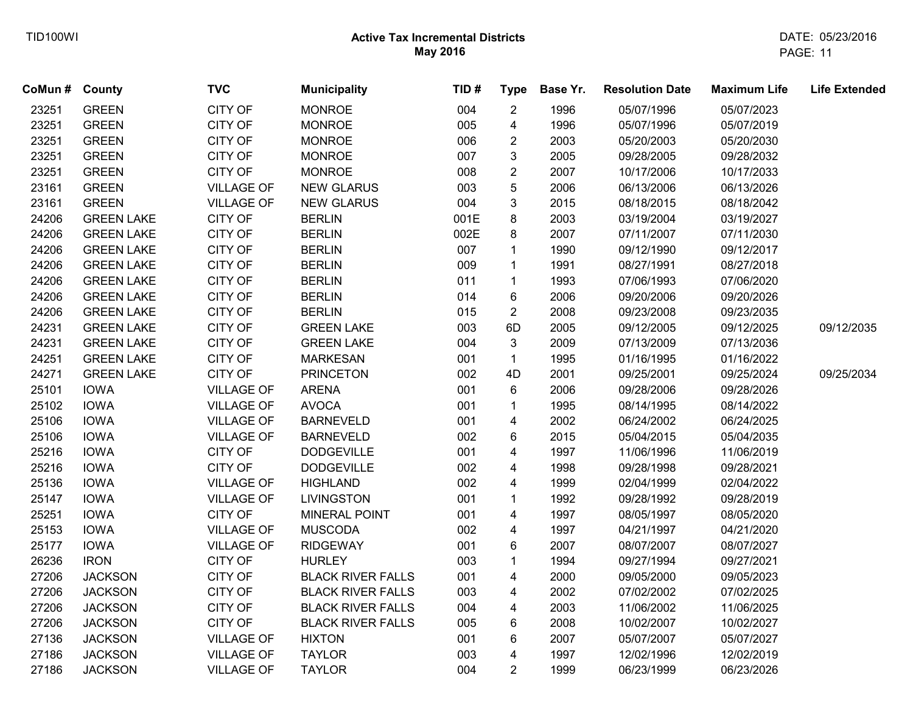TID100WI

**Active Tax Incremental Districts**
**May 2016**

DATE: 05/23/2016

| CoMun # | County | TVC | Municipality | TID # | Type | Base Yr. | Resolution Date | Maximum Life | Life Extended |
|---|---|---|---|---|---|---|---|---|---|
| 23251 | GREEN | CITY OF | MONROE | 004 | 2 | 1996 | 05/07/1996 | 05/07/2023 | |
| 23251 | GREEN | CITY OF | MONROE | 005 | 4 | 1996 | 05/07/1996 | 05/07/2019 | |
| 23251 | GREEN | CITY OF | MONROE | 006 | 2 | 2003 | 05/20/2003 | 05/20/2030 | |
| 23251 | GREEN | CITY OF | MONROE | 007 | 3 | 2005 | 09/28/2005 | 09/28/2032 | |
| 23251 | GREEN | CITY OF | MONROE | 008 | 2 | 2007 | 10/17/2006 | 10/17/2033 | |
| 23161 | GREEN | VILLAGE OF | NEW GLARUS | 003 | 5 | 2006 | 06/13/2006 | 06/13/2026 | |
| 23161 | GREEN | VILLAGE OF | NEW GLARUS | 004 | 3 | 2015 | 08/18/2015 | 08/18/2042 | |
| 24206 | GREEN LAKE | CITY OF | BERLIN | 001E | 8 | 2003 | 03/19/2004 | 03/19/2027 | |
| 24206 | GREEN LAKE | CITY OF | BERLIN | 002E | 8 | 2007 | 07/11/2007 | 07/11/2030 | |
| 24206 | GREEN LAKE | CITY OF | BERLIN | 007 | 1 | 1990 | 09/12/1990 | 09/12/2017 | |
| 24206 | GREEN LAKE | CITY OF | BERLIN | 009 | 1 | 1991 | 08/27/1991 | 08/27/2018 | |
| 24206 | GREEN LAKE | CITY OF | BERLIN | 011 | 1 | 1993 | 07/06/1993 | 07/06/2020 | |
| 24206 | GREEN LAKE | CITY OF | BERLIN | 014 | 6 | 2006 | 09/20/2006 | 09/20/2026 | |
| 24206 | GREEN LAKE | CITY OF | BERLIN | 015 | 2 | 2008 | 09/23/2008 | 09/23/2035 | |
| 24231 | GREEN LAKE | CITY OF | GREEN LAKE | 003 | 6D | 2005 | 09/12/2005 | 09/12/2025 | 09/12/2035 |
| 24231 | GREEN LAKE | CITY OF | GREEN LAKE | 004 | 3 | 2009 | 07/13/2009 | 07/13/2036 | |
| 24251 | GREEN LAKE | CITY OF | MARKESAN | 001 | 1 | 1995 | 01/16/1995 | 01/16/2022 | |
| 24271 | GREEN LAKE | CITY OF | PRINCETON | 002 | 4D | 2001 | 09/25/2001 | 09/25/2024 | 09/25/2034 |
| 25101 | IOWA | VILLAGE OF | ARENA | 001 | 6 | 2006 | 09/28/2006 | 09/28/2026 | |
| 25102 | IOWA | VILLAGE OF | AVOCA | 001 | 1 | 1995 | 08/14/1995 | 08/14/2022 | |
| 25106 | IOWA | VILLAGE OF | BARNEVELD | 001 | 4 | 2002 | 06/24/2002 | 06/24/2025 | |
| 25106 | IOWA | VILLAGE OF | BARNEVELD | 002 | 6 | 2015 | 05/04/2015 | 05/04/2035 | |
| 25216 | IOWA | CITY OF | DODGEVILLE | 001 | 4 | 1997 | 11/06/1996 | 11/06/2019 | |
| 25216 | IOWA | CITY OF | DODGEVILLE | 002 | 4 | 1998 | 09/28/1998 | 09/28/2021 | |
| 25136 | IOWA | VILLAGE OF | HIGHLAND | 002 | 4 | 1999 | 02/04/1999 | 02/04/2022 | |
| 25147 | IOWA | VILLAGE OF | LIVINGSTON | 001 | 1 | 1992 | 09/28/1992 | 09/28/2019 | |
| 25251 | IOWA | CITY OF | MINERAL POINT | 001 | 4 | 1997 | 08/05/1997 | 08/05/2020 | |
| 25153 | IOWA | VILLAGE OF | MUSCODA | 002 | 4 | 1997 | 04/21/1997 | 04/21/2020 | |
| 25177 | IOWA | VILLAGE OF | RIDGEWAY | 001 | 6 | 2007 | 08/07/2007 | 08/07/2027 | |
| 26236 | IRON | CITY OF | HURLEY | 003 | 1 | 1994 | 09/27/1994 | 09/27/2021 | |
| 27206 | JACKSON | CITY OF | BLACK RIVER FALLS | 001 | 4 | 2000 | 09/05/2000 | 09/05/2023 | |
| 27206 | JACKSON | CITY OF | BLACK RIVER FALLS | 003 | 4 | 2002 | 07/02/2002 | 07/02/2025 | |
| 27206 | JACKSON | CITY OF | BLACK RIVER FALLS | 004 | 4 | 2003 | 11/06/2002 | 11/06/2025 | |
| 27206 | JACKSON | CITY OF | BLACK RIVER FALLS | 005 | 6 | 2008 | 10/02/2007 | 10/02/2027 | |
| 27136 | JACKSON | VILLAGE OF | HIXTON | 001 | 6 | 2007 | 05/07/2007 | 05/07/2027 | |
| 27186 | JACKSON | VILLAGE OF | TAYLOR | 003 | 4 | 1997 | 12/02/1996 | 12/02/2019 | |
| 27186 | JACKSON | VILLAGE OF | TAYLOR | 004 | 2 | 1999 | 06/23/1999 | 06/23/2026 | |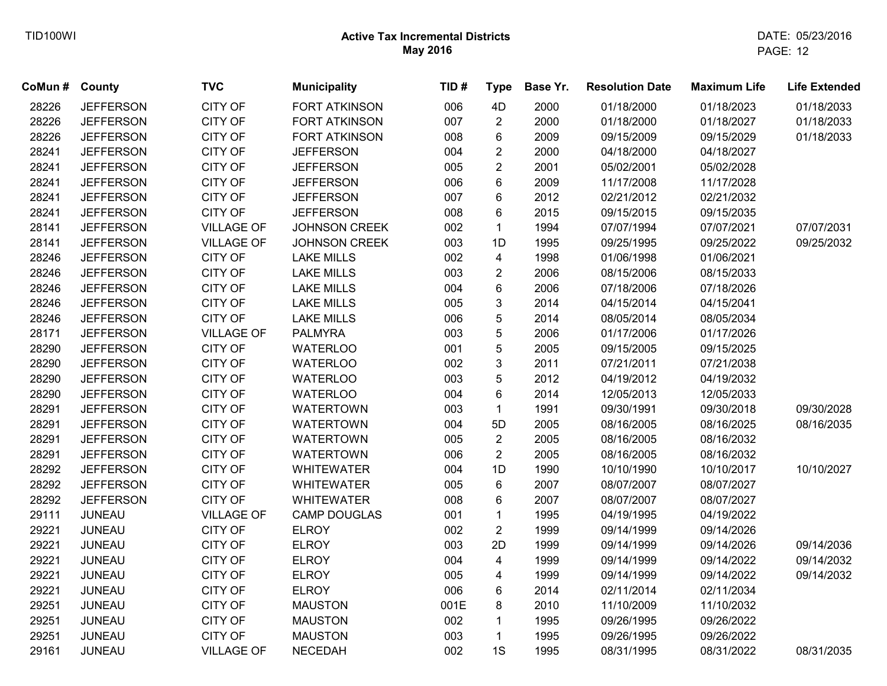# Active Tax Incremental Districts
## May 2016

| CoMun # | County | TVC | Municipality | TID # | Type | Base Yr. | Resolution Date | Maximum Life | Life Extended |
|---|---|---|---|---|---|---|---|---|---|
| 28226 | JEFFERSON | CITY OF | FORT ATKINSON | 006 | 4D | 2000 | 01/18/2000 | 01/18/2023 | 01/18/2033 |
| 28226 | JEFFERSON | CITY OF | FORT ATKINSON | 007 | 2 | 2000 | 01/18/2000 | 01/18/2027 | 01/18/2033 |
| 28226 | JEFFERSON | CITY OF | FORT ATKINSON | 008 | 6 | 2009 | 09/15/2009 | 09/15/2029 | 01/18/2033 |
| 28241 | JEFFERSON | CITY OF | JEFFERSON | 004 | 2 | 2000 | 04/18/2000 | 04/18/2027 | |
| 28241 | JEFFERSON | CITY OF | JEFFERSON | 005 | 2 | 2001 | 05/02/2001 | 05/02/2028 | |
| 28241 | JEFFERSON | CITY OF | JEFFERSON | 006 | 6 | 2009 | 11/17/2008 | 11/17/2028 | |
| 28241 | JEFFERSON | CITY OF | JEFFERSON | 007 | 6 | 2012 | 02/21/2012 | 02/21/2032 | |
| 28241 | JEFFERSON | CITY OF | JEFFERSON | 008 | 6 | 2015 | 09/15/2015 | 09/15/2035 | |
| 28141 | JEFFERSON | VILLAGE OF | JOHNSON CREEK | 002 | 1 | 1994 | 07/07/1994 | 07/07/2021 | 07/07/2031 |
| 28141 | JEFFERSON | VILLAGE OF | JOHNSON CREEK | 003 | 1D | 1995 | 09/25/1995 | 09/25/2022 | 09/25/2032 |
| 28246 | JEFFERSON | CITY OF | LAKE MILLS | 002 | 4 | 1998 | 01/06/1998 | 01/06/2021 | |
| 28246 | JEFFERSON | CITY OF | LAKE MILLS | 003 | 2 | 2006 | 08/15/2006 | 08/15/2033 | |
| 28246 | JEFFERSON | CITY OF | LAKE MILLS | 004 | 6 | 2006 | 07/18/2006 | 07/18/2026 | |
| 28246 | JEFFERSON | CITY OF | LAKE MILLS | 005 | 3 | 2014 | 04/15/2014 | 04/15/2041 | |
| 28246 | JEFFERSON | CITY OF | LAKE MILLS | 006 | 5 | 2014 | 08/05/2014 | 08/05/2034 | |
| 28171 | JEFFERSON | VILLAGE OF | PALMYRA | 003 | 5 | 2006 | 01/17/2006 | 01/17/2026 | |
| 28290 | JEFFERSON | CITY OF | WATERLOO | 001 | 5 | 2005 | 09/15/2005 | 09/15/2025 | |
| 28290 | JEFFERSON | CITY OF | WATERLOO | 002 | 3 | 2011 | 07/21/2011 | 07/21/2038 | |
| 28290 | JEFFERSON | CITY OF | WATERLOO | 003 | 5 | 2012 | 04/19/2012 | 04/19/2032 | |
| 28290 | JEFFERSON | CITY OF | WATERLOO | 004 | 6 | 2014 | 12/05/2013 | 12/05/2033 | |
| 28291 | JEFFERSON | CITY OF | WATERTOWN | 003 | 1 | 1991 | 09/30/1991 | 09/30/2018 | 09/30/2028 |
| 28291 | JEFFERSON | CITY OF | WATERTOWN | 004 | 5D | 2005 | 08/16/2005 | 08/16/2025 | 08/16/2035 |
| 28291 | JEFFERSON | CITY OF | WATERTOWN | 005 | 2 | 2005 | 08/16/2005 | 08/16/2032 | |
| 28291 | JEFFERSON | CITY OF | WATERTOWN | 006 | 2 | 2005 | 08/16/2005 | 08/16/2032 | |
| 28292 | JEFFERSON | CITY OF | WHITEWATER | 004 | 1D | 1990 | 10/10/1990 | 10/10/2017 | 10/10/2027 |
| 28292 | JEFFERSON | CITY OF | WHITEWATER | 005 | 6 | 2007 | 08/07/2007 | 08/07/2027 | |
| 28292 | JEFFERSON | CITY OF | WHITEWATER | 008 | 6 | 2007 | 08/07/2007 | 08/07/2027 | |
| 29111 | JUNEAU | VILLAGE OF | CAMP DOUGLAS | 001 | 1 | 1995 | 04/19/1995 | 04/19/2022 | |
| 29221 | JUNEAU | CITY OF | ELROY | 002 | 2 | 1999 | 09/14/1999 | 09/14/2026 | |
| 29221 | JUNEAU | CITY OF | ELROY | 003 | 2D | 1999 | 09/14/1999 | 09/14/2026 | 09/14/2036 |
| 29221 | JUNEAU | CITY OF | ELROY | 004 | 4 | 1999 | 09/14/1999 | 09/14/2022 | 09/14/2032 |
| 29221 | JUNEAU | CITY OF | ELROY | 005 | 4 | 1999 | 09/14/1999 | 09/14/2022 | 09/14/2032 |
| 29221 | JUNEAU | CITY OF | ELROY | 006 | 6 | 2014 | 02/11/2014 | 02/11/2034 | |
| 29251 | JUNEAU | CITY OF | MAUSTON | 001E | 8 | 2010 | 11/10/2009 | 11/10/2032 | |
| 29251 | JUNEAU | CITY OF | MAUSTON | 002 | 1 | 1995 | 09/26/1995 | 09/26/2022 | |
| 29251 | JUNEAU | CITY OF | MAUSTON | 003 | 1 | 1995 | 09/26/1995 | 09/26/2022 | |
| 29161 | JUNEAU | VILLAGE OF | NECEDAH | 002 | 1S | 1995 | 08/31/1995 | 08/31/2022 | 08/31/2035 |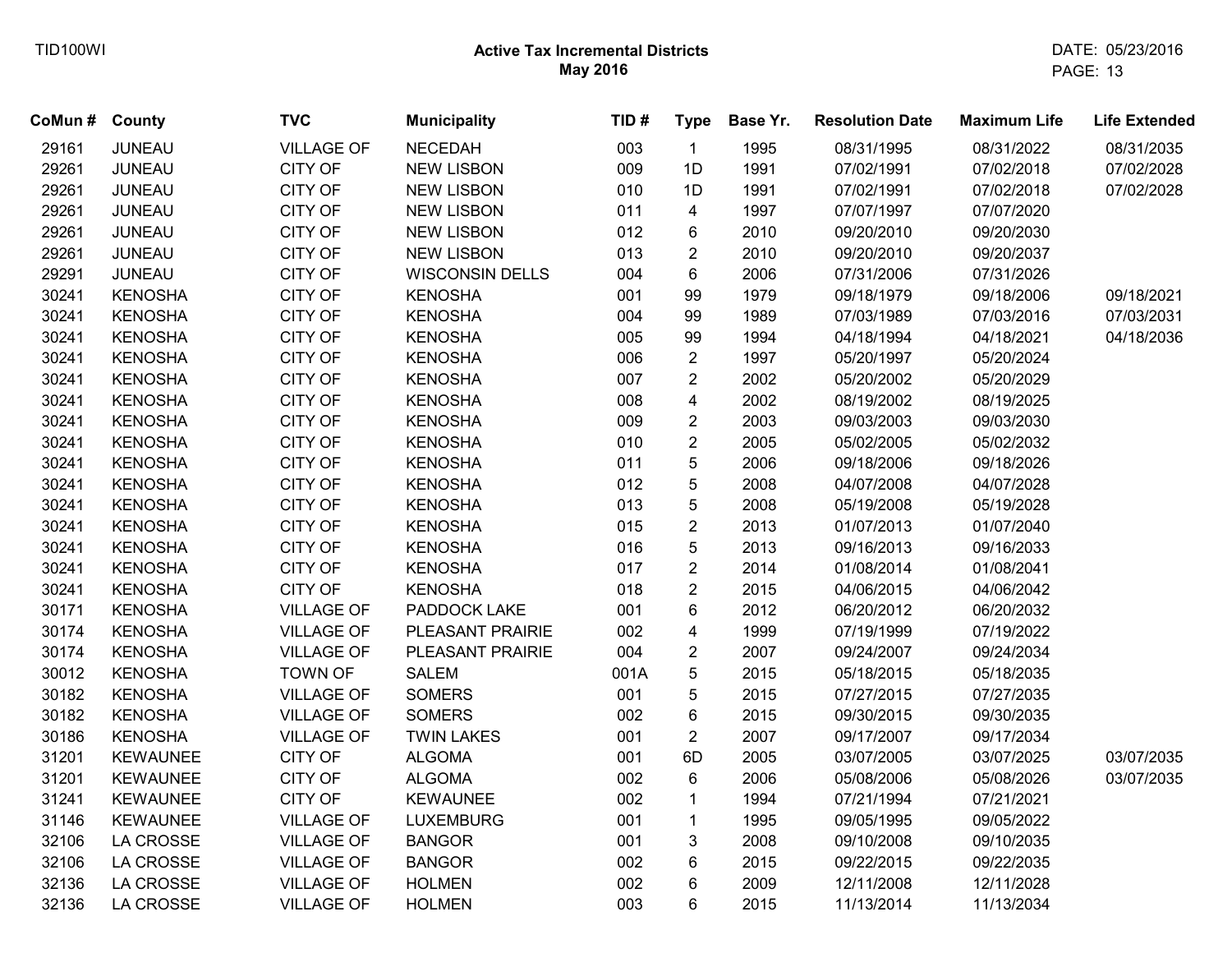**Active Tax Incremental Districts**
**May 2016**

| CoMun # | County | TVC | Municipality | TID # | Type | Base Yr. | Resolution Date | Maximum Life | Life Extended |
|---|---|---|---|---|---|---|---|---|---|
| 29161 | JUNEAU | VILLAGE OF | NECEDAH | 003 | 1 | 1995 | 08/31/1995 | 08/31/2022 | 08/31/2035 |
| 29261 | JUNEAU | CITY OF | NEW LISBON | 009 | 1D | 1991 | 07/02/1991 | 07/02/2018 | 07/02/2028 |
| 29261 | JUNEAU | CITY OF | NEW LISBON | 010 | 1D | 1991 | 07/02/1991 | 07/02/2018 | 07/02/2028 |
| 29261 | JUNEAU | CITY OF | NEW LISBON | 011 | 4 | 1997 | 07/07/1997 | 07/07/2020 | |
| 29261 | JUNEAU | CITY OF | NEW LISBON | 012 | 6 | 2010 | 09/20/2010 | 09/20/2030 | |
| 29261 | JUNEAU | CITY OF | NEW LISBON | 013 | 2 | 2010 | 09/20/2010 | 09/20/2037 | |
| 29291 | JUNEAU | CITY OF | WISCONSIN DELLS | 004 | 6 | 2006 | 07/31/2006 | 07/31/2026 | |
| 30241 | KENOSHA | CITY OF | KENOSHA | 001 | 99 | 1979 | 09/18/1979 | 09/18/2006 | 09/18/2021 |
| 30241 | KENOSHA | CITY OF | KENOSHA | 004 | 99 | 1989 | 07/03/1989 | 07/03/2016 | 07/03/2031 |
| 30241 | KENOSHA | CITY OF | KENOSHA | 005 | 99 | 1994 | 04/18/1994 | 04/18/2021 | 04/18/2036 |
| 30241 | KENOSHA | CITY OF | KENOSHA | 006 | 2 | 1997 | 05/20/1997 | 05/20/2024 | |
| 30241 | KENOSHA | CITY OF | KENOSHA | 007 | 2 | 2002 | 05/20/2002 | 05/20/2029 | |
| 30241 | KENOSHA | CITY OF | KENOSHA | 008 | 4 | 2002 | 08/19/2002 | 08/19/2025 | |
| 30241 | KENOSHA | CITY OF | KENOSHA | 009 | 2 | 2003 | 09/03/2003 | 09/03/2030 | |
| 30241 | KENOSHA | CITY OF | KENOSHA | 010 | 2 | 2005 | 05/02/2005 | 05/02/2032 | |
| 30241 | KENOSHA | CITY OF | KENOSHA | 011 | 5 | 2006 | 09/18/2006 | 09/18/2026 | |
| 30241 | KENOSHA | CITY OF | KENOSHA | 012 | 5 | 2008 | 04/07/2008 | 04/07/2028 | |
| 30241 | KENOSHA | CITY OF | KENOSHA | 013 | 5 | 2008 | 05/19/2008 | 05/19/2028 | |
| 30241 | KENOSHA | CITY OF | KENOSHA | 015 | 2 | 2013 | 01/07/2013 | 01/07/2040 | |
| 30241 | KENOSHA | CITY OF | KENOSHA | 016 | 5 | 2013 | 09/16/2013 | 09/16/2033 | |
| 30241 | KENOSHA | CITY OF | KENOSHA | 017 | 2 | 2014 | 01/08/2014 | 01/08/2041 | |
| 30241 | KENOSHA | CITY OF | KENOSHA | 018 | 2 | 2015 | 04/06/2015 | 04/06/2042 | |
| 30171 | KENOSHA | VILLAGE OF | PADDOCK LAKE | 001 | 6 | 2012 | 06/20/2012 | 06/20/2032 | |
| 30174 | KENOSHA | VILLAGE OF | PLEASANT PRAIRIE | 002 | 4 | 1999 | 07/19/1999 | 07/19/2022 | |
| 30174 | KENOSHA | VILLAGE OF | PLEASANT PRAIRIE | 004 | 2 | 2007 | 09/24/2007 | 09/24/2034 | |
| 30012 | KENOSHA | TOWN OF | SALEM | 001A | 5 | 2015 | 05/18/2015 | 05/18/2035 | |
| 30182 | KENOSHA | VILLAGE OF | SOMERS | 001 | 5 | 2015 | 07/27/2015 | 07/27/2035 | |
| 30182 | KENOSHA | VILLAGE OF | SOMERS | 002 | 6 | 2015 | 09/30/2015 | 09/30/2035 | |
| 30186 | KENOSHA | VILLAGE OF | TWIN LAKES | 001 | 2 | 2007 | 09/17/2007 | 09/17/2034 | |
| 31201 | KEWAUNEE | CITY OF | ALGOMA | 001 | 6D | 2005 | 03/07/2005 | 03/07/2025 | 03/07/2035 |
| 31201 | KEWAUNEE | CITY OF | ALGOMA | 002 | 6 | 2006 | 05/08/2006 | 05/08/2026 | 03/07/2035 |
| 31241 | KEWAUNEE | CITY OF | KEWAUNEE | 002 | 1 | 1994 | 07/21/1994 | 07/21/2021 | |
| 31146 | KEWAUNEE | VILLAGE OF | LUXEMBURG | 001 | 1 | 1995 | 09/05/1995 | 09/05/2022 | |
| 32106 | LA CROSSE | VILLAGE OF | BANGOR | 001 | 3 | 2008 | 09/10/2008 | 09/10/2035 | |
| 32106 | LA CROSSE | VILLAGE OF | BANGOR | 002 | 6 | 2015 | 09/22/2015 | 09/22/2035 | |
| 32136 | LA CROSSE | VILLAGE OF | HOLMEN | 002 | 6 | 2009 | 12/11/2008 | 12/11/2028 | |
| 32136 | LA CROSSE | VILLAGE OF | HOLMEN | 003 | 6 | 2015 | 11/13/2014 | 11/13/2034 | |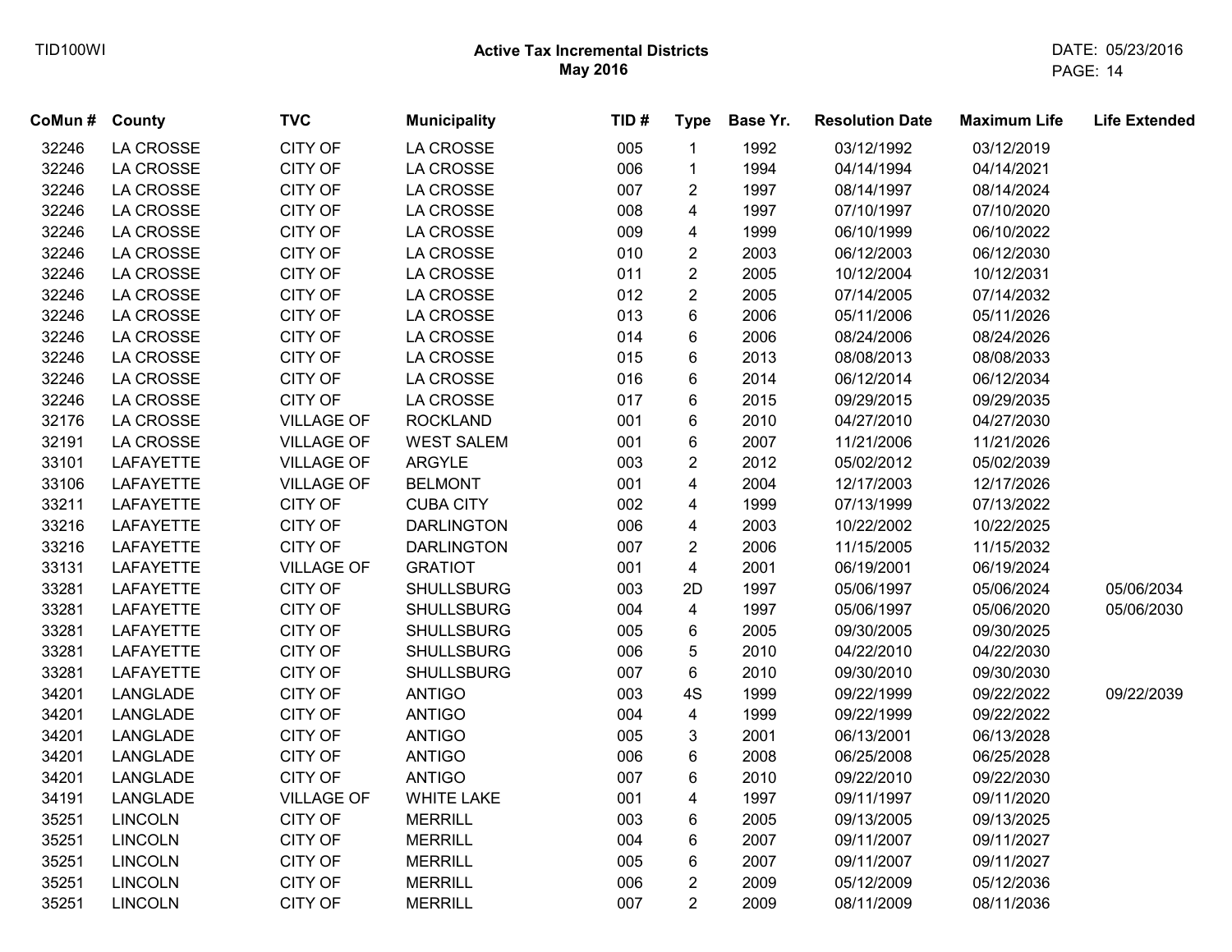**Active Tax Incremental Districts**
**May 2016**

| CoMun # | County | TVC | Municipality | TID # | Type | Base Yr. | Resolution Date | Maximum Life | Life Extended |
|---|---|---|---|---|---|---|---|---|---|
| 32246 | LA CROSSE | CITY OF | LA CROSSE | 005 | 1 | 1992 | 03/12/1992 | 03/12/2019 | |
| 32246 | LA CROSSE | CITY OF | LA CROSSE | 006 | 1 | 1994 | 04/14/1994 | 04/14/2021 | |
| 32246 | LA CROSSE | CITY OF | LA CROSSE | 007 | 2 | 1997 | 08/14/1997 | 08/14/2024 | |
| 32246 | LA CROSSE | CITY OF | LA CROSSE | 008 | 4 | 1997 | 07/10/1997 | 07/10/2020 | |
| 32246 | LA CROSSE | CITY OF | LA CROSSE | 009 | 4 | 1999 | 06/10/1999 | 06/10/2022 | |
| 32246 | LA CROSSE | CITY OF | LA CROSSE | 010 | 2 | 2003 | 06/12/2003 | 06/12/2030 | |
| 32246 | LA CROSSE | CITY OF | LA CROSSE | 011 | 2 | 2005 | 10/12/2004 | 10/12/2031 | |
| 32246 | LA CROSSE | CITY OF | LA CROSSE | 012 | 2 | 2005 | 07/14/2005 | 07/14/2032 | |
| 32246 | LA CROSSE | CITY OF | LA CROSSE | 013 | 6 | 2006 | 05/11/2006 | 05/11/2026 | |
| 32246 | LA CROSSE | CITY OF | LA CROSSE | 014 | 6 | 2006 | 08/24/2006 | 08/24/2026 | |
| 32246 | LA CROSSE | CITY OF | LA CROSSE | 015 | 6 | 2013 | 08/08/2013 | 08/08/2033 | |
| 32246 | LA CROSSE | CITY OF | LA CROSSE | 016 | 6 | 2014 | 06/12/2014 | 06/12/2034 | |
| 32246 | LA CROSSE | CITY OF | LA CROSSE | 017 | 6 | 2015 | 09/29/2015 | 09/29/2035 | |
| 32176 | LA CROSSE | VILLAGE OF | ROCKLAND | 001 | 6 | 2010 | 04/27/2010 | 04/27/2030 | |
| 32191 | LA CROSSE | VILLAGE OF | WEST SALEM | 001 | 6 | 2007 | 11/21/2006 | 11/21/2026 | |
| 33101 | LAFAYETTE | VILLAGE OF | ARGYLE | 003 | 2 | 2012 | 05/02/2012 | 05/02/2039 | |
| 33106 | LAFAYETTE | VILLAGE OF | BELMONT | 001 | 4 | 2004 | 12/17/2003 | 12/17/2026 | |
| 33211 | LAFAYETTE | CITY OF | CUBA CITY | 002 | 4 | 1999 | 07/13/1999 | 07/13/2022 | |
| 33216 | LAFAYETTE | CITY OF | DARLINGTON | 006 | 4 | 2003 | 10/22/2002 | 10/22/2025 | |
| 33216 | LAFAYETTE | CITY OF | DARLINGTON | 007 | 2 | 2006 | 11/15/2005 | 11/15/2032 | |
| 33131 | LAFAYETTE | VILLAGE OF | GRATIOT | 001 | 4 | 2001 | 06/19/2001 | 06/19/2024 | |
| 33281 | LAFAYETTE | CITY OF | SHULLSBURG | 003 | 2D | 1997 | 05/06/1997 | 05/06/2024 | 05/06/2034 |
| 33281 | LAFAYETTE | CITY OF | SHULLSBURG | 004 | 4 | 1997 | 05/06/1997 | 05/06/2020 | 05/06/2030 |
| 33281 | LAFAYETTE | CITY OF | SHULLSBURG | 005 | 6 | 2005 | 09/30/2005 | 09/30/2025 | |
| 33281 | LAFAYETTE | CITY OF | SHULLSBURG | 006 | 5 | 2010 | 04/22/2010 | 04/22/2030 | |
| 33281 | LAFAYETTE | CITY OF | SHULLSBURG | 007 | 6 | 2010 | 09/30/2010 | 09/30/2030 | |
| 34201 | LANGLADE | CITY OF | ANTIGO | 003 | 4S | 1999 | 09/22/1999 | 09/22/2022 | 09/22/2039 |
| 34201 | LANGLADE | CITY OF | ANTIGO | 004 | 4 | 1999 | 09/22/1999 | 09/22/2022 | |
| 34201 | LANGLADE | CITY OF | ANTIGO | 005 | 3 | 2001 | 06/13/2001 | 06/13/2028 | |
| 34201 | LANGLADE | CITY OF | ANTIGO | 006 | 6 | 2008 | 06/25/2008 | 06/25/2028 | |
| 34201 | LANGLADE | CITY OF | ANTIGO | 007 | 6 | 2010 | 09/22/2010 | 09/22/2030 | |
| 34191 | LANGLADE | VILLAGE OF | WHITE LAKE | 001 | 4 | 1997 | 09/11/1997 | 09/11/2020 | |
| 35251 | LINCOLN | CITY OF | MERRILL | 003 | 6 | 2005 | 09/13/2005 | 09/13/2025 | |
| 35251 | LINCOLN | CITY OF | MERRILL | 004 | 6 | 2007 | 09/11/2007 | 09/11/2027 | |
| 35251 | LINCOLN | CITY OF | MERRILL | 005 | 6 | 2007 | 09/11/2007 | 09/11/2027 | |
| 35251 | LINCOLN | CITY OF | MERRILL | 006 | 2 | 2009 | 05/12/2009 | 05/12/2036 | |
| 35251 | LINCOLN | CITY OF | MERRILL | 007 | 2 | 2009 | 08/11/2009 | 08/11/2036 | |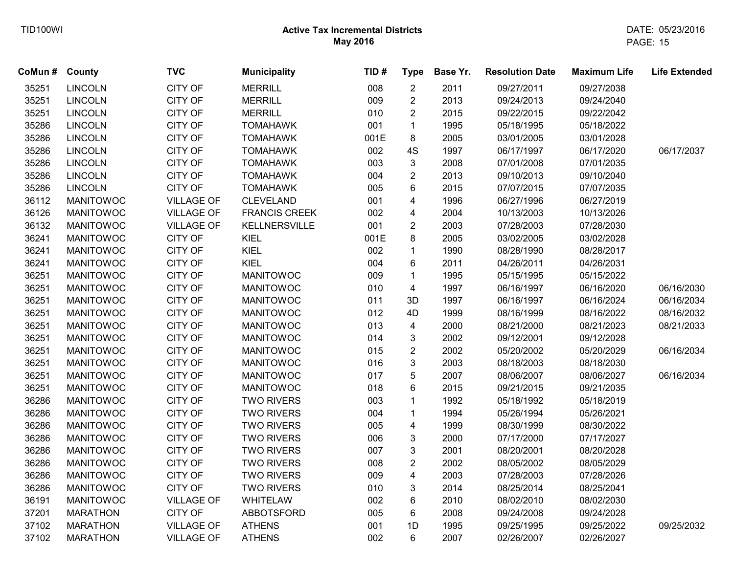| CoMun # | County | TVC | Municipality | TID # | Type | Base Yr. | Resolution Date | Maximum Life | Life Extended |
|---|---|---|---|---|---|---|---|---|---|
| 35251 | LINCOLN | CITY OF | MERRILL | 008 | 2 | 2011 | 09/27/2011 | 09/27/2038 | |
| 35251 | LINCOLN | CITY OF | MERRILL | 009 | 2 | 2013 | 09/24/2013 | 09/24/2040 | |
| 35251 | LINCOLN | CITY OF | MERRILL | 010 | 2 | 2015 | 09/22/2015 | 09/22/2042 | |
| 35286 | LINCOLN | CITY OF | TOMAHAWK | 001 | 1 | 1995 | 05/18/1995 | 05/18/2022 | |
| 35286 | LINCOLN | CITY OF | TOMAHAWK | 001E | 8 | 2005 | 03/01/2005 | 03/01/2028 | |
| 35286 | LINCOLN | CITY OF | TOMAHAWK | 002 | 4S | 1997 | 06/17/1997 | 06/17/2020 | 06/17/2037 |
| 35286 | LINCOLN | CITY OF | TOMAHAWK | 003 | 3 | 2008 | 07/01/2008 | 07/01/2035 | |
| 35286 | LINCOLN | CITY OF | TOMAHAWK | 004 | 2 | 2013 | 09/10/2013 | 09/10/2040 | |
| 35286 | LINCOLN | CITY OF | TOMAHAWK | 005 | 6 | 2015 | 07/07/2015 | 07/07/2035 | |
| 36112 | MANITOWOC | VILLAGE OF | CLEVELAND | 001 | 4 | 1996 | 06/27/1996 | 06/27/2019 | |
| 36126 | MANITOWOC | VILLAGE OF | FRANCIS CREEK | 002 | 4 | 2004 | 10/13/2003 | 10/13/2026 | |
| 36132 | MANITOWOC | VILLAGE OF | KELLNERSVILLE | 001 | 2 | 2003 | 07/28/2003 | 07/28/2030 | |
| 36241 | MANITOWOC | CITY OF | KIEL | 001E | 8 | 2005 | 03/02/2005 | 03/02/2028 | |
| 36241 | MANITOWOC | CITY OF | KIEL | 002 | 1 | 1990 | 08/28/1990 | 08/28/2017 | |
| 36241 | MANITOWOC | CITY OF | KIEL | 004 | 6 | 2011 | 04/26/2011 | 04/26/2031 | |
| 36251 | MANITOWOC | CITY OF | MANITOWOC | 009 | 1 | 1995 | 05/15/1995 | 05/15/2022 | |
| 36251 | MANITOWOC | CITY OF | MANITOWOC | 010 | 4 | 1997 | 06/16/1997 | 06/16/2020 | 06/16/2030 |
| 36251 | MANITOWOC | CITY OF | MANITOWOC | 011 | 3D | 1997 | 06/16/1997 | 06/16/2024 | 06/16/2034 |
| 36251 | MANITOWOC | CITY OF | MANITOWOC | 012 | 4D | 1999 | 08/16/1999 | 08/16/2022 | 08/16/2032 |
| 36251 | MANITOWOC | CITY OF | MANITOWOC | 013 | 4 | 2000 | 08/21/2000 | 08/21/2023 | 08/21/2033 |
| 36251 | MANITOWOC | CITY OF | MANITOWOC | 014 | 3 | 2002 | 09/12/2001 | 09/12/2028 | |
| 36251 | MANITOWOC | CITY OF | MANITOWOC | 015 | 2 | 2002 | 05/20/2002 | 05/20/2029 | 06/16/2034 |
| 36251 | MANITOWOC | CITY OF | MANITOWOC | 016 | 3 | 2003 | 08/18/2003 | 08/18/2030 | |
| 36251 | MANITOWOC | CITY OF | MANITOWOC | 017 | 5 | 2007 | 08/06/2007 | 08/06/2027 | 06/16/2034 |
| 36251 | MANITOWOC | CITY OF | MANITOWOC | 018 | 6 | 2015 | 09/21/2015 | 09/21/2035 | |
| 36286 | MANITOWOC | CITY OF | TWO RIVERS | 003 | 1 | 1992 | 05/18/1992 | 05/18/2019 | |
| 36286 | MANITOWOC | CITY OF | TWO RIVERS | 004 | 1 | 1994 | 05/26/1994 | 05/26/2021 | |
| 36286 | MANITOWOC | CITY OF | TWO RIVERS | 005 | 4 | 1999 | 08/30/1999 | 08/30/2022 | |
| 36286 | MANITOWOC | CITY OF | TWO RIVERS | 006 | 3 | 2000 | 07/17/2000 | 07/17/2027 | |
| 36286 | MANITOWOC | CITY OF | TWO RIVERS | 007 | 3 | 2001 | 08/20/2001 | 08/20/2028 | |
| 36286 | MANITOWOC | CITY OF | TWO RIVERS | 008 | 2 | 2002 | 08/05/2002 | 08/05/2029 | |
| 36286 | MANITOWOC | CITY OF | TWO RIVERS | 009 | 4 | 2003 | 07/28/2003 | 07/28/2026 | |
| 36286 | MANITOWOC | CITY OF | TWO RIVERS | 010 | 3 | 2014 | 08/25/2014 | 08/25/2041 | |
| 36191 | MANITOWOC | VILLAGE OF | WHITELAW | 002 | 6 | 2010 | 08/02/2010 | 08/02/2030 | |
| 37201 | MARATHON | CITY OF | ABBOTSFORD | 005 | 6 | 2008 | 09/24/2008 | 09/24/2028 | |
| 37102 | MARATHON | VILLAGE OF | ATHENS | 001 | 1D | 1995 | 09/25/1995 | 09/25/2022 | 09/25/2032 |
| 37102 | MARATHON | VILLAGE OF | ATHENS | 002 | 6 | 2007 | 02/26/2007 | 02/26/2027 | |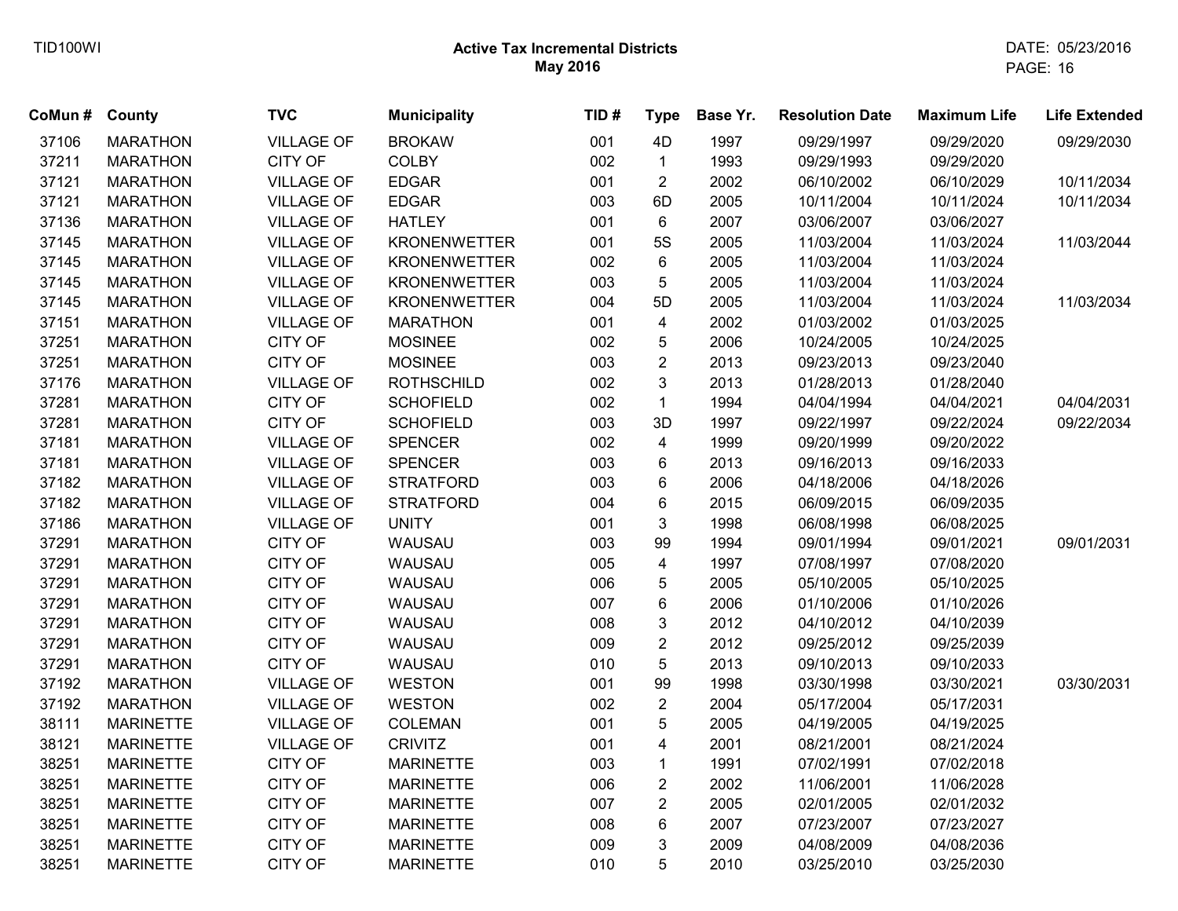**Active Tax Incremental Districts**
**May 2016**

| CoMun # | County | TVC | Municipality | TID # | Type | Base Yr. | Resolution Date | Maximum Life | Life Extended |
|---|---|---|---|---|---|---|---|---|---|
| 37106 | MARATHON | VILLAGE OF | BROKAW | 001 | 4D | 1997 | 09/29/1997 | 09/29/2020 | 09/29/2030 |
| 37211 | MARATHON | CITY OF | COLBY | 002 | 1 | 1993 | 09/29/1993 | 09/29/2020 | |
| 37121 | MARATHON | VILLAGE OF | EDGAR | 001 | 2 | 2002 | 06/10/2002 | 06/10/2029 | 10/11/2034 |
| 37121 | MARATHON | VILLAGE OF | EDGAR | 003 | 6D | 2005 | 10/11/2004 | 10/11/2024 | 10/11/2034 |
| 37136 | MARATHON | VILLAGE OF | HATLEY | 001 | 6 | 2007 | 03/06/2007 | 03/06/2027 | |
| 37145 | MARATHON | VILLAGE OF | KRONENWETTER | 001 | 5S | 2005 | 11/03/2004 | 11/03/2024 | 11/03/2044 |
| 37145 | MARATHON | VILLAGE OF | KRONENWETTER | 002 | 6 | 2005 | 11/03/2004 | 11/03/2024 | |
| 37145 | MARATHON | VILLAGE OF | KRONENWETTER | 003 | 5 | 2005 | 11/03/2004 | 11/03/2024 | |
| 37145 | MARATHON | VILLAGE OF | KRONENWETTER | 004 | 5D | 2005 | 11/03/2004 | 11/03/2024 | 11/03/2034 |
| 37151 | MARATHON | VILLAGE OF | MARATHON | 001 | 4 | 2002 | 01/03/2002 | 01/03/2025 | |
| 37251 | MARATHON | CITY OF | MOSINEE | 002 | 5 | 2006 | 10/24/2005 | 10/24/2025 | |
| 37251 | MARATHON | CITY OF | MOSINEE | 003 | 2 | 2013 | 09/23/2013 | 09/23/2040 | |
| 37176 | MARATHON | VILLAGE OF | ROTHSCHILD | 002 | 3 | 2013 | 01/28/2013 | 01/28/2040 | |
| 37281 | MARATHON | CITY OF | SCHOFIELD | 002 | 1 | 1994 | 04/04/1994 | 04/04/2021 | 04/04/2031 |
| 37281 | MARATHON | CITY OF | SCHOFIELD | 003 | 3D | 1997 | 09/22/1997 | 09/22/2024 | 09/22/2034 |
| 37181 | MARATHON | VILLAGE OF | SPENCER | 002 | 4 | 1999 | 09/20/1999 | 09/20/2022 | |
| 37181 | MARATHON | VILLAGE OF | SPENCER | 003 | 6 | 2013 | 09/16/2013 | 09/16/2033 | |
| 37182 | MARATHON | VILLAGE OF | STRATFORD | 003 | 6 | 2006 | 04/18/2006 | 04/18/2026 | |
| 37182 | MARATHON | VILLAGE OF | STRATFORD | 004 | 6 | 2015 | 06/09/2015 | 06/09/2035 | |
| 37186 | MARATHON | VILLAGE OF | UNITY | 001 | 3 | 1998 | 06/08/1998 | 06/08/2025 | |
| 37291 | MARATHON | CITY OF | WAUSAU | 003 | 99 | 1994 | 09/01/1994 | 09/01/2021 | 09/01/2031 |
| 37291 | MARATHON | CITY OF | WAUSAU | 005 | 4 | 1997 | 07/08/1997 | 07/08/2020 | |
| 37291 | MARATHON | CITY OF | WAUSAU | 006 | 5 | 2005 | 05/10/2005 | 05/10/2025 | |
| 37291 | MARATHON | CITY OF | WAUSAU | 007 | 6 | 2006 | 01/10/2006 | 01/10/2026 | |
| 37291 | MARATHON | CITY OF | WAUSAU | 008 | 3 | 2012 | 04/10/2012 | 04/10/2039 | |
| 37291 | MARATHON | CITY OF | WAUSAU | 009 | 2 | 2012 | 09/25/2012 | 09/25/2039 | |
| 37291 | MARATHON | CITY OF | WAUSAU | 010 | 5 | 2013 | 09/10/2013 | 09/10/2033 | |
| 37192 | MARATHON | VILLAGE OF | WESTON | 001 | 99 | 1998 | 03/30/1998 | 03/30/2021 | 03/30/2031 |
| 37192 | MARATHON | VILLAGE OF | WESTON | 002 | 2 | 2004 | 05/17/2004 | 05/17/2031 | |
| 38111 | MARINETTE | VILLAGE OF | COLEMAN | 001 | 5 | 2005 | 04/19/2005 | 04/19/2025 | |
| 38121 | MARINETTE | VILLAGE OF | CRIVITZ | 001 | 4 | 2001 | 08/21/2001 | 08/21/2024 | |
| 38251 | MARINETTE | CITY OF | MARINETTE | 003 | 1 | 1991 | 07/02/1991 | 07/02/2018 | |
| 38251 | MARINETTE | CITY OF | MARINETTE | 006 | 2 | 2002 | 11/06/2001 | 11/06/2028 | |
| 38251 | MARINETTE | CITY OF | MARINETTE | 007 | 2 | 2005 | 02/01/2005 | 02/01/2032 | |
| 38251 | MARINETTE | CITY OF | MARINETTE | 008 | 6 | 2007 | 07/23/2007 | 07/23/2027 | |
| 38251 | MARINETTE | CITY OF | MARINETTE | 009 | 3 | 2009 | 04/08/2009 | 04/08/2036 | |
| 38251 | MARINETTE | CITY OF | MARINETTE | 010 | 5 | 2010 | 03/25/2010 | 03/25/2030 | |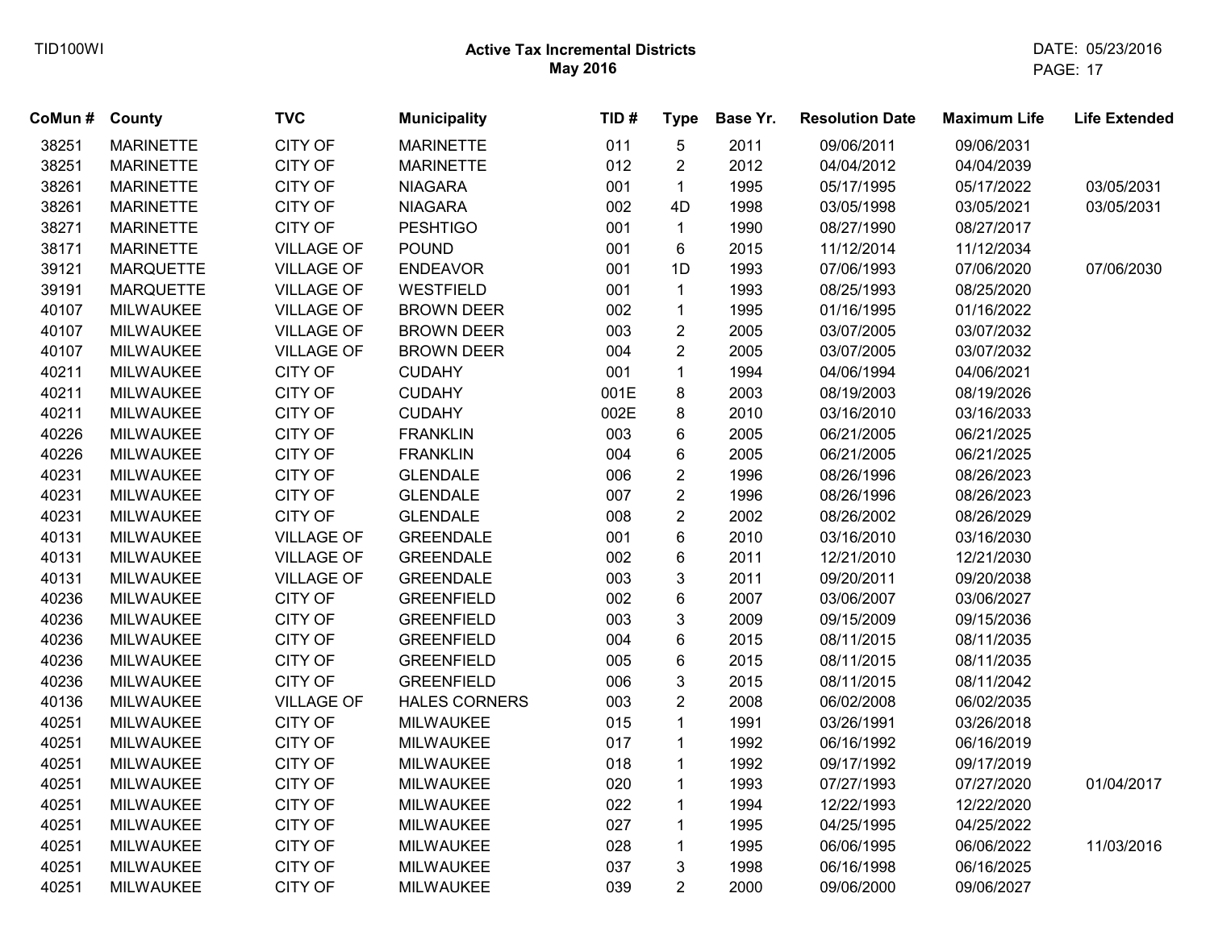# Active Tax Incremental Districts
## May 2016

| CoMun # | County | TVC | Municipality | TID # | Type | Base Yr. | Resolution Date | Maximum Life | Life Extended |
|---|---|---|---|---|---|---|---|---|---|
| 38251 | MARINETTE | CITY OF | MARINETTE | 011 | 5 | 2011 | 09/06/2011 | 09/06/2031 | |
| 38251 | MARINETTE | CITY OF | MARINETTE | 012 | 2 | 2012 | 04/04/2012 | 04/04/2039 | |
| 38261 | MARINETTE | CITY OF | NIAGARA | 001 | 1 | 1995 | 05/17/1995 | 05/17/2022 | 03/05/2031 |
| 38261 | MARINETTE | CITY OF | NIAGARA | 002 | 4D | 1998 | 03/05/1998 | 03/05/2021 | 03/05/2031 |
| 38271 | MARINETTE | CITY OF | PESHTIGO | 001 | 1 | 1990 | 08/27/1990 | 08/27/2017 | |
| 38171 | MARINETTE | VILLAGE OF | POUND | 001 | 6 | 2015 | 11/12/2014 | 11/12/2034 | |
| 39121 | MARQUETTE | VILLAGE OF | ENDEAVOR | 001 | 1D | 1993 | 07/06/1993 | 07/06/2020 | 07/06/2030 |
| 39191 | MARQUETTE | VILLAGE OF | WESTFIELD | 001 | 1 | 1993 | 08/25/1993 | 08/25/2020 | |
| 40107 | MILWAUKEE | VILLAGE OF | BROWN DEER | 002 | 1 | 1995 | 01/16/1995 | 01/16/2022 | |
| 40107 | MILWAUKEE | VILLAGE OF | BROWN DEER | 003 | 2 | 2005 | 03/07/2005 | 03/07/2032 | |
| 40107 | MILWAUKEE | VILLAGE OF | BROWN DEER | 004 | 2 | 2005 | 03/07/2005 | 03/07/2032 | |
| 40211 | MILWAUKEE | CITY OF | CUDAHY | 001 | 1 | 1994 | 04/06/1994 | 04/06/2021 | |
| 40211 | MILWAUKEE | CITY OF | CUDAHY | 001E | 8 | 2003 | 08/19/2003 | 08/19/2026 | |
| 40211 | MILWAUKEE | CITY OF | CUDAHY | 002E | 8 | 2010 | 03/16/2010 | 03/16/2033 | |
| 40226 | MILWAUKEE | CITY OF | FRANKLIN | 003 | 6 | 2005 | 06/21/2005 | 06/21/2025 | |
| 40226 | MILWAUKEE | CITY OF | FRANKLIN | 004 | 6 | 2005 | 06/21/2005 | 06/21/2025 | |
| 40231 | MILWAUKEE | CITY OF | GLENDALE | 006 | 2 | 1996 | 08/26/1996 | 08/26/2023 | |
| 40231 | MILWAUKEE | CITY OF | GLENDALE | 007 | 2 | 1996 | 08/26/1996 | 08/26/2023 | |
| 40231 | MILWAUKEE | CITY OF | GLENDALE | 008 | 2 | 2002 | 08/26/2002 | 08/26/2029 | |
| 40131 | MILWAUKEE | VILLAGE OF | GREENDALE | 001 | 6 | 2010 | 03/16/2010 | 03/16/2030 | |
| 40131 | MILWAUKEE | VILLAGE OF | GREENDALE | 002 | 6 | 2011 | 12/21/2010 | 12/21/2030 | |
| 40131 | MILWAUKEE | VILLAGE OF | GREENDALE | 003 | 3 | 2011 | 09/20/2011 | 09/20/2038 | |
| 40236 | MILWAUKEE | CITY OF | GREENFIELD | 002 | 6 | 2007 | 03/06/2007 | 03/06/2027 | |
| 40236 | MILWAUKEE | CITY OF | GREENFIELD | 003 | 3 | 2009 | 09/15/2009 | 09/15/2036 | |
| 40236 | MILWAUKEE | CITY OF | GREENFIELD | 004 | 6 | 2015 | 08/11/2015 | 08/11/2035 | |
| 40236 | MILWAUKEE | CITY OF | GREENFIELD | 005 | 6 | 2015 | 08/11/2015 | 08/11/2035 | |
| 40236 | MILWAUKEE | CITY OF | GREENFIELD | 006 | 3 | 2015 | 08/11/2015 | 08/11/2042 | |
| 40136 | MILWAUKEE | VILLAGE OF | HALES CORNERS | 003 | 2 | 2008 | 06/02/2008 | 06/02/2035 | |
| 40251 | MILWAUKEE | CITY OF | MILWAUKEE | 015 | 1 | 1991 | 03/26/1991 | 03/26/2018 | |
| 40251 | MILWAUKEE | CITY OF | MILWAUKEE | 017 | 1 | 1992 | 06/16/1992 | 06/16/2019 | |
| 40251 | MILWAUKEE | CITY OF | MILWAUKEE | 018 | 1 | 1992 | 09/17/1992 | 09/17/2019 | |
| 40251 | MILWAUKEE | CITY OF | MILWAUKEE | 020 | 1 | 1993 | 07/27/1993 | 07/27/2020 | 01/04/2017 |
| 40251 | MILWAUKEE | CITY OF | MILWAUKEE | 022 | 1 | 1994 | 12/22/1993 | 12/22/2020 | |
| 40251 | MILWAUKEE | CITY OF | MILWAUKEE | 027 | 1 | 1995 | 04/25/1995 | 04/25/2022 | |
| 40251 | MILWAUKEE | CITY OF | MILWAUKEE | 028 | 1 | 1995 | 06/06/1995 | 06/06/2022 | 11/03/2016 |
| 40251 | MILWAUKEE | CITY OF | MILWAUKEE | 037 | 3 | 1998 | 06/16/1998 | 06/16/2025 | |
| 40251 | MILWAUKEE | CITY OF | MILWAUKEE | 039 | 2 | 2000 | 09/06/2000 | 09/06/2027 | |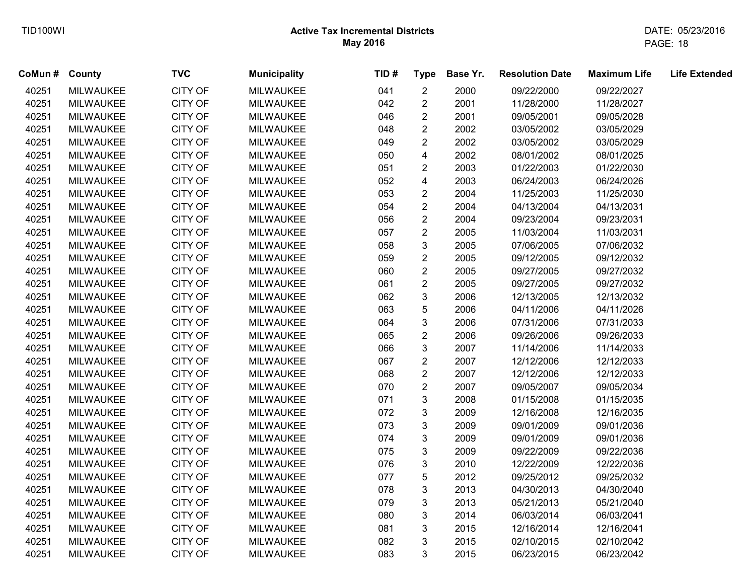TID100WI

**Active Tax Incremental Districts**
**May 2016**

DATE: 05/23/2016

| CoMun # | County | TVC | Municipality | TID # | Type | Base Yr. | Resolution Date | Maximum Life | Life Extended |
|---|---|---|---|---|---|---|---|---|---|
| 40251 | MILWAUKEE | CITY OF | MILWAUKEE | 041 | 2 | 2000 | 09/22/2000 | 09/22/2027 | |
| 40251 | MILWAUKEE | CITY OF | MILWAUKEE | 042 | 2 | 2001 | 11/28/2000 | 11/28/2027 | |
| 40251 | MILWAUKEE | CITY OF | MILWAUKEE | 046 | 2 | 2001 | 09/05/2001 | 09/05/2028 | |
| 40251 | MILWAUKEE | CITY OF | MILWAUKEE | 048 | 2 | 2002 | 03/05/2002 | 03/05/2029 | |
| 40251 | MILWAUKEE | CITY OF | MILWAUKEE | 049 | 2 | 2002 | 03/05/2002 | 03/05/2029 | |
| 40251 | MILWAUKEE | CITY OF | MILWAUKEE | 050 | 4 | 2002 | 08/01/2002 | 08/01/2025 | |
| 40251 | MILWAUKEE | CITY OF | MILWAUKEE | 051 | 2 | 2003 | 01/22/2003 | 01/22/2030 | |
| 40251 | MILWAUKEE | CITY OF | MILWAUKEE | 052 | 4 | 2003 | 06/24/2003 | 06/24/2026 | |
| 40251 | MILWAUKEE | CITY OF | MILWAUKEE | 053 | 2 | 2004 | 11/25/2003 | 11/25/2030 | |
| 40251 | MILWAUKEE | CITY OF | MILWAUKEE | 054 | 2 | 2004 | 04/13/2004 | 04/13/2031 | |
| 40251 | MILWAUKEE | CITY OF | MILWAUKEE | 056 | 2 | 2004 | 09/23/2004 | 09/23/2031 | |
| 40251 | MILWAUKEE | CITY OF | MILWAUKEE | 057 | 2 | 2005 | 11/03/2004 | 11/03/2031 | |
| 40251 | MILWAUKEE | CITY OF | MILWAUKEE | 058 | 3 | 2005 | 07/06/2005 | 07/06/2032 | |
| 40251 | MILWAUKEE | CITY OF | MILWAUKEE | 059 | 2 | 2005 | 09/12/2005 | 09/12/2032 | |
| 40251 | MILWAUKEE | CITY OF | MILWAUKEE | 060 | 2 | 2005 | 09/27/2005 | 09/27/2032 | |
| 40251 | MILWAUKEE | CITY OF | MILWAUKEE | 061 | 2 | 2005 | 09/27/2005 | 09/27/2032 | |
| 40251 | MILWAUKEE | CITY OF | MILWAUKEE | 062 | 3 | 2006 | 12/13/2005 | 12/13/2032 | |
| 40251 | MILWAUKEE | CITY OF | MILWAUKEE | 063 | 5 | 2006 | 04/11/2006 | 04/11/2026 | |
| 40251 | MILWAUKEE | CITY OF | MILWAUKEE | 064 | 3 | 2006 | 07/31/2006 | 07/31/2033 | |
| 40251 | MILWAUKEE | CITY OF | MILWAUKEE | 065 | 2 | 2006 | 09/26/2006 | 09/26/2033 | |
| 40251 | MILWAUKEE | CITY OF | MILWAUKEE | 066 | 3 | 2007 | 11/14/2006 | 11/14/2033 | |
| 40251 | MILWAUKEE | CITY OF | MILWAUKEE | 067 | 2 | 2007 | 12/12/2006 | 12/12/2033 | |
| 40251 | MILWAUKEE | CITY OF | MILWAUKEE | 068 | 2 | 2007 | 12/12/2006 | 12/12/2033 | |
| 40251 | MILWAUKEE | CITY OF | MILWAUKEE | 070 | 2 | 2007 | 09/05/2007 | 09/05/2034 | |
| 40251 | MILWAUKEE | CITY OF | MILWAUKEE | 071 | 3 | 2008 | 01/15/2008 | 01/15/2035 | |
| 40251 | MILWAUKEE | CITY OF | MILWAUKEE | 072 | 3 | 2009 | 12/16/2008 | 12/16/2035 | |
| 40251 | MILWAUKEE | CITY OF | MILWAUKEE | 073 | 3 | 2009 | 09/01/2009 | 09/01/2036 | |
| 40251 | MILWAUKEE | CITY OF | MILWAUKEE | 074 | 3 | 2009 | 09/01/2009 | 09/01/2036 | |
| 40251 | MILWAUKEE | CITY OF | MILWAUKEE | 075 | 3 | 2009 | 09/22/2009 | 09/22/2036 | |
| 40251 | MILWAUKEE | CITY OF | MILWAUKEE | 076 | 3 | 2010 | 12/22/2009 | 12/22/2036 | |
| 40251 | MILWAUKEE | CITY OF | MILWAUKEE | 077 | 5 | 2012 | 09/25/2012 | 09/25/2032 | |
| 40251 | MILWAUKEE | CITY OF | MILWAUKEE | 078 | 3 | 2013 | 04/30/2013 | 04/30/2040 | |
| 40251 | MILWAUKEE | CITY OF | MILWAUKEE | 079 | 3 | 2013 | 05/21/2013 | 05/21/2040 | |
| 40251 | MILWAUKEE | CITY OF | MILWAUKEE | 080 | 3 | 2014 | 06/03/2014 | 06/03/2041 | |
| 40251 | MILWAUKEE | CITY OF | MILWAUKEE | 081 | 3 | 2015 | 12/16/2014 | 12/16/2041 | |
| 40251 | MILWAUKEE | CITY OF | MILWAUKEE | 082 | 3 | 2015 | 02/10/2015 | 02/10/2042 | |
| 40251 | MILWAUKEE | CITY OF | MILWAUKEE | 083 | 3 | 2015 | 06/23/2015 | 06/23/2042 | |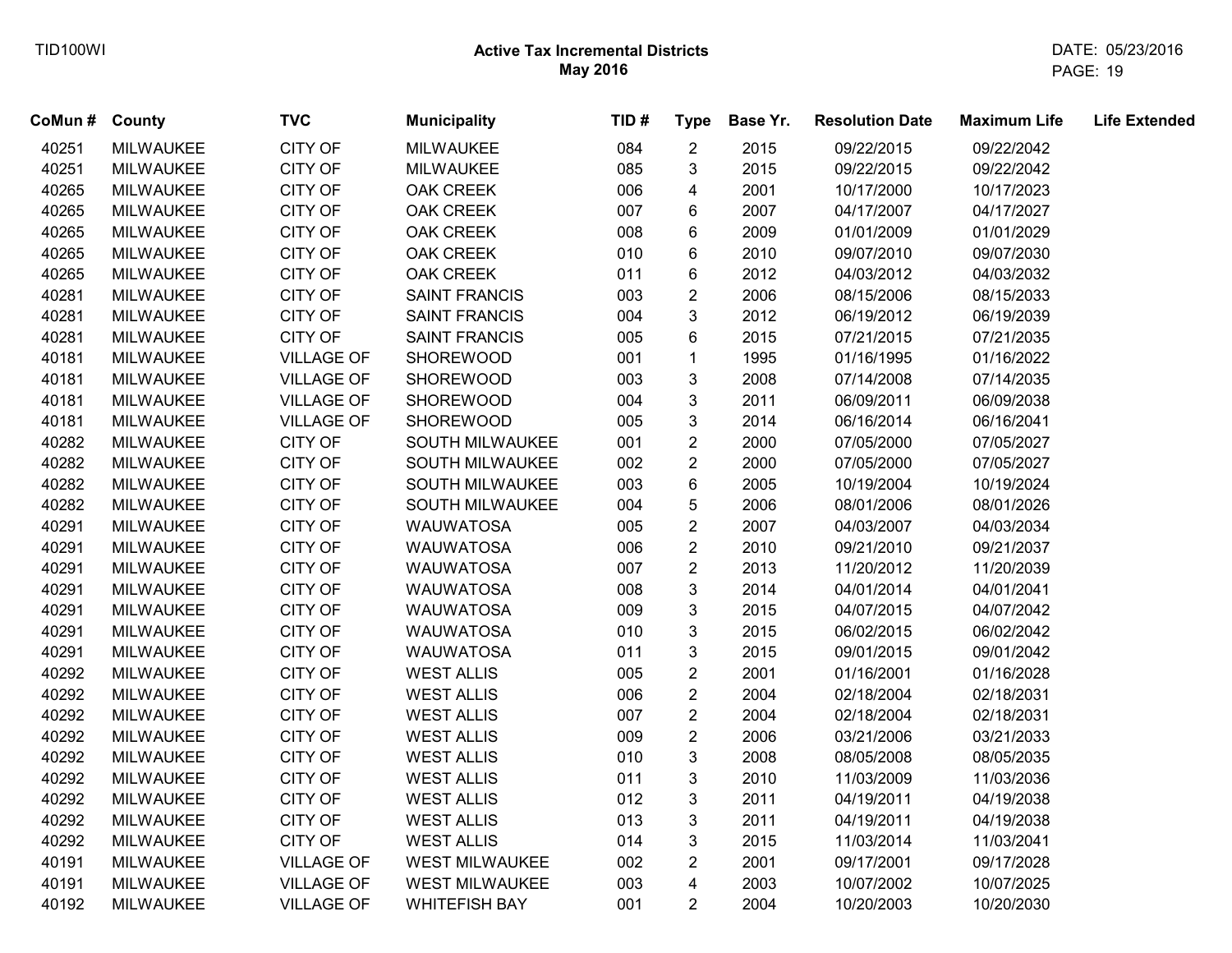## Active Tax Incremental Districts
## May 2016

| CoMun # | County | TVC | Municipality | TID # | Type | Base Yr. | Resolution Date | Maximum Life | Life Extended |
|---|---|---|---|---|---|---|---|---|---|
| 40251 | MILWAUKEE | CITY OF | MILWAUKEE | 084 | 2 | 2015 | 09/22/2015 | 09/22/2042 | |
| 40251 | MILWAUKEE | CITY OF | MILWAUKEE | 085 | 3 | 2015 | 09/22/2015 | 09/22/2042 | |
| 40265 | MILWAUKEE | CITY OF | OAK CREEK | 006 | 4 | 2001 | 10/17/2000 | 10/17/2023 | |
| 40265 | MILWAUKEE | CITY OF | OAK CREEK | 007 | 6 | 2007 | 04/17/2007 | 04/17/2027 | |
| 40265 | MILWAUKEE | CITY OF | OAK CREEK | 008 | 6 | 2009 | 01/01/2009 | 01/01/2029 | |
| 40265 | MILWAUKEE | CITY OF | OAK CREEK | 010 | 6 | 2010 | 09/07/2010 | 09/07/2030 | |
| 40265 | MILWAUKEE | CITY OF | OAK CREEK | 011 | 6 | 2012 | 04/03/2012 | 04/03/2032 | |
| 40281 | MILWAUKEE | CITY OF | SAINT FRANCIS | 003 | 2 | 2006 | 08/15/2006 | 08/15/2033 | |
| 40281 | MILWAUKEE | CITY OF | SAINT FRANCIS | 004 | 3 | 2012 | 06/19/2012 | 06/19/2039 | |
| 40281 | MILWAUKEE | CITY OF | SAINT FRANCIS | 005 | 6 | 2015 | 07/21/2015 | 07/21/2035 | |
| 40181 | MILWAUKEE | VILLAGE OF | SHOREWOOD | 001 | 1 | 1995 | 01/16/1995 | 01/16/2022 | |
| 40181 | MILWAUKEE | VILLAGE OF | SHOREWOOD | 003 | 3 | 2008 | 07/14/2008 | 07/14/2035 | |
| 40181 | MILWAUKEE | VILLAGE OF | SHOREWOOD | 004 | 3 | 2011 | 06/09/2011 | 06/09/2038 | |
| 40181 | MILWAUKEE | VILLAGE OF | SHOREWOOD | 005 | 3 | 2014 | 06/16/2014 | 06/16/2041 | |
| 40282 | MILWAUKEE | CITY OF | SOUTH MILWAUKEE | 001 | 2 | 2000 | 07/05/2000 | 07/05/2027 | |
| 40282 | MILWAUKEE | CITY OF | SOUTH MILWAUKEE | 002 | 2 | 2000 | 07/05/2000 | 07/05/2027 | |
| 40282 | MILWAUKEE | CITY OF | SOUTH MILWAUKEE | 003 | 6 | 2005 | 10/19/2004 | 10/19/2024 | |
| 40282 | MILWAUKEE | CITY OF | SOUTH MILWAUKEE | 004 | 5 | 2006 | 08/01/2006 | 08/01/2026 | |
| 40291 | MILWAUKEE | CITY OF | WAUWATOSA | 005 | 2 | 2007 | 04/03/2007 | 04/03/2034 | |
| 40291 | MILWAUKEE | CITY OF | WAUWATOSA | 006 | 2 | 2010 | 09/21/2010 | 09/21/2037 | |
| 40291 | MILWAUKEE | CITY OF | WAUWATOSA | 007 | 2 | 2013 | 11/20/2012 | 11/20/2039 | |
| 40291 | MILWAUKEE | CITY OF | WAUWATOSA | 008 | 3 | 2014 | 04/01/2014 | 04/01/2041 | |
| 40291 | MILWAUKEE | CITY OF | WAUWATOSA | 009 | 3 | 2015 | 04/07/2015 | 04/07/2042 | |
| 40291 | MILWAUKEE | CITY OF | WAUWATOSA | 010 | 3 | 2015 | 06/02/2015 | 06/02/2042 | |
| 40291 | MILWAUKEE | CITY OF | WAUWATOSA | 011 | 3 | 2015 | 09/01/2015 | 09/01/2042 | |
| 40292 | MILWAUKEE | CITY OF | WEST ALLIS | 005 | 2 | 2001 | 01/16/2001 | 01/16/2028 | |
| 40292 | MILWAUKEE | CITY OF | WEST ALLIS | 006 | 2 | 2004 | 02/18/2004 | 02/18/2031 | |
| 40292 | MILWAUKEE | CITY OF | WEST ALLIS | 007 | 2 | 2004 | 02/18/2004 | 02/18/2031 | |
| 40292 | MILWAUKEE | CITY OF | WEST ALLIS | 009 | 2 | 2006 | 03/21/2006 | 03/21/2033 | |
| 40292 | MILWAUKEE | CITY OF | WEST ALLIS | 010 | 3 | 2008 | 08/05/2008 | 08/05/2035 | |
| 40292 | MILWAUKEE | CITY OF | WEST ALLIS | 011 | 3 | 2010 | 11/03/2009 | 11/03/2036 | |
| 40292 | MILWAUKEE | CITY OF | WEST ALLIS | 012 | 3 | 2011 | 04/19/2011 | 04/19/2038 | |
| 40292 | MILWAUKEE | CITY OF | WEST ALLIS | 013 | 3 | 2011 | 04/19/2011 | 04/19/2038 | |
| 40292 | MILWAUKEE | CITY OF | WEST ALLIS | 014 | 3 | 2015 | 11/03/2014 | 11/03/2041 | |
| 40191 | MILWAUKEE | VILLAGE OF | WEST MILWAUKEE | 002 | 2 | 2001 | 09/17/2001 | 09/17/2028 | |
| 40191 | MILWAUKEE | VILLAGE OF | WEST MILWAUKEE | 003 | 4 | 2003 | 10/07/2002 | 10/07/2025 | |
| 40192 | MILWAUKEE | VILLAGE OF | WHITEFISH BAY | 001 | 2 | 2004 | 10/20/2003 | 10/20/2030 | |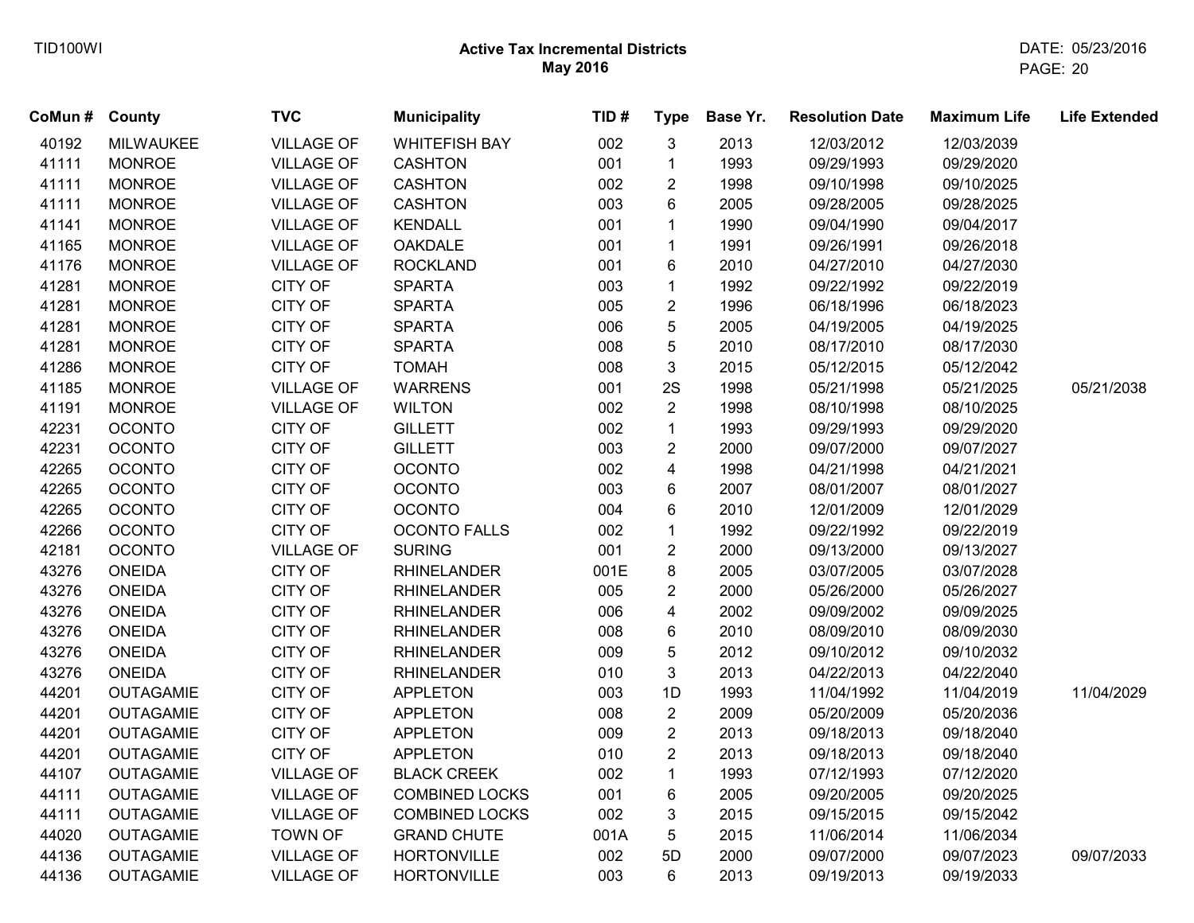**Active Tax Incremental Districts**
**May 2016**

| CoMun # | County | TVC | Municipality | TID # | Type | Base Yr. | Resolution Date | Maximum Life | Life Extended |
|---|---|---|---|---|---|---|---|---|---|
| 40192 | MILWAUKEE | VILLAGE OF | WHITEFISH BAY | 002 | 3 | 2013 | 12/03/2012 | 12/03/2039 | |
| 41111 | MONROE | VILLAGE OF | CASHTON | 001 | 1 | 1993 | 09/29/1993 | 09/29/2020 | |
| 41111 | MONROE | VILLAGE OF | CASHTON | 002 | 2 | 1998 | 09/10/1998 | 09/10/2025 | |
| 41111 | MONROE | VILLAGE OF | CASHTON | 003 | 6 | 2005 | 09/28/2005 | 09/28/2025 | |
| 41141 | MONROE | VILLAGE OF | KENDALL | 001 | 1 | 1990 | 09/04/1990 | 09/04/2017 | |
| 41165 | MONROE | VILLAGE OF | OAKDALE | 001 | 1 | 1991 | 09/26/1991 | 09/26/2018 | |
| 41176 | MONROE | VILLAGE OF | ROCKLAND | 001 | 6 | 2010 | 04/27/2010 | 04/27/2030 | |
| 41281 | MONROE | CITY OF | SPARTA | 003 | 1 | 1992 | 09/22/1992 | 09/22/2019 | |
| 41281 | MONROE | CITY OF | SPARTA | 005 | 2 | 1996 | 06/18/1996 | 06/18/2023 | |
| 41281 | MONROE | CITY OF | SPARTA | 006 | 5 | 2005 | 04/19/2005 | 04/19/2025 | |
| 41281 | MONROE | CITY OF | SPARTA | 008 | 5 | 2010 | 08/17/2010 | 08/17/2030 | |
| 41286 | MONROE | CITY OF | TOMAH | 008 | 3 | 2015 | 05/12/2015 | 05/12/2042 | |
| 41185 | MONROE | VILLAGE OF | WARRENS | 001 | 2S | 1998 | 05/21/1998 | 05/21/2025 | 05/21/2038 |
| 41191 | MONROE | VILLAGE OF | WILTON | 002 | 2 | 1998 | 08/10/1998 | 08/10/2025 | |
| 42231 | OCONTO | CITY OF | GILLETT | 002 | 1 | 1993 | 09/29/1993 | 09/29/2020 | |
| 42231 | OCONTO | CITY OF | GILLETT | 003 | 2 | 2000 | 09/07/2000 | 09/07/2027 | |
| 42265 | OCONTO | CITY OF | OCONTO | 002 | 4 | 1998 | 04/21/1998 | 04/21/2021 | |
| 42265 | OCONTO | CITY OF | OCONTO | 003 | 6 | 2007 | 08/01/2007 | 08/01/2027 | |
| 42265 | OCONTO | CITY OF | OCONTO | 004 | 6 | 2010 | 12/01/2009 | 12/01/2029 | |
| 42266 | OCONTO | CITY OF | OCONTO FALLS | 002 | 1 | 1992 | 09/22/1992 | 09/22/2019 | |
| 42181 | OCONTO | VILLAGE OF | SURING | 001 | 2 | 2000 | 09/13/2000 | 09/13/2027 | |
| 43276 | ONEIDA | CITY OF | RHINELANDER | 001E | 8 | 2005 | 03/07/2005 | 03/07/2028 | |
| 43276 | ONEIDA | CITY OF | RHINELANDER | 005 | 2 | 2000 | 05/26/2000 | 05/26/2027 | |
| 43276 | ONEIDA | CITY OF | RHINELANDER | 006 | 4 | 2002 | 09/09/2002 | 09/09/2025 | |
| 43276 | ONEIDA | CITY OF | RHINELANDER | 008 | 6 | 2010 | 08/09/2010 | 08/09/2030 | |
| 43276 | ONEIDA | CITY OF | RHINELANDER | 009 | 5 | 2012 | 09/10/2012 | 09/10/2032 | |
| 43276 | ONEIDA | CITY OF | RHINELANDER | 010 | 3 | 2013 | 04/22/2013 | 04/22/2040 | |
| 44201 | OUTAGAMIE | CITY OF | APPLETON | 003 | 1D | 1993 | 11/04/1992 | 11/04/2019 | 11/04/2029 |
| 44201 | OUTAGAMIE | CITY OF | APPLETON | 008 | 2 | 2009 | 05/20/2009 | 05/20/2036 | |
| 44201 | OUTAGAMIE | CITY OF | APPLETON | 009 | 2 | 2013 | 09/18/2013 | 09/18/2040 | |
| 44201 | OUTAGAMIE | CITY OF | APPLETON | 010 | 2 | 2013 | 09/18/2013 | 09/18/2040 | |
| 44107 | OUTAGAMIE | VILLAGE OF | BLACK CREEK | 002 | 1 | 1993 | 07/12/1993 | 07/12/2020 | |
| 44111 | OUTAGAMIE | VILLAGE OF | COMBINED LOCKS | 001 | 6 | 2005 | 09/20/2005 | 09/20/2025 | |
| 44111 | OUTAGAMIE | VILLAGE OF | COMBINED LOCKS | 002 | 3 | 2015 | 09/15/2015 | 09/15/2042 | |
| 44020 | OUTAGAMIE | TOWN OF | GRAND CHUTE | 001A | 5 | 2015 | 11/06/2014 | 11/06/2034 | |
| 44136 | OUTAGAMIE | VILLAGE OF | HORTONVILLE | 002 | 5D | 2000 | 09/07/2000 | 09/07/2023 | 09/07/2033 |
| 44136 | OUTAGAMIE | VILLAGE OF | HORTONVILLE | 003 | 6 | 2013 | 09/19/2013 | 09/19/2033 | |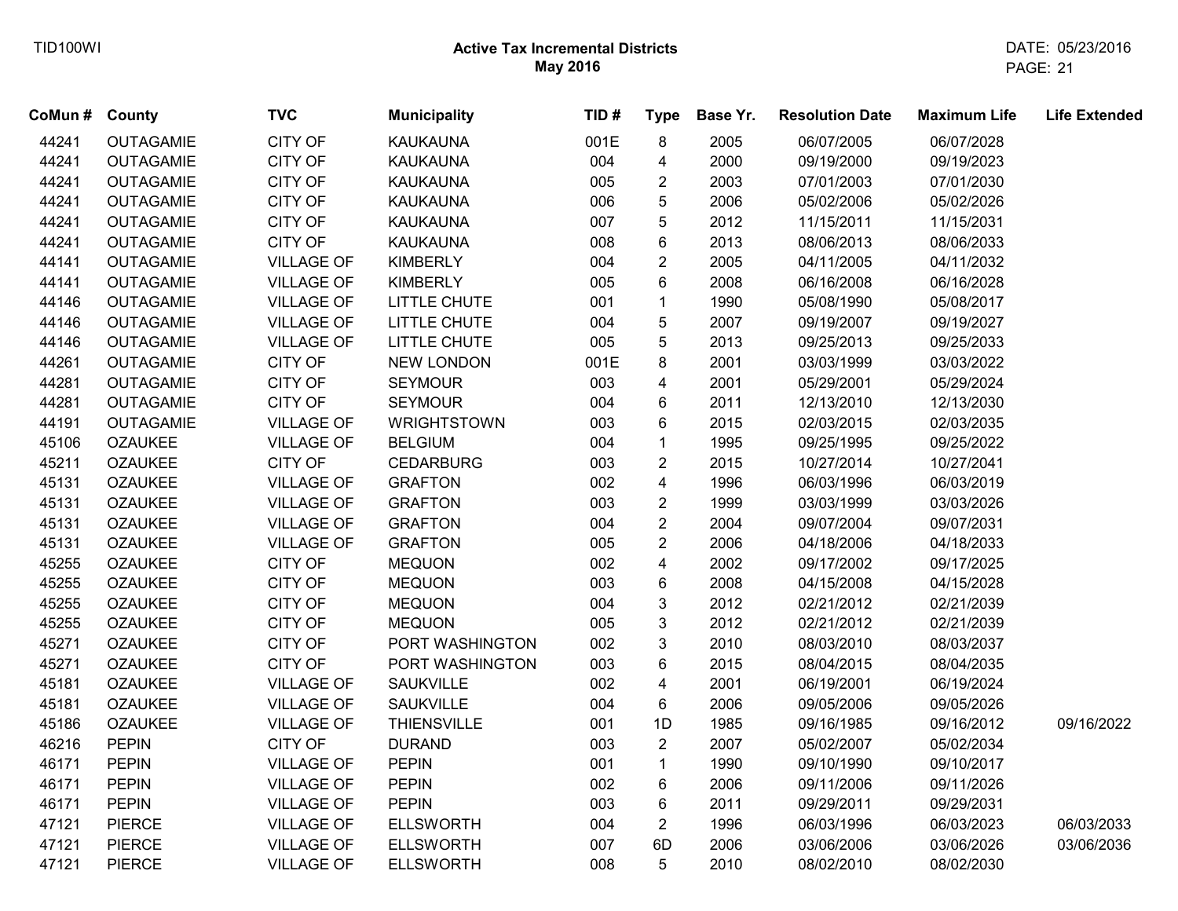**Active Tax Incremental Districts**
**May 2016**

| CoMun # | County | TVC | Municipality | TID # | Type | Base Yr. | Resolution Date | Maximum Life | Life Extended |
|---|---|---|---|---|---|---|---|---|---|
| 44241 | OUTAGAMIE | CITY OF | KAUKAUNA | 001E | 8 | 2005 | 06/07/2005 | 06/07/2028 | |
| 44241 | OUTAGAMIE | CITY OF | KAUKAUNA | 004 | 4 | 2000 | 09/19/2000 | 09/19/2023 | |
| 44241 | OUTAGAMIE | CITY OF | KAUKAUNA | 005 | 2 | 2003 | 07/01/2003 | 07/01/2030 | |
| 44241 | OUTAGAMIE | CITY OF | KAUKAUNA | 006 | 5 | 2006 | 05/02/2006 | 05/02/2026 | |
| 44241 | OUTAGAMIE | CITY OF | KAUKAUNA | 007 | 5 | 2012 | 11/15/2011 | 11/15/2031 | |
| 44241 | OUTAGAMIE | CITY OF | KAUKAUNA | 008 | 6 | 2013 | 08/06/2013 | 08/06/2033 | |
| 44141 | OUTAGAMIE | VILLAGE OF | KIMBERLY | 004 | 2 | 2005 | 04/11/2005 | 04/11/2032 | |
| 44141 | OUTAGAMIE | VILLAGE OF | KIMBERLY | 005 | 6 | 2008 | 06/16/2008 | 06/16/2028 | |
| 44146 | OUTAGAMIE | VILLAGE OF | LITTLE CHUTE | 001 | 1 | 1990 | 05/08/1990 | 05/08/2017 | |
| 44146 | OUTAGAMIE | VILLAGE OF | LITTLE CHUTE | 004 | 5 | 2007 | 09/19/2007 | 09/19/2027 | |
| 44146 | OUTAGAMIE | VILLAGE OF | LITTLE CHUTE | 005 | 5 | 2013 | 09/25/2013 | 09/25/2033 | |
| 44261 | OUTAGAMIE | CITY OF | NEW LONDON | 001E | 8 | 2001 | 03/03/1999 | 03/03/2022 | |
| 44281 | OUTAGAMIE | CITY OF | SEYMOUR | 003 | 4 | 2001 | 05/29/2001 | 05/29/2024 | |
| 44281 | OUTAGAMIE | CITY OF | SEYMOUR | 004 | 6 | 2011 | 12/13/2010 | 12/13/2030 | |
| 44191 | OUTAGAMIE | VILLAGE OF | WRIGHTSTOWN | 003 | 6 | 2015 | 02/03/2015 | 02/03/2035 | |
| 45106 | OZAUKEE | VILLAGE OF | BELGIUM | 004 | 1 | 1995 | 09/25/1995 | 09/25/2022 | |
| 45211 | OZAUKEE | CITY OF | CEDARBURG | 003 | 2 | 2015 | 10/27/2014 | 10/27/2041 | |
| 45131 | OZAUKEE | VILLAGE OF | GRAFTON | 002 | 4 | 1996 | 06/03/1996 | 06/03/2019 | |
| 45131 | OZAUKEE | VILLAGE OF | GRAFTON | 003 | 2 | 1999 | 03/03/1999 | 03/03/2026 | |
| 45131 | OZAUKEE | VILLAGE OF | GRAFTON | 004 | 2 | 2004 | 09/07/2004 | 09/07/2031 | |
| 45131 | OZAUKEE | VILLAGE OF | GRAFTON | 005 | 2 | 2006 | 04/18/2006 | 04/18/2033 | |
| 45255 | OZAUKEE | CITY OF | MEQUON | 002 | 4 | 2002 | 09/17/2002 | 09/17/2025 | |
| 45255 | OZAUKEE | CITY OF | MEQUON | 003 | 6 | 2008 | 04/15/2008 | 04/15/2028 | |
| 45255 | OZAUKEE | CITY OF | MEQUON | 004 | 3 | 2012 | 02/21/2012 | 02/21/2039 | |
| 45255 | OZAUKEE | CITY OF | MEQUON | 005 | 3 | 2012 | 02/21/2012 | 02/21/2039 | |
| 45271 | OZAUKEE | CITY OF | PORT WASHINGTON | 002 | 3 | 2010 | 08/03/2010 | 08/03/2037 | |
| 45271 | OZAUKEE | CITY OF | PORT WASHINGTON | 003 | 6 | 2015 | 08/04/2015 | 08/04/2035 | |
| 45181 | OZAUKEE | VILLAGE OF | SAUKVILLE | 002 | 4 | 2001 | 06/19/2001 | 06/19/2024 | |
| 45181 | OZAUKEE | VILLAGE OF | SAUKVILLE | 004 | 6 | 2006 | 09/05/2006 | 09/05/2026 | |
| 45186 | OZAUKEE | VILLAGE OF | THIENSVILLE | 001 | 1D | 1985 | 09/16/1985 | 09/16/2012 | 09/16/2022 |
| 46216 | PEPIN | CITY OF | DURAND | 003 | 2 | 2007 | 05/02/2007 | 05/02/2034 | |
| 46171 | PEPIN | VILLAGE OF | PEPIN | 001 | 1 | 1990 | 09/10/1990 | 09/10/2017 | |
| 46171 | PEPIN | VILLAGE OF | PEPIN | 002 | 6 | 2006 | 09/11/2006 | 09/11/2026 | |
| 46171 | PEPIN | VILLAGE OF | PEPIN | 003 | 6 | 2011 | 09/29/2011 | 09/29/2031 | |
| 47121 | PIERCE | VILLAGE OF | ELLSWORTH | 004 | 2 | 1996 | 06/03/1996 | 06/03/2023 | 06/03/2033 |
| 47121 | PIERCE | VILLAGE OF | ELLSWORTH | 007 | 6D | 2006 | 03/06/2006 | 03/06/2026 | 03/06/2036 |
| 47121 | PIERCE | VILLAGE OF | ELLSWORTH | 008 | 5 | 2010 | 08/02/2010 | 08/02/2030 | |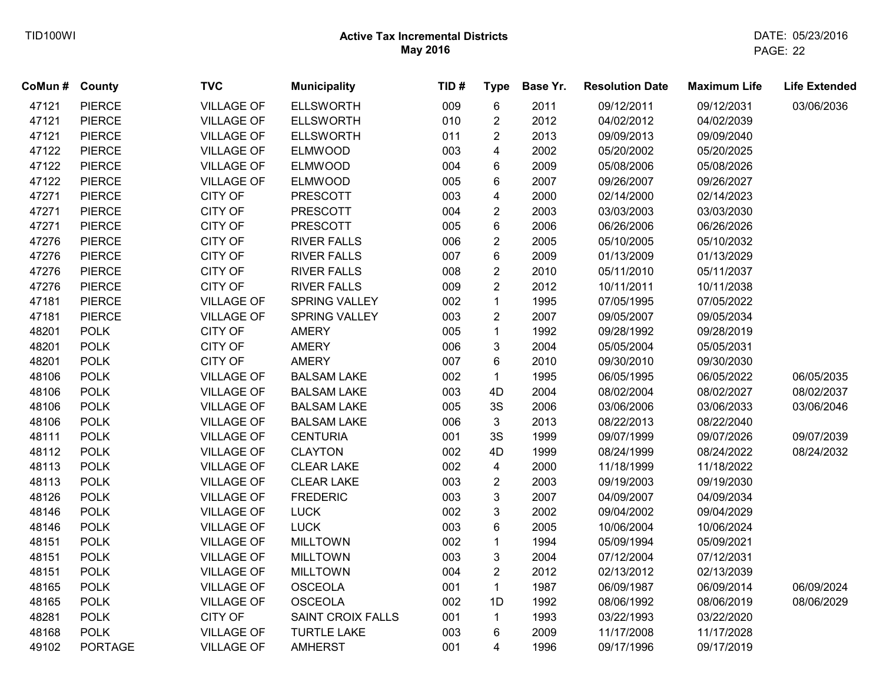# Active Tax Incremental Districts
## May 2016

| CoMun # | County | TVC | Municipality | TID # | Type | Base Yr. | Resolution Date | Maximum Life | Life Extended |
|---|---|---|---|---|---|---|---|---|---|
| 47121 | PIERCE | VILLAGE OF | ELLSWORTH | 009 | 6 | 2011 | 09/12/2011 | 09/12/2031 | 03/06/2036 |
| 47121 | PIERCE | VILLAGE OF | ELLSWORTH | 010 | 2 | 2012 | 04/02/2012 | 04/02/2039 | |
| 47121 | PIERCE | VILLAGE OF | ELLSWORTH | 011 | 2 | 2013 | 09/09/2013 | 09/09/2040 | |
| 47122 | PIERCE | VILLAGE OF | ELMWOOD | 003 | 4 | 2002 | 05/20/2002 | 05/20/2025 | |
| 47122 | PIERCE | VILLAGE OF | ELMWOOD | 004 | 6 | 2009 | 05/08/2006 | 05/08/2026 | |
| 47122 | PIERCE | VILLAGE OF | ELMWOOD | 005 | 6 | 2007 | 09/26/2007 | 09/26/2027 | |
| 47271 | PIERCE | CITY OF | PRESCOTT | 003 | 4 | 2000 | 02/14/2000 | 02/14/2023 | |
| 47271 | PIERCE | CITY OF | PRESCOTT | 004 | 2 | 2003 | 03/03/2003 | 03/03/2030 | |
| 47271 | PIERCE | CITY OF | PRESCOTT | 005 | 6 | 2006 | 06/26/2006 | 06/26/2026 | |
| 47276 | PIERCE | CITY OF | RIVER FALLS | 006 | 2 | 2005 | 05/10/2005 | 05/10/2032 | |
| 47276 | PIERCE | CITY OF | RIVER FALLS | 007 | 6 | 2009 | 01/13/2009 | 01/13/2029 | |
| 47276 | PIERCE | CITY OF | RIVER FALLS | 008 | 2 | 2010 | 05/11/2010 | 05/11/2037 | |
| 47276 | PIERCE | CITY OF | RIVER FALLS | 009 | 2 | 2012 | 10/11/2011 | 10/11/2038 | |
| 47181 | PIERCE | VILLAGE OF | SPRING VALLEY | 002 | 1 | 1995 | 07/05/1995 | 07/05/2022 | |
| 47181 | PIERCE | VILLAGE OF | SPRING VALLEY | 003 | 2 | 2007 | 09/05/2007 | 09/05/2034 | |
| 48201 | POLK | CITY OF | AMERY | 005 | 1 | 1992 | 09/28/1992 | 09/28/2019 | |
| 48201 | POLK | CITY OF | AMERY | 006 | 3 | 2004 | 05/05/2004 | 05/05/2031 | |
| 48201 | POLK | CITY OF | AMERY | 007 | 6 | 2010 | 09/30/2010 | 09/30/2030 | |
| 48106 | POLK | VILLAGE OF | BALSAM LAKE | 002 | 1 | 1995 | 06/05/1995 | 06/05/2022 | 06/05/2035 |
| 48106 | POLK | VILLAGE OF | BALSAM LAKE | 003 | 4D | 2004 | 08/02/2004 | 08/02/2027 | 08/02/2037 |
| 48106 | POLK | VILLAGE OF | BALSAM LAKE | 005 | 3S | 2006 | 03/06/2006 | 03/06/2033 | 03/06/2046 |
| 48106 | POLK | VILLAGE OF | BALSAM LAKE | 006 | 3 | 2013 | 08/22/2013 | 08/22/2040 | |
| 48111 | POLK | VILLAGE OF | CENTURIA | 001 | 3S | 1999 | 09/07/1999 | 09/07/2026 | 09/07/2039 |
| 48112 | POLK | VILLAGE OF | CLAYTON | 002 | 4D | 1999 | 08/24/1999 | 08/24/2022 | 08/24/2032 |
| 48113 | POLK | VILLAGE OF | CLEAR LAKE | 002 | 4 | 2000 | 11/18/1999 | 11/18/2022 | |
| 48113 | POLK | VILLAGE OF | CLEAR LAKE | 003 | 2 | 2003 | 09/19/2003 | 09/19/2030 | |
| 48126 | POLK | VILLAGE OF | FREDERIC | 003 | 3 | 2007 | 04/09/2007 | 04/09/2034 | |
| 48146 | POLK | VILLAGE OF | LUCK | 002 | 3 | 2002 | 09/04/2002 | 09/04/2029 | |
| 48146 | POLK | VILLAGE OF | LUCK | 003 | 6 | 2005 | 10/06/2004 | 10/06/2024 | |
| 48151 | POLK | VILLAGE OF | MILLTOWN | 002 | 1 | 1994 | 05/09/1994 | 05/09/2021 | |
| 48151 | POLK | VILLAGE OF | MILLTOWN | 003 | 3 | 2004 | 07/12/2004 | 07/12/2031 | |
| 48151 | POLK | VILLAGE OF | MILLTOWN | 004 | 2 | 2012 | 02/13/2012 | 02/13/2039 | |
| 48165 | POLK | VILLAGE OF | OSCEOLA | 001 | 1 | 1987 | 06/09/1987 | 06/09/2014 | 06/09/2024 |
| 48165 | POLK | VILLAGE OF | OSCEOLA | 002 | 1D | 1992 | 08/06/1992 | 08/06/2019 | 08/06/2029 |
| 48281 | POLK | CITY OF | SAINT CROIX FALLS | 001 | 1 | 1993 | 03/22/1993 | 03/22/2020 | |
| 48168 | POLK | VILLAGE OF | TURTLE LAKE | 003 | 6 | 2009 | 11/17/2008 | 11/17/2028 | |
| 49102 | PORTAGE | VILLAGE OF | AMHERST | 001 | 4 | 1996 | 09/17/1996 | 09/17/2019 | |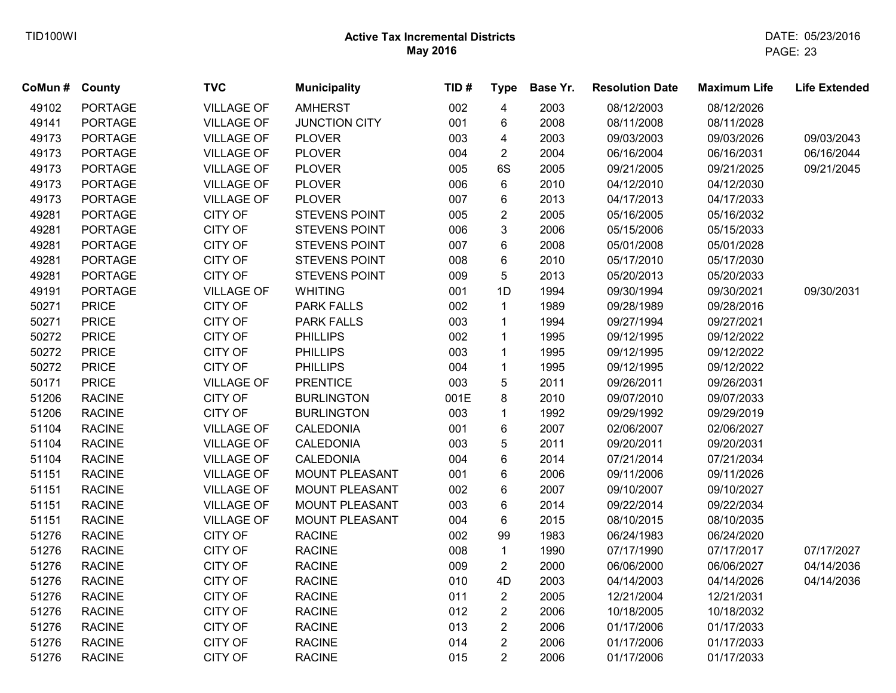**Active Tax Incremental Districts**
**May 2016**

| CoMun # | County | TVC | Municipality | TID # | Type | Base Yr. | Resolution Date | Maximum Life | Life Extended |
|---|---|---|---|---|---|---|---|---|---|
| 49102 | PORTAGE | VILLAGE OF | AMHERST | 002 | 4 | 2003 | 08/12/2003 | 08/12/2026 | |
| 49141 | PORTAGE | VILLAGE OF | JUNCTION CITY | 001 | 6 | 2008 | 08/11/2008 | 08/11/2028 | |
| 49173 | PORTAGE | VILLAGE OF | PLOVER | 003 | 4 | 2003 | 09/03/2003 | 09/03/2026 | 09/03/2043 |
| 49173 | PORTAGE | VILLAGE OF | PLOVER | 004 | 2 | 2004 | 06/16/2004 | 06/16/2031 | 06/16/2044 |
| 49173 | PORTAGE | VILLAGE OF | PLOVER | 005 | 6S | 2005 | 09/21/2005 | 09/21/2025 | 09/21/2045 |
| 49173 | PORTAGE | VILLAGE OF | PLOVER | 006 | 6 | 2010 | 04/12/2010 | 04/12/2030 | |
| 49173 | PORTAGE | VILLAGE OF | PLOVER | 007 | 6 | 2013 | 04/17/2013 | 04/17/2033 | |
| 49281 | PORTAGE | CITY OF | STEVENS POINT | 005 | 2 | 2005 | 05/16/2005 | 05/16/2032 | |
| 49281 | PORTAGE | CITY OF | STEVENS POINT | 006 | 3 | 2006 | 05/15/2006 | 05/15/2033 | |
| 49281 | PORTAGE | CITY OF | STEVENS POINT | 007 | 6 | 2008 | 05/01/2008 | 05/01/2028 | |
| 49281 | PORTAGE | CITY OF | STEVENS POINT | 008 | 6 | 2010 | 05/17/2010 | 05/17/2030 | |
| 49281 | PORTAGE | CITY OF | STEVENS POINT | 009 | 5 | 2013 | 05/20/2013 | 05/20/2033 | |
| 49191 | PORTAGE | VILLAGE OF | WHITING | 001 | 1D | 1994 | 09/30/1994 | 09/30/2021 | 09/30/2031 |
| 50271 | PRICE | CITY OF | PARK FALLS | 002 | 1 | 1989 | 09/28/1989 | 09/28/2016 | |
| 50271 | PRICE | CITY OF | PARK FALLS | 003 | 1 | 1994 | 09/27/1994 | 09/27/2021 | |
| 50272 | PRICE | CITY OF | PHILLIPS | 002 | 1 | 1995 | 09/12/1995 | 09/12/2022 | |
| 50272 | PRICE | CITY OF | PHILLIPS | 003 | 1 | 1995 | 09/12/1995 | 09/12/2022 | |
| 50272 | PRICE | CITY OF | PHILLIPS | 004 | 1 | 1995 | 09/12/1995 | 09/12/2022 | |
| 50171 | PRICE | VILLAGE OF | PRENTICE | 003 | 5 | 2011 | 09/26/2011 | 09/26/2031 | |
| 51206 | RACINE | CITY OF | BURLINGTON | 001E | 8 | 2010 | 09/07/2010 | 09/07/2033 | |
| 51206 | RACINE | CITY OF | BURLINGTON | 003 | 1 | 1992 | 09/29/1992 | 09/29/2019 | |
| 51104 | RACINE | VILLAGE OF | CALEDONIA | 001 | 6 | 2007 | 02/06/2007 | 02/06/2027 | |
| 51104 | RACINE | VILLAGE OF | CALEDONIA | 003 | 5 | 2011 | 09/20/2011 | 09/20/2031 | |
| 51104 | RACINE | VILLAGE OF | CALEDONIA | 004 | 6 | 2014 | 07/21/2014 | 07/21/2034 | |
| 51151 | RACINE | VILLAGE OF | MOUNT PLEASANT | 001 | 6 | 2006 | 09/11/2006 | 09/11/2026 | |
| 51151 | RACINE | VILLAGE OF | MOUNT PLEASANT | 002 | 6 | 2007 | 09/10/2007 | 09/10/2027 | |
| 51151 | RACINE | VILLAGE OF | MOUNT PLEASANT | 003 | 6 | 2014 | 09/22/2014 | 09/22/2034 | |
| 51151 | RACINE | VILLAGE OF | MOUNT PLEASANT | 004 | 6 | 2015 | 08/10/2015 | 08/10/2035 | |
| 51276 | RACINE | CITY OF | RACINE | 002 | 99 | 1983 | 06/24/1983 | 06/24/2020 | |
| 51276 | RACINE | CITY OF | RACINE | 008 | 1 | 1990 | 07/17/1990 | 07/17/2017 | 07/17/2027 |
| 51276 | RACINE | CITY OF | RACINE | 009 | 2 | 2000 | 06/06/2000 | 06/06/2027 | 04/14/2036 |
| 51276 | RACINE | CITY OF | RACINE | 010 | 4D | 2003 | 04/14/2003 | 04/14/2026 | 04/14/2036 |
| 51276 | RACINE | CITY OF | RACINE | 011 | 2 | 2005 | 12/21/2004 | 12/21/2031 | |
| 51276 | RACINE | CITY OF | RACINE | 012 | 2 | 2006 | 10/18/2005 | 10/18/2032 | |
| 51276 | RACINE | CITY OF | RACINE | 013 | 2 | 2006 | 01/17/2006 | 01/17/2033 | |
| 51276 | RACINE | CITY OF | RACINE | 014 | 2 | 2006 | 01/17/2006 | 01/17/2033 | |
| 51276 | RACINE | CITY OF | RACINE | 015 | 2 | 2006 | 01/17/2006 | 01/17/2033 | |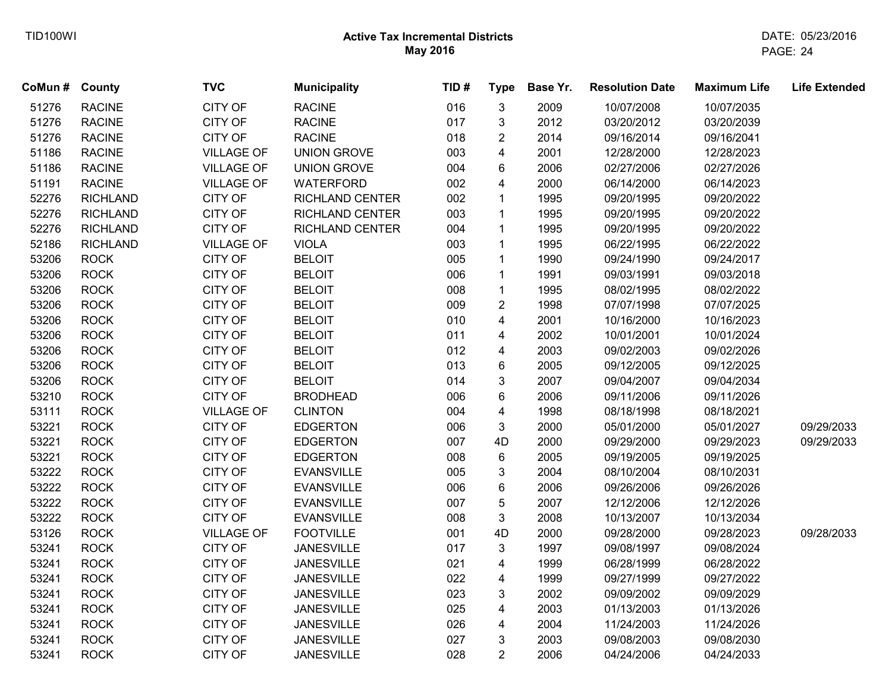# Active Tax Incremental Districts
## May 2016

| CoMun # | County | TVC | Municipality | TID # | Type | Base Yr. | Resolution Date | Maximum Life | Life Extended |
|---|---|---|---|---|---|---|---|---|---|
| 51276 | RACINE | CITY OF | RACINE | 016 | 3 | 2009 | 10/07/2008 | 10/07/2035 | |
| 51276 | RACINE | CITY OF | RACINE | 017 | 3 | 2012 | 03/20/2012 | 03/20/2039 | |
| 51276 | RACINE | CITY OF | RACINE | 018 | 2 | 2014 | 09/16/2014 | 09/16/2041 | |
| 51186 | RACINE | VILLAGE OF | UNION GROVE | 003 | 4 | 2001 | 12/28/2000 | 12/28/2023 | |
| 51186 | RACINE | VILLAGE OF | UNION GROVE | 004 | 6 | 2006 | 02/27/2006 | 02/27/2026 | |
| 51191 | RACINE | VILLAGE OF | WATERFORD | 002 | 4 | 2000 | 06/14/2000 | 06/14/2023 | |
| 52276 | RICHLAND | CITY OF | RICHLAND CENTER | 002 | 1 | 1995 | 09/20/1995 | 09/20/2022 | |
| 52276 | RICHLAND | CITY OF | RICHLAND CENTER | 003 | 1 | 1995 | 09/20/1995 | 09/20/2022 | |
| 52276 | RICHLAND | CITY OF | RICHLAND CENTER | 004 | 1 | 1995 | 09/20/1995 | 09/20/2022 | |
| 52186 | RICHLAND | VILLAGE OF | VIOLA | 003 | 1 | 1995 | 06/22/1995 | 06/22/2022 | |
| 53206 | ROCK | CITY OF | BELOIT | 005 | 1 | 1990 | 09/24/1990 | 09/24/2017 | |
| 53206 | ROCK | CITY OF | BELOIT | 006 | 1 | 1991 | 09/03/1991 | 09/03/2018 | |
| 53206 | ROCK | CITY OF | BELOIT | 008 | 1 | 1995 | 08/02/1995 | 08/02/2022 | |
| 53206 | ROCK | CITY OF | BELOIT | 009 | 2 | 1998 | 07/07/1998 | 07/07/2025 | |
| 53206 | ROCK | CITY OF | BELOIT | 010 | 4 | 2001 | 10/16/2000 | 10/16/2023 | |
| 53206 | ROCK | CITY OF | BELOIT | 011 | 4 | 2002 | 10/01/2001 | 10/01/2024 | |
| 53206 | ROCK | CITY OF | BELOIT | 012 | 4 | 2003 | 09/02/2003 | 09/02/2026 | |
| 53206 | ROCK | CITY OF | BELOIT | 013 | 6 | 2005 | 09/12/2005 | 09/12/2025 | |
| 53206 | ROCK | CITY OF | BELOIT | 014 | 3 | 2007 | 09/04/2007 | 09/04/2034 | |
| 53210 | ROCK | CITY OF | BRODHEAD | 006 | 6 | 2006 | 09/11/2006 | 09/11/2026 | |
| 53111 | ROCK | VILLAGE OF | CLINTON | 004 | 4 | 1998 | 08/18/1998 | 08/18/2021 | |
| 53221 | ROCK | CITY OF | EDGERTON | 006 | 3 | 2000 | 05/01/2000 | 05/01/2027 | 09/29/2033 |
| 53221 | ROCK | CITY OF | EDGERTON | 007 | 4D | 2000 | 09/29/2000 | 09/29/2023 | 09/29/2033 |
| 53221 | ROCK | CITY OF | EDGERTON | 008 | 6 | 2005 | 09/19/2005 | 09/19/2025 | |
| 53222 | ROCK | CITY OF | EVANSVILLE | 005 | 3 | 2004 | 08/10/2004 | 08/10/2031 | |
| 53222 | ROCK | CITY OF | EVANSVILLE | 006 | 6 | 2006 | 09/26/2006 | 09/26/2026 | |
| 53222 | ROCK | CITY OF | EVANSVILLE | 007 | 5 | 2007 | 12/12/2006 | 12/12/2026 | |
| 53222 | ROCK | CITY OF | EVANSVILLE | 008 | 3 | 2008 | 10/13/2007 | 10/13/2034 | |
| 53126 | ROCK | VILLAGE OF | FOOTVILLE | 001 | 4D | 2000 | 09/28/2000 | 09/28/2023 | 09/28/2033 |
| 53241 | ROCK | CITY OF | JANESVILLE | 017 | 3 | 1997 | 09/08/1997 | 09/08/2024 | |
| 53241 | ROCK | CITY OF | JANESVILLE | 021 | 4 | 1999 | 06/28/1999 | 06/28/2022 | |
| 53241 | ROCK | CITY OF | JANESVILLE | 022 | 4 | 1999 | 09/27/1999 | 09/27/2022 | |
| 53241 | ROCK | CITY OF | JANESVILLE | 023 | 3 | 2002 | 09/09/2002 | 09/09/2029 | |
| 53241 | ROCK | CITY OF | JANESVILLE | 025 | 4 | 2003 | 01/13/2003 | 01/13/2026 | |
| 53241 | ROCK | CITY OF | JANESVILLE | 026 | 4 | 2004 | 11/24/2003 | 11/24/2026 | |
| 53241 | ROCK | CITY OF | JANESVILLE | 027 | 3 | 2003 | 09/08/2003 | 09/08/2030 | |
| 53241 | ROCK | CITY OF | JANESVILLE | 028 | 2 | 2006 | 04/24/2006 | 04/24/2033 | |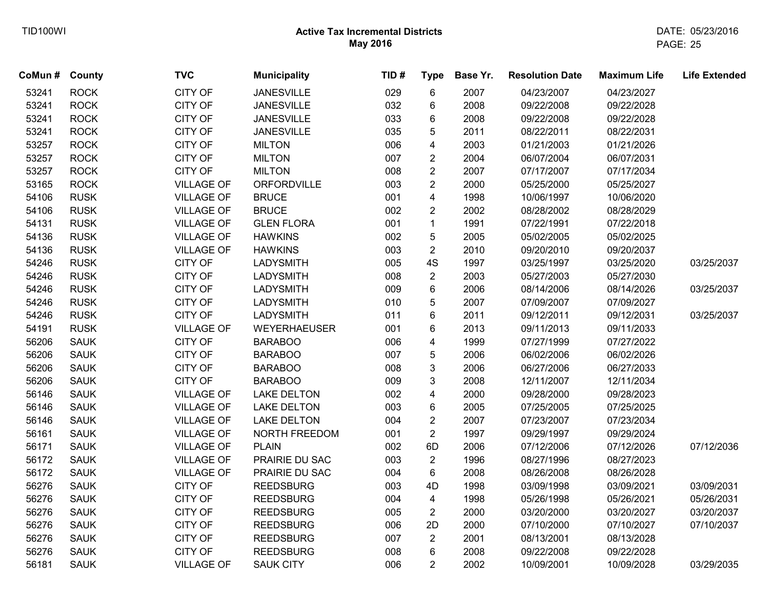## Active Tax Incremental Districts
## May 2016

| CoMun # | County | TVC | Municipality | TID # | Type | Base Yr. | Resolution Date | Maximum Life | Life Extended |
|---|---|---|---|---|---|---|---|---|---|
| 53241 | ROCK | CITY OF | JANESVILLE | 029 | 6 | 2007 | 04/23/2007 | 04/23/2027 | |
| 53241 | ROCK | CITY OF | JANESVILLE | 032 | 6 | 2008 | 09/22/2008 | 09/22/2028 | |
| 53241 | ROCK | CITY OF | JANESVILLE | 033 | 6 | 2008 | 09/22/2008 | 09/22/2028 | |
| 53241 | ROCK | CITY OF | JANESVILLE | 035 | 5 | 2011 | 08/22/2011 | 08/22/2031 | |
| 53257 | ROCK | CITY OF | MILTON | 006 | 4 | 2003 | 01/21/2003 | 01/21/2026 | |
| 53257 | ROCK | CITY OF | MILTON | 007 | 2 | 2004 | 06/07/2004 | 06/07/2031 | |
| 53257 | ROCK | CITY OF | MILTON | 008 | 2 | 2007 | 07/17/2007 | 07/17/2034 | |
| 53165 | ROCK | VILLAGE OF | ORFORDVILLE | 003 | 2 | 2000 | 05/25/2000 | 05/25/2027 | |
| 54106 | RUSK | VILLAGE OF | BRUCE | 001 | 4 | 1998 | 10/06/1997 | 10/06/2020 | |
| 54106 | RUSK | VILLAGE OF | BRUCE | 002 | 2 | 2002 | 08/28/2002 | 08/28/2029 | |
| 54131 | RUSK | VILLAGE OF | GLEN FLORA | 001 | 1 | 1991 | 07/22/1991 | 07/22/2018 | |
| 54136 | RUSK | VILLAGE OF | HAWKINS | 002 | 5 | 2005 | 05/02/2005 | 05/02/2025 | |
| 54136 | RUSK | VILLAGE OF | HAWKINS | 003 | 2 | 2010 | 09/20/2010 | 09/20/2037 | |
| 54246 | RUSK | CITY OF | LADYSMITH | 005 | 4S | 1997 | 03/25/1997 | 03/25/2020 | 03/25/2037 |
| 54246 | RUSK | CITY OF | LADYSMITH | 008 | 2 | 2003 | 05/27/2003 | 05/27/2030 | |
| 54246 | RUSK | CITY OF | LADYSMITH | 009 | 6 | 2006 | 08/14/2006 | 08/14/2026 | 03/25/2037 |
| 54246 | RUSK | CITY OF | LADYSMITH | 010 | 5 | 2007 | 07/09/2007 | 07/09/2027 | |
| 54246 | RUSK | CITY OF | LADYSMITH | 011 | 6 | 2011 | 09/12/2011 | 09/12/2031 | 03/25/2037 |
| 54191 | RUSK | VILLAGE OF | WEYERHAEUSER | 001 | 6 | 2013 | 09/11/2013 | 09/11/2033 | |
| 56206 | SAUK | CITY OF | BARABOO | 006 | 4 | 1999 | 07/27/1999 | 07/27/2022 | |
| 56206 | SAUK | CITY OF | BARABOO | 007 | 5 | 2006 | 06/02/2006 | 06/02/2026 | |
| 56206 | SAUK | CITY OF | BARABOO | 008 | 3 | 2006 | 06/27/2006 | 06/27/2033 | |
| 56206 | SAUK | CITY OF | BARABOO | 009 | 3 | 2008 | 12/11/2007 | 12/11/2034 | |
| 56146 | SAUK | VILLAGE OF | LAKE DELTON | 002 | 4 | 2000 | 09/28/2000 | 09/28/2023 | |
| 56146 | SAUK | VILLAGE OF | LAKE DELTON | 003 | 6 | 2005 | 07/25/2005 | 07/25/2025 | |
| 56146 | SAUK | VILLAGE OF | LAKE DELTON | 004 | 2 | 2007 | 07/23/2007 | 07/23/2034 | |
| 56161 | SAUK | VILLAGE OF | NORTH FREEDOM | 001 | 2 | 1997 | 09/29/1997 | 09/29/2024 | |
| 56171 | SAUK | VILLAGE OF | PLAIN | 002 | 6D | 2006 | 07/12/2006 | 07/12/2026 | 07/12/2036 |
| 56172 | SAUK | VILLAGE OF | PRAIRIE DU SAC | 003 | 2 | 1996 | 08/27/1996 | 08/27/2023 | |
| 56172 | SAUK | VILLAGE OF | PRAIRIE DU SAC | 004 | 6 | 2008 | 08/26/2008 | 08/26/2028 | |
| 56276 | SAUK | CITY OF | REEDSBURG | 003 | 4D | 1998 | 03/09/1998 | 03/09/2021 | 03/09/2031 |
| 56276 | SAUK | CITY OF | REEDSBURG | 004 | 4 | 1998 | 05/26/1998 | 05/26/2021 | 05/26/2031 |
| 56276 | SAUK | CITY OF | REEDSBURG | 005 | 2 | 2000 | 03/20/2000 | 03/20/2027 | 03/20/2037 |
| 56276 | SAUK | CITY OF | REEDSBURG | 006 | 2D | 2000 | 07/10/2000 | 07/10/2027 | 07/10/2037 |
| 56276 | SAUK | CITY OF | REEDSBURG | 007 | 2 | 2001 | 08/13/2001 | 08/13/2028 | |
| 56276 | SAUK | CITY OF | REEDSBURG | 008 | 6 | 2008 | 09/22/2008 | 09/22/2028 | |
| 56181 | SAUK | VILLAGE OF | SAUK CITY | 006 | 2 | 2002 | 10/09/2001 | 10/09/2028 | 03/29/2035 |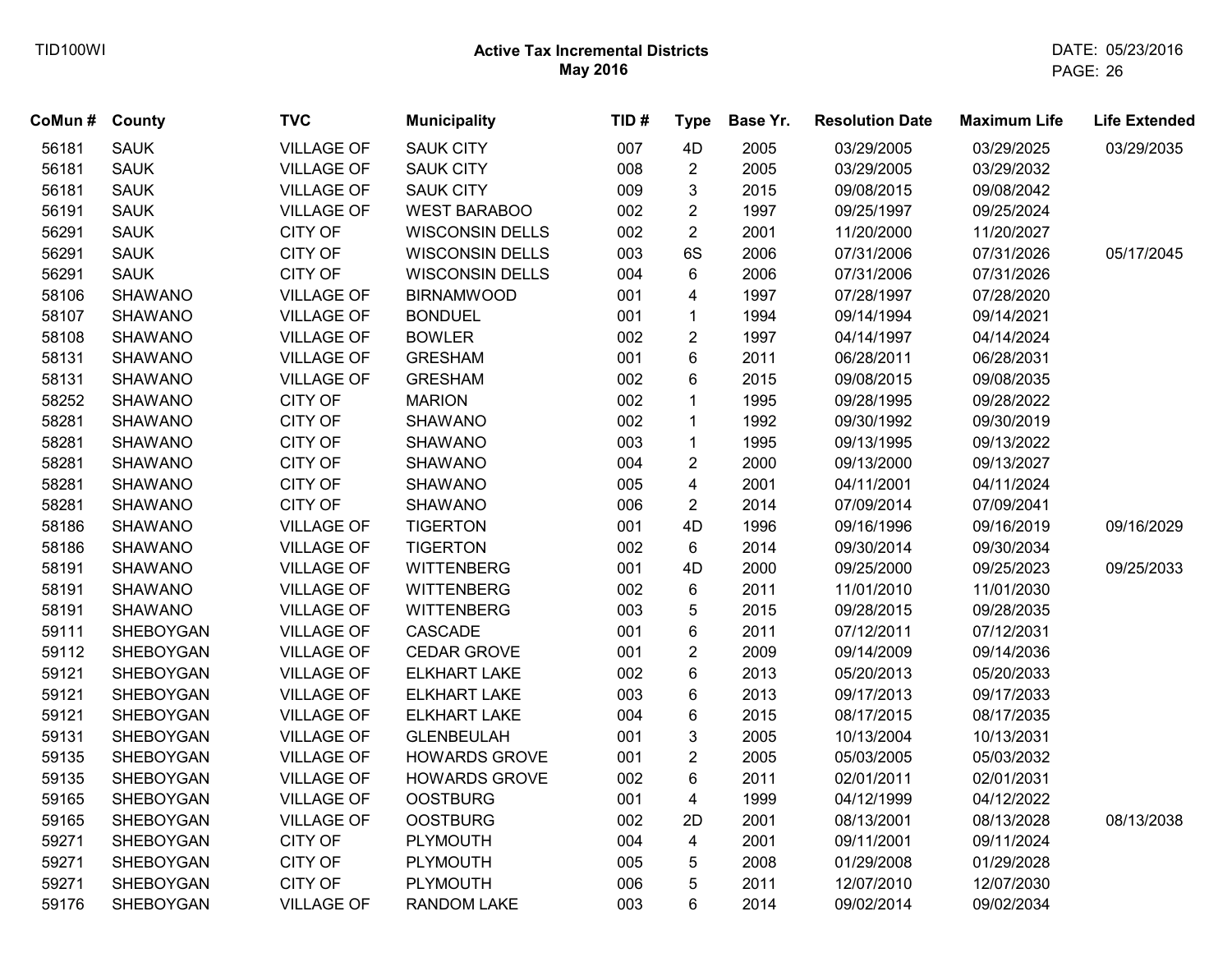**Active Tax Incremental Districts**
**May 2016**

| CoMun # | County | TVC | Municipality | TID # | Type | Base Yr. | Resolution Date | Maximum Life | Life Extended |
|---|---|---|---|---|---|---|---|---|---|
| 56181 | SAUK | VILLAGE OF | SAUK CITY | 007 | 4D | 2005 | 03/29/2005 | 03/29/2025 | 03/29/2035 |
| 56181 | SAUK | VILLAGE OF | SAUK CITY | 008 | 2 | 2005 | 03/29/2005 | 03/29/2032 | |
| 56181 | SAUK | VILLAGE OF | SAUK CITY | 009 | 3 | 2015 | 09/08/2015 | 09/08/2042 | |
| 56191 | SAUK | VILLAGE OF | WEST BARABOO | 002 | 2 | 1997 | 09/25/1997 | 09/25/2024 | |
| 56291 | SAUK | CITY OF | WISCONSIN DELLS | 002 | 2 | 2001 | 11/20/2000 | 11/20/2027 | |
| 56291 | SAUK | CITY OF | WISCONSIN DELLS | 003 | 6S | 2006 | 07/31/2006 | 07/31/2026 | 05/17/2045 |
| 56291 | SAUK | CITY OF | WISCONSIN DELLS | 004 | 6 | 2006 | 07/31/2006 | 07/31/2026 | |
| 58106 | SHAWANO | VILLAGE OF | BIRNAMWOOD | 001 | 4 | 1997 | 07/28/1997 | 07/28/2020 | |
| 58107 | SHAWANO | VILLAGE OF | BONDUEL | 001 | 1 | 1994 | 09/14/1994 | 09/14/2021 | |
| 58108 | SHAWANO | VILLAGE OF | BOWLER | 002 | 2 | 1997 | 04/14/1997 | 04/14/2024 | |
| 58131 | SHAWANO | VILLAGE OF | GRESHAM | 001 | 6 | 2011 | 06/28/2011 | 06/28/2031 | |
| 58131 | SHAWANO | VILLAGE OF | GRESHAM | 002 | 6 | 2015 | 09/08/2015 | 09/08/2035 | |
| 58252 | SHAWANO | CITY OF | MARION | 002 | 1 | 1995 | 09/28/1995 | 09/28/2022 | |
| 58281 | SHAWANO | CITY OF | SHAWANO | 002 | 1 | 1992 | 09/30/1992 | 09/30/2019 | |
| 58281 | SHAWANO | CITY OF | SHAWANO | 003 | 1 | 1995 | 09/13/1995 | 09/13/2022 | |
| 58281 | SHAWANO | CITY OF | SHAWANO | 004 | 2 | 2000 | 09/13/2000 | 09/13/2027 | |
| 58281 | SHAWANO | CITY OF | SHAWANO | 005 | 4 | 2001 | 04/11/2001 | 04/11/2024 | |
| 58281 | SHAWANO | CITY OF | SHAWANO | 006 | 2 | 2014 | 07/09/2014 | 07/09/2041 | |
| 58186 | SHAWANO | VILLAGE OF | TIGERTON | 001 | 4D | 1996 | 09/16/1996 | 09/16/2019 | 09/16/2029 |
| 58186 | SHAWANO | VILLAGE OF | TIGERTON | 002 | 6 | 2014 | 09/30/2014 | 09/30/2034 | |
| 58191 | SHAWANO | VILLAGE OF | WITTENBERG | 001 | 4D | 2000 | 09/25/2000 | 09/25/2023 | 09/25/2033 |
| 58191 | SHAWANO | VILLAGE OF | WITTENBERG | 002 | 6 | 2011 | 11/01/2010 | 11/01/2030 | |
| 58191 | SHAWANO | VILLAGE OF | WITTENBERG | 003 | 5 | 2015 | 09/28/2015 | 09/28/2035 | |
| 59111 | SHEBOYGAN | VILLAGE OF | CASCADE | 001 | 6 | 2011 | 07/12/2011 | 07/12/2031 | |
| 59112 | SHEBOYGAN | VILLAGE OF | CEDAR GROVE | 001 | 2 | 2009 | 09/14/2009 | 09/14/2036 | |
| 59121 | SHEBOYGAN | VILLAGE OF | ELKHART LAKE | 002 | 6 | 2013 | 05/20/2013 | 05/20/2033 | |
| 59121 | SHEBOYGAN | VILLAGE OF | ELKHART LAKE | 003 | 6 | 2013 | 09/17/2013 | 09/17/2033 | |
| 59121 | SHEBOYGAN | VILLAGE OF | ELKHART LAKE | 004 | 6 | 2015 | 08/17/2015 | 08/17/2035 | |
| 59131 | SHEBOYGAN | VILLAGE OF | GLENBEULAH | 001 | 3 | 2005 | 10/13/2004 | 10/13/2031 | |
| 59135 | SHEBOYGAN | VILLAGE OF | HOWARDS GROVE | 001 | 2 | 2005 | 05/03/2005 | 05/03/2032 | |
| 59135 | SHEBOYGAN | VILLAGE OF | HOWARDS GROVE | 002 | 6 | 2011 | 02/01/2011 | 02/01/2031 | |
| 59165 | SHEBOYGAN | VILLAGE OF | OOSTBURG | 001 | 4 | 1999 | 04/12/1999 | 04/12/2022 | |
| 59165 | SHEBOYGAN | VILLAGE OF | OOSTBURG | 002 | 2D | 2001 | 08/13/2001 | 08/13/2028 | 08/13/2038 |
| 59271 | SHEBOYGAN | CITY OF | PLYMOUTH | 004 | 4 | 2001 | 09/11/2001 | 09/11/2024 | |
| 59271 | SHEBOYGAN | CITY OF | PLYMOUTH | 005 | 5 | 2008 | 01/29/2008 | 01/29/2028 | |
| 59271 | SHEBOYGAN | CITY OF | PLYMOUTH | 006 | 5 | 2011 | 12/07/2010 | 12/07/2030 | |
| 59176 | SHEBOYGAN | VILLAGE OF | RANDOM LAKE | 003 | 6 | 2014 | 09/02/2014 | 09/02/2034 | |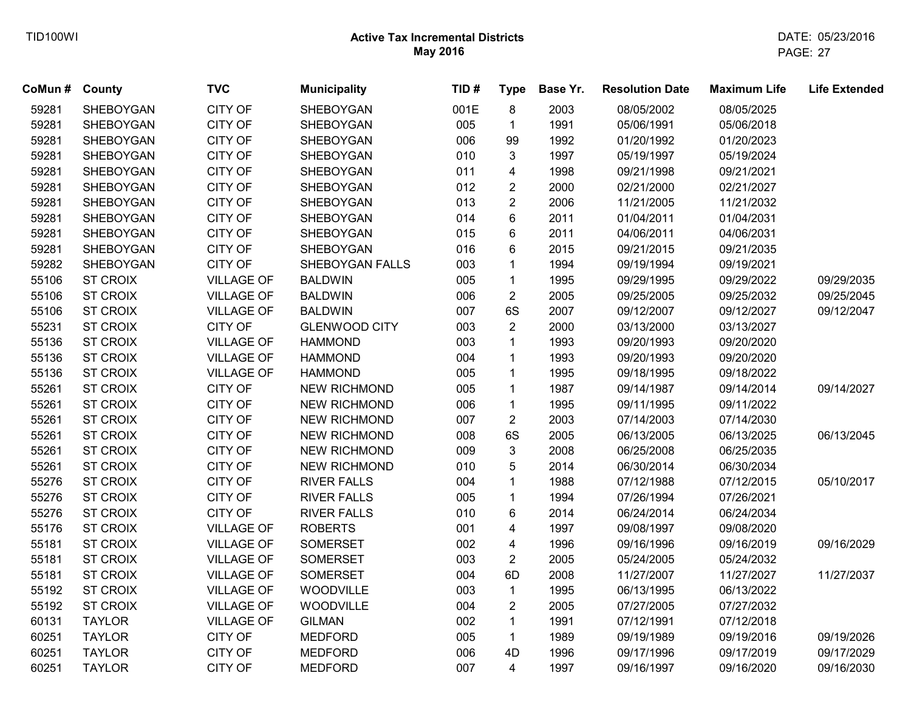# Active Tax Incremental Districts
## May 2016

| CoMun # | County | TVC | Municipality | TID # | Type | Base Yr. | Resolution Date | Maximum Life | Life Extended |
|---|---|---|---|---|---|---|---|---|---|
| 59281 | SHEBOYGAN | CITY OF | SHEBOYGAN | 001E | 8 | 2003 | 08/05/2002 | 08/05/2025 | |
| 59281 | SHEBOYGAN | CITY OF | SHEBOYGAN | 005 | 1 | 1991 | 05/06/1991 | 05/06/2018 | |
| 59281 | SHEBOYGAN | CITY OF | SHEBOYGAN | 006 | 99 | 1992 | 01/20/1992 | 01/20/2023 | |
| 59281 | SHEBOYGAN | CITY OF | SHEBOYGAN | 010 | 3 | 1997 | 05/19/1997 | 05/19/2024 | |
| 59281 | SHEBOYGAN | CITY OF | SHEBOYGAN | 011 | 4 | 1998 | 09/21/1998 | 09/21/2021 | |
| 59281 | SHEBOYGAN | CITY OF | SHEBOYGAN | 012 | 2 | 2000 | 02/21/2000 | 02/21/2027 | |
| 59281 | SHEBOYGAN | CITY OF | SHEBOYGAN | 013 | 2 | 2006 | 11/21/2005 | 11/21/2032 | |
| 59281 | SHEBOYGAN | CITY OF | SHEBOYGAN | 014 | 6 | 2011 | 01/04/2011 | 01/04/2031 | |
| 59281 | SHEBOYGAN | CITY OF | SHEBOYGAN | 015 | 6 | 2011 | 04/06/2011 | 04/06/2031 | |
| 59281 | SHEBOYGAN | CITY OF | SHEBOYGAN | 016 | 6 | 2015 | 09/21/2015 | 09/21/2035 | |
| 59282 | SHEBOYGAN | CITY OF | SHEBOYGAN FALLS | 003 | 1 | 1994 | 09/19/1994 | 09/19/2021 | |
| 55106 | ST CROIX | VILLAGE OF | BALDWIN | 005 | 1 | 1995 | 09/29/1995 | 09/29/2022 | 09/29/2035 |
| 55106 | ST CROIX | VILLAGE OF | BALDWIN | 006 | 2 | 2005 | 09/25/2005 | 09/25/2032 | 09/25/2045 |
| 55106 | ST CROIX | VILLAGE OF | BALDWIN | 007 | 6S | 2007 | 09/12/2007 | 09/12/2027 | 09/12/2047 |
| 55231 | ST CROIX | CITY OF | GLENWOOD CITY | 003 | 2 | 2000 | 03/13/2000 | 03/13/2027 | |
| 55136 | ST CROIX | VILLAGE OF | HAMMOND | 003 | 1 | 1993 | 09/20/1993 | 09/20/2020 | |
| 55136 | ST CROIX | VILLAGE OF | HAMMOND | 004 | 1 | 1993 | 09/20/1993 | 09/20/2020 | |
| 55136 | ST CROIX | VILLAGE OF | HAMMOND | 005 | 1 | 1995 | 09/18/1995 | 09/18/2022 | |
| 55261 | ST CROIX | CITY OF | NEW RICHMOND | 005 | 1 | 1987 | 09/14/1987 | 09/14/2014 | 09/14/2027 |
| 55261 | ST CROIX | CITY OF | NEW RICHMOND | 006 | 1 | 1995 | 09/11/1995 | 09/11/2022 | |
| 55261 | ST CROIX | CITY OF | NEW RICHMOND | 007 | 2 | 2003 | 07/14/2003 | 07/14/2030 | |
| 55261 | ST CROIX | CITY OF | NEW RICHMOND | 008 | 6S | 2005 | 06/13/2005 | 06/13/2025 | 06/13/2045 |
| 55261 | ST CROIX | CITY OF | NEW RICHMOND | 009 | 3 | 2008 | 06/25/2008 | 06/25/2035 | |
| 55261 | ST CROIX | CITY OF | NEW RICHMOND | 010 | 5 | 2014 | 06/30/2014 | 06/30/2034 | |
| 55276 | ST CROIX | CITY OF | RIVER FALLS | 004 | 1 | 1988 | 07/12/1988 | 07/12/2015 | 05/10/2017 |
| 55276 | ST CROIX | CITY OF | RIVER FALLS | 005 | 1 | 1994 | 07/26/1994 | 07/26/2021 | |
| 55276 | ST CROIX | CITY OF | RIVER FALLS | 010 | 6 | 2014 | 06/24/2014 | 06/24/2034 | |
| 55176 | ST CROIX | VILLAGE OF | ROBERTS | 001 | 4 | 1997 | 09/08/1997 | 09/08/2020 | |
| 55181 | ST CROIX | VILLAGE OF | SOMERSET | 002 | 4 | 1996 | 09/16/1996 | 09/16/2019 | 09/16/2029 |
| 55181 | ST CROIX | VILLAGE OF | SOMERSET | 003 | 2 | 2005 | 05/24/2005 | 05/24/2032 | |
| 55181 | ST CROIX | VILLAGE OF | SOMERSET | 004 | 6D | 2008 | 11/27/2007 | 11/27/2027 | 11/27/2037 |
| 55192 | ST CROIX | VILLAGE OF | WOODVILLE | 003 | 1 | 1995 | 06/13/1995 | 06/13/2022 | |
| 55192 | ST CROIX | VILLAGE OF | WOODVILLE | 004 | 2 | 2005 | 07/27/2005 | 07/27/2032 | |
| 60131 | TAYLOR | VILLAGE OF | GILMAN | 002 | 1 | 1991 | 07/12/1991 | 07/12/2018 | |
| 60251 | TAYLOR | CITY OF | MEDFORD | 005 | 1 | 1989 | 09/19/1989 | 09/19/2016 | 09/19/2026 |
| 60251 | TAYLOR | CITY OF | MEDFORD | 006 | 4D | 1996 | 09/17/1996 | 09/17/2019 | 09/17/2029 |
| 60251 | TAYLOR | CITY OF | MEDFORD | 007 | 4 | 1997 | 09/16/1997 | 09/16/2020 | 09/16/2030 |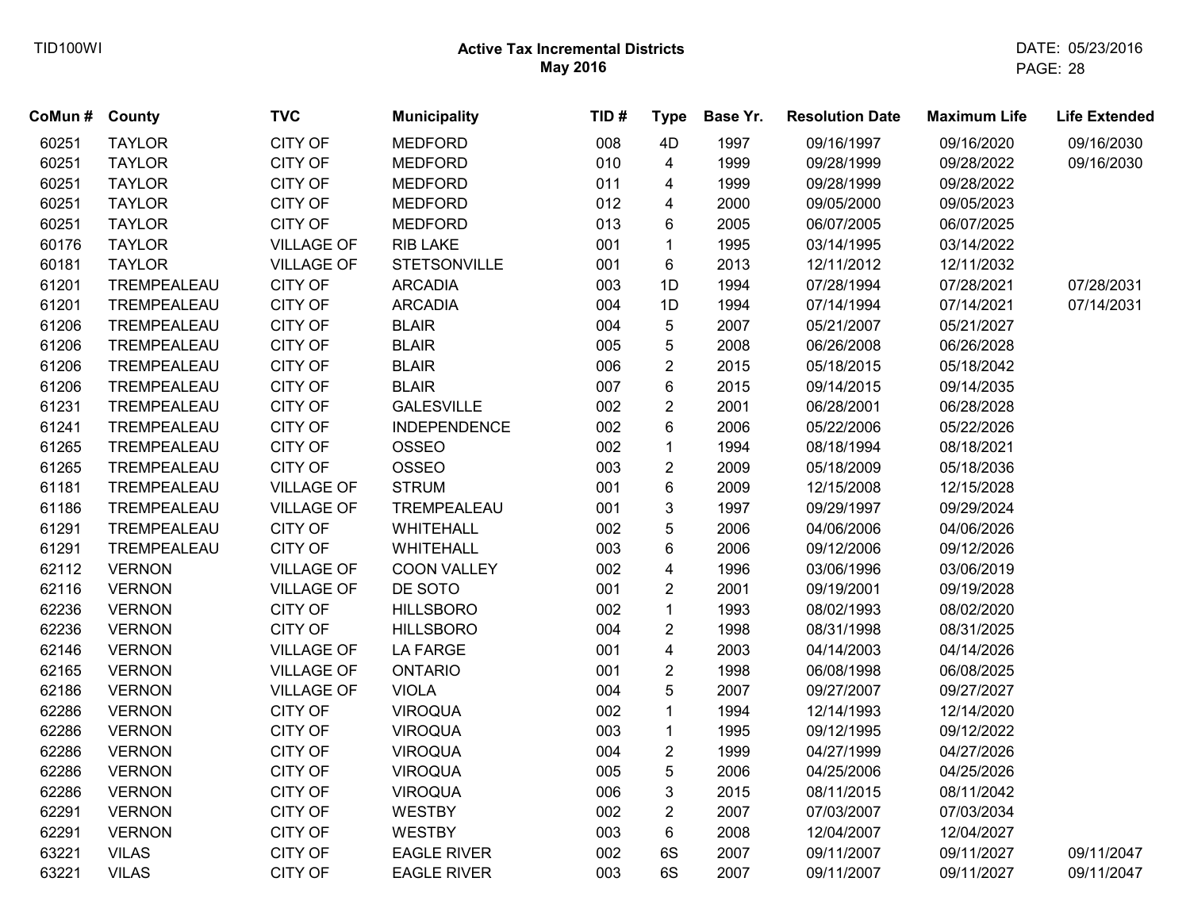**Active Tax Incremental Districts**
**May 2016**

| CoMun # | County | TVC | Municipality | TID # | Type | Base Yr. | Resolution Date | Maximum Life | Life Extended |
|---|---|---|---|---|---|---|---|---|---|
| 60251 | TAYLOR | CITY OF | MEDFORD | 008 | 4D | 1997 | 09/16/1997 | 09/16/2020 | 09/16/2030 |
| 60251 | TAYLOR | CITY OF | MEDFORD | 010 | 4 | 1999 | 09/28/1999 | 09/28/2022 | 09/16/2030 |
| 60251 | TAYLOR | CITY OF | MEDFORD | 011 | 4 | 1999 | 09/28/1999 | 09/28/2022 | |
| 60251 | TAYLOR | CITY OF | MEDFORD | 012 | 4 | 2000 | 09/05/2000 | 09/05/2023 | |
| 60251 | TAYLOR | CITY OF | MEDFORD | 013 | 6 | 2005 | 06/07/2005 | 06/07/2025 | |
| 60176 | TAYLOR | VILLAGE OF | RIB LAKE | 001 | 1 | 1995 | 03/14/1995 | 03/14/2022 | |
| 60181 | TAYLOR | VILLAGE OF | STETSONVILLE | 001 | 6 | 2013 | 12/11/2012 | 12/11/2032 | |
| 61201 | TREMPEALEAU | CITY OF | ARCADIA | 003 | 1D | 1994 | 07/28/1994 | 07/28/2021 | 07/28/2031 |
| 61201 | TREMPEALEAU | CITY OF | ARCADIA | 004 | 1D | 1994 | 07/14/1994 | 07/14/2021 | 07/14/2031 |
| 61206 | TREMPEALEAU | CITY OF | BLAIR | 004 | 5 | 2007 | 05/21/2007 | 05/21/2027 | |
| 61206 | TREMPEALEAU | CITY OF | BLAIR | 005 | 5 | 2008 | 06/26/2008 | 06/26/2028 | |
| 61206 | TREMPEALEAU | CITY OF | BLAIR | 006 | 2 | 2015 | 05/18/2015 | 05/18/2042 | |
| 61206 | TREMPEALEAU | CITY OF | BLAIR | 007 | 6 | 2015 | 09/14/2015 | 09/14/2035 | |
| 61231 | TREMPEALEAU | CITY OF | GALESVILLE | 002 | 2 | 2001 | 06/28/2001 | 06/28/2028 | |
| 61241 | TREMPEALEAU | CITY OF | INDEPENDENCE | 002 | 6 | 2006 | 05/22/2006 | 05/22/2026 | |
| 61265 | TREMPEALEAU | CITY OF | OSSEO | 002 | 1 | 1994 | 08/18/1994 | 08/18/2021 | |
| 61265 | TREMPEALEAU | CITY OF | OSSEO | 003 | 2 | 2009 | 05/18/2009 | 05/18/2036 | |
| 61181 | TREMPEALEAU | VILLAGE OF | STRUM | 001 | 6 | 2009 | 12/15/2008 | 12/15/2028 | |
| 61186 | TREMPEALEAU | VILLAGE OF | TREMPEALEAU | 001 | 3 | 1997 | 09/29/1997 | 09/29/2024 | |
| 61291 | TREMPEALEAU | CITY OF | WHITEHALL | 002 | 5 | 2006 | 04/06/2006 | 04/06/2026 | |
| 61291 | TREMPEALEAU | CITY OF | WHITEHALL | 003 | 6 | 2006 | 09/12/2006 | 09/12/2026 | |
| 62112 | VERNON | VILLAGE OF | COON VALLEY | 002 | 4 | 1996 | 03/06/1996 | 03/06/2019 | |
| 62116 | VERNON | VILLAGE OF | DE SOTO | 001 | 2 | 2001 | 09/19/2001 | 09/19/2028 | |
| 62236 | VERNON | CITY OF | HILLSBORO | 002 | 1 | 1993 | 08/02/1993 | 08/02/2020 | |
| 62236 | VERNON | CITY OF | HILLSBORO | 004 | 2 | 1998 | 08/31/1998 | 08/31/2025 | |
| 62146 | VERNON | VILLAGE OF | LA FARGE | 001 | 4 | 2003 | 04/14/2003 | 04/14/2026 | |
| 62165 | VERNON | VILLAGE OF | ONTARIO | 001 | 2 | 1998 | 06/08/1998 | 06/08/2025 | |
| 62186 | VERNON | VILLAGE OF | VIOLA | 004 | 5 | 2007 | 09/27/2007 | 09/27/2027 | |
| 62286 | VERNON | CITY OF | VIROQUA | 002 | 1 | 1994 | 12/14/1993 | 12/14/2020 | |
| 62286 | VERNON | CITY OF | VIROQUA | 003 | 1 | 1995 | 09/12/1995 | 09/12/2022 | |
| 62286 | VERNON | CITY OF | VIROQUA | 004 | 2 | 1999 | 04/27/1999 | 04/27/2026 | |
| 62286 | VERNON | CITY OF | VIROQUA | 005 | 5 | 2006 | 04/25/2006 | 04/25/2026 | |
| 62286 | VERNON | CITY OF | VIROQUA | 006 | 3 | 2015 | 08/11/2015 | 08/11/2042 | |
| 62291 | VERNON | CITY OF | WESTBY | 002 | 2 | 2007 | 07/03/2007 | 07/03/2034 | |
| 62291 | VERNON | CITY OF | WESTBY | 003 | 6 | 2008 | 12/04/2007 | 12/04/2027 | |
| 63221 | VILAS | CITY OF | EAGLE RIVER | 002 | 6S | 2007 | 09/11/2007 | 09/11/2027 | 09/11/2047 |
| 63221 | VILAS | CITY OF | EAGLE RIVER | 003 | 6S | 2007 | 09/11/2007 | 09/11/2027 | 09/11/2047 |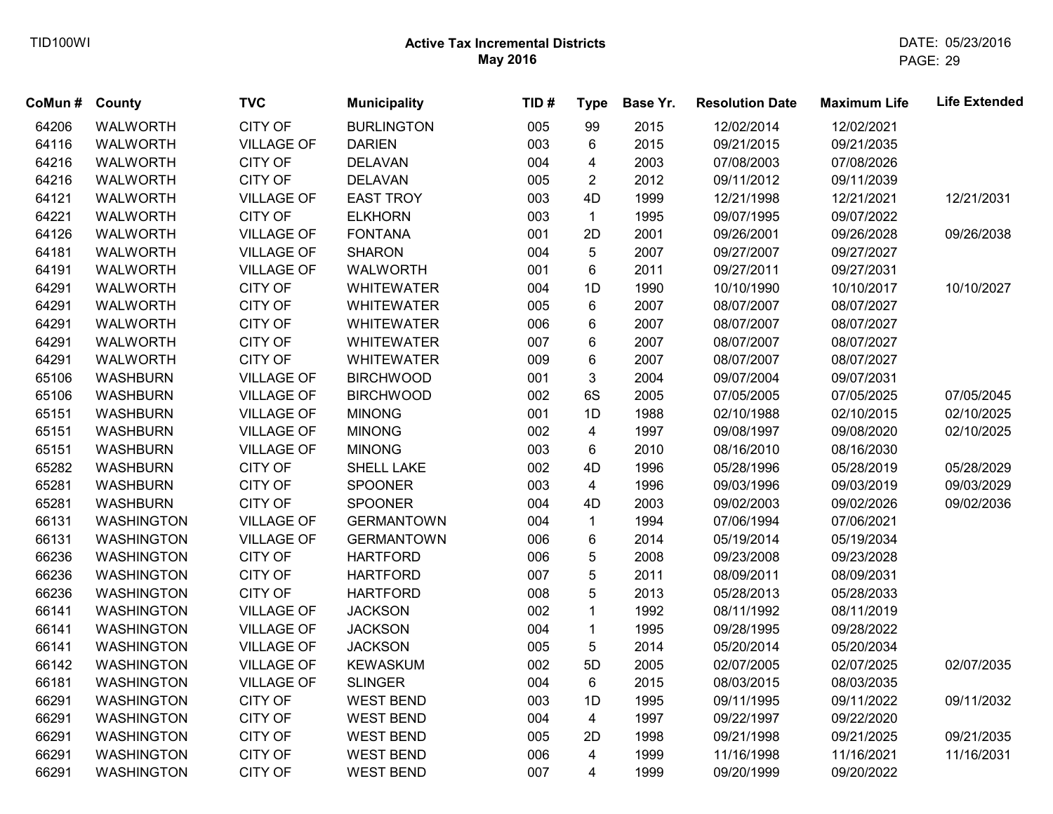**Active Tax Incremental Districts**
**May 2016**

| CoMun # | County | TVC | Municipality | TID # | Type | Base Yr. | Resolution Date | Maximum Life | Life Extended |
|---|---|---|---|---|---|---|---|---|---|
| 64206 | WALWORTH | CITY OF | BURLINGTON | 005 | 99 | 2015 | 12/02/2014 | 12/02/2021 | |
| 64116 | WALWORTH | VILLAGE OF | DARIEN | 003 | 6 | 2015 | 09/21/2015 | 09/21/2035 | |
| 64216 | WALWORTH | CITY OF | DELAVAN | 004 | 4 | 2003 | 07/08/2003 | 07/08/2026 | |
| 64216 | WALWORTH | CITY OF | DELAVAN | 005 | 2 | 2012 | 09/11/2012 | 09/11/2039 | |
| 64121 | WALWORTH | VILLAGE OF | EAST TROY | 003 | 4D | 1999 | 12/21/1998 | 12/21/2021 | 12/21/2031 |
| 64221 | WALWORTH | CITY OF | ELKHORN | 003 | 1 | 1995 | 09/07/1995 | 09/07/2022 | |
| 64126 | WALWORTH | VILLAGE OF | FONTANA | 001 | 2D | 2001 | 09/26/2001 | 09/26/2028 | 09/26/2038 |
| 64181 | WALWORTH | VILLAGE OF | SHARON | 004 | 5 | 2007 | 09/27/2007 | 09/27/2027 | |
| 64191 | WALWORTH | VILLAGE OF | WALWORTH | 001 | 6 | 2011 | 09/27/2011 | 09/27/2031 | |
| 64291 | WALWORTH | CITY OF | WHITEWATER | 004 | 1D | 1990 | 10/10/1990 | 10/10/2017 | 10/10/2027 |
| 64291 | WALWORTH | CITY OF | WHITEWATER | 005 | 6 | 2007 | 08/07/2007 | 08/07/2027 | |
| 64291 | WALWORTH | CITY OF | WHITEWATER | 006 | 6 | 2007 | 08/07/2007 | 08/07/2027 | |
| 64291 | WALWORTH | CITY OF | WHITEWATER | 007 | 6 | 2007 | 08/07/2007 | 08/07/2027 | |
| 64291 | WALWORTH | CITY OF | WHITEWATER | 009 | 6 | 2007 | 08/07/2007 | 08/07/2027 | |
| 65106 | WASHBURN | VILLAGE OF | BIRCHWOOD | 001 | 3 | 2004 | 09/07/2004 | 09/07/2031 | |
| 65106 | WASHBURN | VILLAGE OF | BIRCHWOOD | 002 | 6S | 2005 | 07/05/2005 | 07/05/2025 | 07/05/2045 |
| 65151 | WASHBURN | VILLAGE OF | MINONG | 001 | 1D | 1988 | 02/10/1988 | 02/10/2015 | 02/10/2025 |
| 65151 | WASHBURN | VILLAGE OF | MINONG | 002 | 4 | 1997 | 09/08/1997 | 09/08/2020 | 02/10/2025 |
| 65151 | WASHBURN | VILLAGE OF | MINONG | 003 | 6 | 2010 | 08/16/2010 | 08/16/2030 | |
| 65282 | WASHBURN | CITY OF | SHELL LAKE | 002 | 4D | 1996 | 05/28/1996 | 05/28/2019 | 05/28/2029 |
| 65281 | WASHBURN | CITY OF | SPOONER | 003 | 4 | 1996 | 09/03/1996 | 09/03/2019 | 09/03/2029 |
| 65281 | WASHBURN | CITY OF | SPOONER | 004 | 4D | 2003 | 09/02/2003 | 09/02/2026 | 09/02/2036 |
| 66131 | WASHINGTON | VILLAGE OF | GERMANTOWN | 004 | 1 | 1994 | 07/06/1994 | 07/06/2021 | |
| 66131 | WASHINGTON | VILLAGE OF | GERMANTOWN | 006 | 6 | 2014 | 05/19/2014 | 05/19/2034 | |
| 66236 | WASHINGTON | CITY OF | HARTFORD | 006 | 5 | 2008 | 09/23/2008 | 09/23/2028 | |
| 66236 | WASHINGTON | CITY OF | HARTFORD | 007 | 5 | 2011 | 08/09/2011 | 08/09/2031 | |
| 66236 | WASHINGTON | CITY OF | HARTFORD | 008 | 5 | 2013 | 05/28/2013 | 05/28/2033 | |
| 66141 | WASHINGTON | VILLAGE OF | JACKSON | 002 | 1 | 1992 | 08/11/1992 | 08/11/2019 | |
| 66141 | WASHINGTON | VILLAGE OF | JACKSON | 004 | 1 | 1995 | 09/28/1995 | 09/28/2022 | |
| 66141 | WASHINGTON | VILLAGE OF | JACKSON | 005 | 5 | 2014 | 05/20/2014 | 05/20/2034 | |
| 66142 | WASHINGTON | VILLAGE OF | KEWASKUM | 002 | 5D | 2005 | 02/07/2005 | 02/07/2025 | 02/07/2035 |
| 66181 | WASHINGTON | VILLAGE OF | SLINGER | 004 | 6 | 2015 | 08/03/2015 | 08/03/2035 | |
| 66291 | WASHINGTON | CITY OF | WEST BEND | 003 | 1D | 1995 | 09/11/1995 | 09/11/2022 | 09/11/2032 |
| 66291 | WASHINGTON | CITY OF | WEST BEND | 004 | 4 | 1997 | 09/22/1997 | 09/22/2020 | |
| 66291 | WASHINGTON | CITY OF | WEST BEND | 005 | 2D | 1998 | 09/21/1998 | 09/21/2025 | 09/21/2035 |
| 66291 | WASHINGTON | CITY OF | WEST BEND | 006 | 4 | 1999 | 11/16/1998 | 11/16/2021 | 11/16/2031 |
| 66291 | WASHINGTON | CITY OF | WEST BEND | 007 | 4 | 1999 | 09/20/1999 | 09/20/2022 | |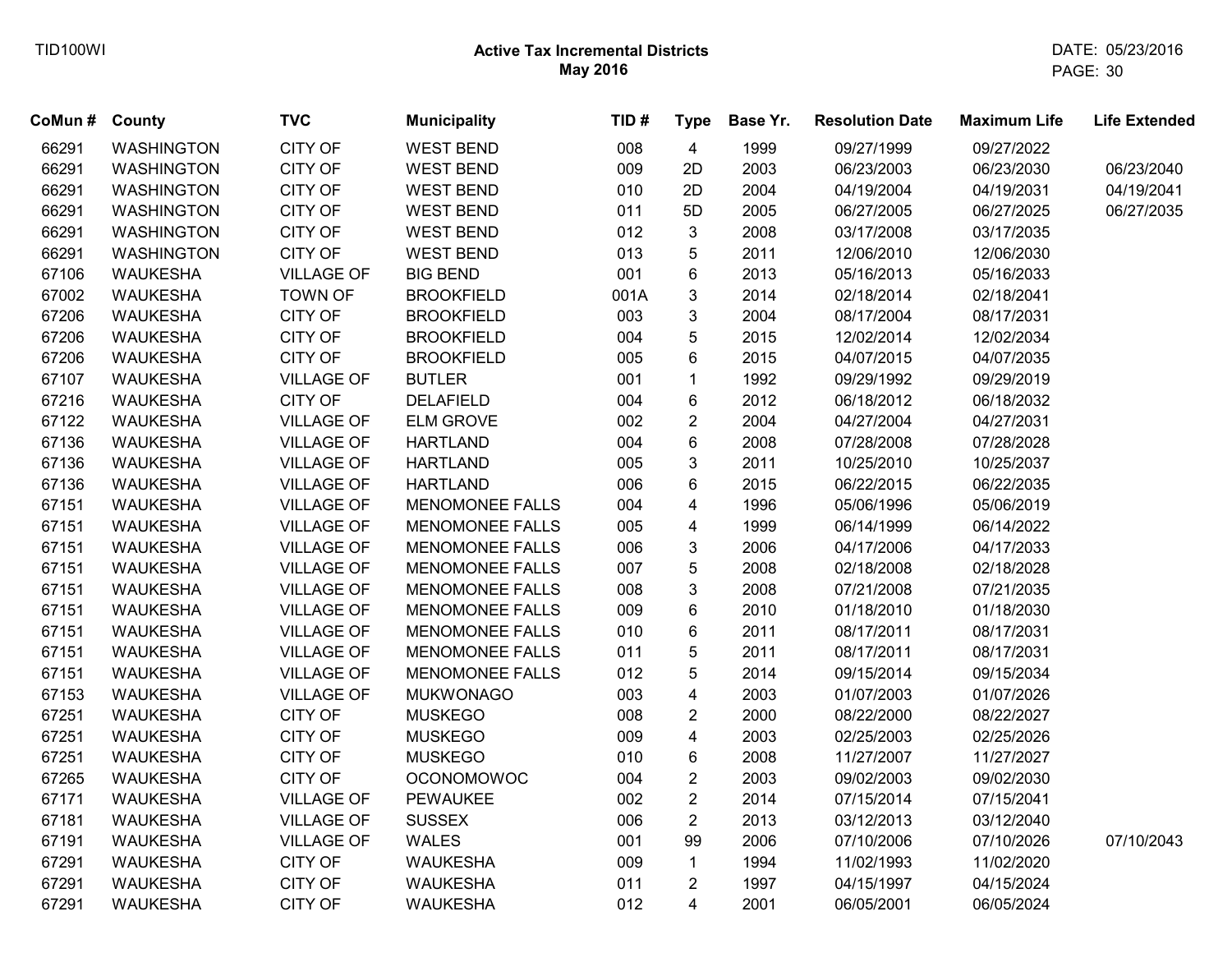**Active Tax Incremental Districts**
**May 2016**

| CoMun # | County | TVC | Municipality | TID # | Type | Base Yr. | Resolution Date | Maximum Life | Life Extended |
|---|---|---|---|---|---|---|---|---|---|
| 66291 | WASHINGTON | CITY OF | WEST BEND | 008 | 4 | 1999 | 09/27/1999 | 09/27/2022 | |
| 66291 | WASHINGTON | CITY OF | WEST BEND | 009 | 2D | 2003 | 06/23/2003 | 06/23/2030 | 06/23/2040 |
| 66291 | WASHINGTON | CITY OF | WEST BEND | 010 | 2D | 2004 | 04/19/2004 | 04/19/2031 | 04/19/2041 |
| 66291 | WASHINGTON | CITY OF | WEST BEND | 011 | 5D | 2005 | 06/27/2005 | 06/27/2025 | 06/27/2035 |
| 66291 | WASHINGTON | CITY OF | WEST BEND | 012 | 3 | 2008 | 03/17/2008 | 03/17/2035 | |
| 66291 | WASHINGTON | CITY OF | WEST BEND | 013 | 5 | 2011 | 12/06/2010 | 12/06/2030 | |
| 67106 | WAUKESHA | VILLAGE OF | BIG BEND | 001 | 6 | 2013 | 05/16/2013 | 05/16/2033 | |
| 67002 | WAUKESHA | TOWN OF | BROOKFIELD | 001A | 3 | 2014 | 02/18/2014 | 02/18/2041 | |
| 67206 | WAUKESHA | CITY OF | BROOKFIELD | 003 | 3 | 2004 | 08/17/2004 | 08/17/2031 | |
| 67206 | WAUKESHA | CITY OF | BROOKFIELD | 004 | 5 | 2015 | 12/02/2014 | 12/02/2034 | |
| 67206 | WAUKESHA | CITY OF | BROOKFIELD | 005 | 6 | 2015 | 04/07/2015 | 04/07/2035 | |
| 67107 | WAUKESHA | VILLAGE OF | BUTLER | 001 | 1 | 1992 | 09/29/1992 | 09/29/2019 | |
| 67216 | WAUKESHA | CITY OF | DELAFIELD | 004 | 6 | 2012 | 06/18/2012 | 06/18/2032 | |
| 67122 | WAUKESHA | VILLAGE OF | ELM GROVE | 002 | 2 | 2004 | 04/27/2004 | 04/27/2031 | |
| 67136 | WAUKESHA | VILLAGE OF | HARTLAND | 004 | 6 | 2008 | 07/28/2008 | 07/28/2028 | |
| 67136 | WAUKESHA | VILLAGE OF | HARTLAND | 005 | 3 | 2011 | 10/25/2010 | 10/25/2037 | |
| 67136 | WAUKESHA | VILLAGE OF | HARTLAND | 006 | 6 | 2015 | 06/22/2015 | 06/22/2035 | |
| 67151 | WAUKESHA | VILLAGE OF | MENOMONEE FALLS | 004 | 4 | 1996 | 05/06/1996 | 05/06/2019 | |
| 67151 | WAUKESHA | VILLAGE OF | MENOMONEE FALLS | 005 | 4 | 1999 | 06/14/1999 | 06/14/2022 | |
| 67151 | WAUKESHA | VILLAGE OF | MENOMONEE FALLS | 006 | 3 | 2006 | 04/17/2006 | 04/17/2033 | |
| 67151 | WAUKESHA | VILLAGE OF | MENOMONEE FALLS | 007 | 5 | 2008 | 02/18/2008 | 02/18/2028 | |
| 67151 | WAUKESHA | VILLAGE OF | MENOMONEE FALLS | 008 | 3 | 2008 | 07/21/2008 | 07/21/2035 | |
| 67151 | WAUKESHA | VILLAGE OF | MENOMONEE FALLS | 009 | 6 | 2010 | 01/18/2010 | 01/18/2030 | |
| 67151 | WAUKESHA | VILLAGE OF | MENOMONEE FALLS | 010 | 6 | 2011 | 08/17/2011 | 08/17/2031 | |
| 67151 | WAUKESHA | VILLAGE OF | MENOMONEE FALLS | 011 | 5 | 2011 | 08/17/2011 | 08/17/2031 | |
| 67151 | WAUKESHA | VILLAGE OF | MENOMONEE FALLS | 012 | 5 | 2014 | 09/15/2014 | 09/15/2034 | |
| 67153 | WAUKESHA | VILLAGE OF | MUKWONAGO | 003 | 4 | 2003 | 01/07/2003 | 01/07/2026 | |
| 67251 | WAUKESHA | CITY OF | MUSKEGO | 008 | 2 | 2000 | 08/22/2000 | 08/22/2027 | |
| 67251 | WAUKESHA | CITY OF | MUSKEGO | 009 | 4 | 2003 | 02/25/2003 | 02/25/2026 | |
| 67251 | WAUKESHA | CITY OF | MUSKEGO | 010 | 6 | 2008 | 11/27/2007 | 11/27/2027 | |
| 67265 | WAUKESHA | CITY OF | OCONOMOWOC | 004 | 2 | 2003 | 09/02/2003 | 09/02/2030 | |
| 67171 | WAUKESHA | VILLAGE OF | PEWAUKEE | 002 | 2 | 2014 | 07/15/2014 | 07/15/2041 | |
| 67181 | WAUKESHA | VILLAGE OF | SUSSEX | 006 | 2 | 2013 | 03/12/2013 | 03/12/2040 | |
| 67191 | WAUKESHA | VILLAGE OF | WALES | 001 | 99 | 2006 | 07/10/2006 | 07/10/2026 | 07/10/2043 |
| 67291 | WAUKESHA | CITY OF | WAUKESHA | 009 | 1 | 1994 | 11/02/1993 | 11/02/2020 | |
| 67291 | WAUKESHA | CITY OF | WAUKESHA | 011 | 2 | 1997 | 04/15/1997 | 04/15/2024 | |
| 67291 | WAUKESHA | CITY OF | WAUKESHA | 012 | 4 | 2001 | 06/05/2001 | 06/05/2024 | |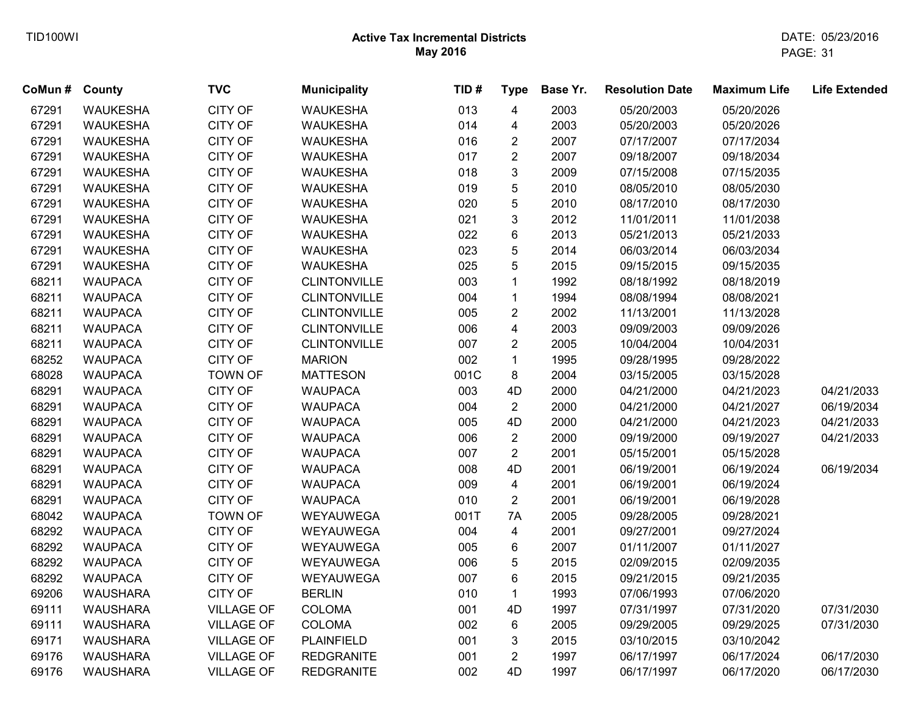**Active Tax Incremental Districts**
**May 2016**

| CoMun # | County | TVC | Municipality | TID # | Type | Base Yr. | Resolution Date | Maximum Life | Life Extended |
|---|---|---|---|---|---|---|---|---|---|
| 67291 | WAUKESHA | CITY OF | WAUKESHA | 013 | 4 | 2003 | 05/20/2003 | 05/20/2026 | |
| 67291 | WAUKESHA | CITY OF | WAUKESHA | 014 | 4 | 2003 | 05/20/2003 | 05/20/2026 | |
| 67291 | WAUKESHA | CITY OF | WAUKESHA | 016 | 2 | 2007 | 07/17/2007 | 07/17/2034 | |
| 67291 | WAUKESHA | CITY OF | WAUKESHA | 017 | 2 | 2007 | 09/18/2007 | 09/18/2034 | |
| 67291 | WAUKESHA | CITY OF | WAUKESHA | 018 | 3 | 2009 | 07/15/2008 | 07/15/2035 | |
| 67291 | WAUKESHA | CITY OF | WAUKESHA | 019 | 5 | 2010 | 08/05/2010 | 08/05/2030 | |
| 67291 | WAUKESHA | CITY OF | WAUKESHA | 020 | 5 | 2010 | 08/17/2010 | 08/17/2030 | |
| 67291 | WAUKESHA | CITY OF | WAUKESHA | 021 | 3 | 2012 | 11/01/2011 | 11/01/2038 | |
| 67291 | WAUKESHA | CITY OF | WAUKESHA | 022 | 6 | 2013 | 05/21/2013 | 05/21/2033 | |
| 67291 | WAUKESHA | CITY OF | WAUKESHA | 023 | 5 | 2014 | 06/03/2014 | 06/03/2034 | |
| 67291 | WAUKESHA | CITY OF | WAUKESHA | 025 | 5 | 2015 | 09/15/2015 | 09/15/2035 | |
| 68211 | WAUPACA | CITY OF | CLINTONVILLE | 003 | 1 | 1992 | 08/18/1992 | 08/18/2019 | |
| 68211 | WAUPACA | CITY OF | CLINTONVILLE | 004 | 1 | 1994 | 08/08/1994 | 08/08/2021 | |
| 68211 | WAUPACA | CITY OF | CLINTONVILLE | 005 | 2 | 2002 | 11/13/2001 | 11/13/2028 | |
| 68211 | WAUPACA | CITY OF | CLINTONVILLE | 006 | 4 | 2003 | 09/09/2003 | 09/09/2026 | |
| 68211 | WAUPACA | CITY OF | CLINTONVILLE | 007 | 2 | 2005 | 10/04/2004 | 10/04/2031 | |
| 68252 | WAUPACA | CITY OF | MARION | 002 | 1 | 1995 | 09/28/1995 | 09/28/2022 | |
| 68028 | WAUPACA | TOWN OF | MATTESON | 001C | 8 | 2004 | 03/15/2005 | 03/15/2028 | |
| 68291 | WAUPACA | CITY OF | WAUPACA | 003 | 4D | 2000 | 04/21/2000 | 04/21/2023 | 04/21/2033 |
| 68291 | WAUPACA | CITY OF | WAUPACA | 004 | 2 | 2000 | 04/21/2000 | 04/21/2027 | 06/19/2034 |
| 68291 | WAUPACA | CITY OF | WAUPACA | 005 | 4D | 2000 | 04/21/2000 | 04/21/2023 | 04/21/2033 |
| 68291 | WAUPACA | CITY OF | WAUPACA | 006 | 2 | 2000 | 09/19/2000 | 09/19/2027 | 04/21/2033 |
| 68291 | WAUPACA | CITY OF | WAUPACA | 007 | 2 | 2001 | 05/15/2001 | 05/15/2028 | |
| 68291 | WAUPACA | CITY OF | WAUPACA | 008 | 4D | 2001 | 06/19/2001 | 06/19/2024 | 06/19/2034 |
| 68291 | WAUPACA | CITY OF | WAUPACA | 009 | 4 | 2001 | 06/19/2001 | 06/19/2024 | |
| 68291 | WAUPACA | CITY OF | WAUPACA | 010 | 2 | 2001 | 06/19/2001 | 06/19/2028 | |
| 68042 | WAUPACA | TOWN OF | WEYAUWEGA | 001T | 7A | 2005 | 09/28/2005 | 09/28/2021 | |
| 68292 | WAUPACA | CITY OF | WEYAUWEGA | 004 | 4 | 2001 | 09/27/2001 | 09/27/2024 | |
| 68292 | WAUPACA | CITY OF | WEYAUWEGA | 005 | 6 | 2007 | 01/11/2007 | 01/11/2027 | |
| 68292 | WAUPACA | CITY OF | WEYAUWEGA | 006 | 5 | 2015 | 02/09/2015 | 02/09/2035 | |
| 68292 | WAUPACA | CITY OF | WEYAUWEGA | 007 | 6 | 2015 | 09/21/2015 | 09/21/2035 | |
| 69206 | WAUSHARA | CITY OF | BERLIN | 010 | 1 | 1993 | 07/06/1993 | 07/06/2020 | |
| 69111 | WAUSHARA | VILLAGE OF | COLOMA | 001 | 4D | 1997 | 07/31/1997 | 07/31/2020 | 07/31/2030 |
| 69111 | WAUSHARA | VILLAGE OF | COLOMA | 002 | 6 | 2005 | 09/29/2005 | 09/29/2025 | 07/31/2030 |
| 69171 | WAUSHARA | VILLAGE OF | PLAINFIELD | 001 | 3 | 2015 | 03/10/2015 | 03/10/2042 | |
| 69176 | WAUSHARA | VILLAGE OF | REDGRANITE | 001 | 2 | 1997 | 06/17/1997 | 06/17/2024 | 06/17/2030 |
| 69176 | WAUSHARA | VILLAGE OF | REDGRANITE | 002 | 4D | 1997 | 06/17/1997 | 06/17/2020 | 06/17/2030 |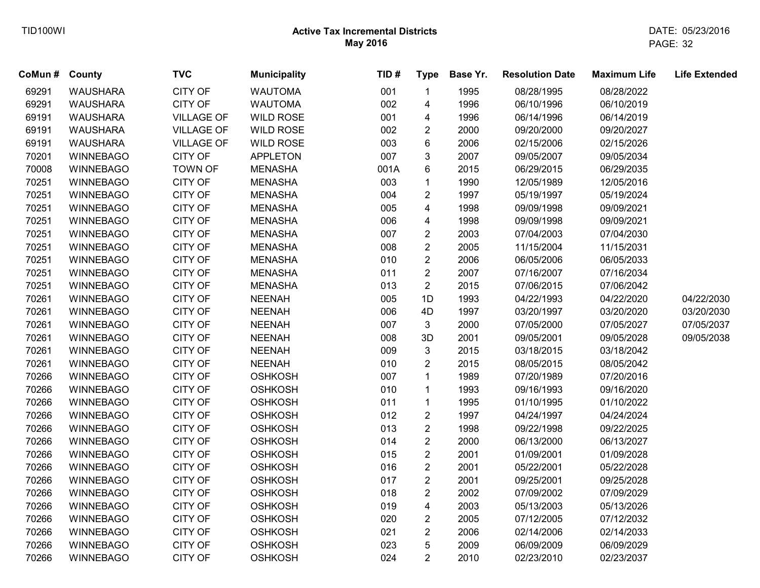# Active Tax Incremental Districts
## May 2016

DATE: 05/23/2016

| CoMun # | County | TVC | Municipality | TID # | Type | Base Yr. | Resolution Date | Maximum Life | Life Extended |
|---|---|---|---|---|---|---|---|---|---|
| 69291 | WAUSHARA | CITY OF | WAUTOMA | 001 | 1 | 1995 | 08/28/1995 | 08/28/2022 | |
| 69291 | WAUSHARA | CITY OF | WAUTOMA | 002 | 4 | 1996 | 06/10/1996 | 06/10/2019 | |
| 69191 | WAUSHARA | VILLAGE OF | WILD ROSE | 001 | 4 | 1996 | 06/14/1996 | 06/14/2019 | |
| 69191 | WAUSHARA | VILLAGE OF | WILD ROSE | 002 | 2 | 2000 | 09/20/2000 | 09/20/2027 | |
| 69191 | WAUSHARA | VILLAGE OF | WILD ROSE | 003 | 6 | 2006 | 02/15/2006 | 02/15/2026 | |
| 70201 | WINNEBAGO | CITY OF | APPLETON | 007 | 3 | 2007 | 09/05/2007 | 09/05/2034 | |
| 70008 | WINNEBAGO | TOWN OF | MENASHA | 001A | 6 | 2015 | 06/29/2015 | 06/29/2035 | |
| 70251 | WINNEBAGO | CITY OF | MENASHA | 003 | 1 | 1990 | 12/05/1989 | 12/05/2016 | |
| 70251 | WINNEBAGO | CITY OF | MENASHA | 004 | 2 | 1997 | 05/19/1997 | 05/19/2024 | |
| 70251 | WINNEBAGO | CITY OF | MENASHA | 005 | 4 | 1998 | 09/09/1998 | 09/09/2021 | |
| 70251 | WINNEBAGO | CITY OF | MENASHA | 006 | 4 | 1998 | 09/09/1998 | 09/09/2021 | |
| 70251 | WINNEBAGO | CITY OF | MENASHA | 007 | 2 | 2003 | 07/04/2003 | 07/04/2030 | |
| 70251 | WINNEBAGO | CITY OF | MENASHA | 008 | 2 | 2005 | 11/15/2004 | 11/15/2031 | |
| 70251 | WINNEBAGO | CITY OF | MENASHA | 010 | 2 | 2006 | 06/05/2006 | 06/05/2033 | |
| 70251 | WINNEBAGO | CITY OF | MENASHA | 011 | 2 | 2007 | 07/16/2007 | 07/16/2034 | |
| 70251 | WINNEBAGO | CITY OF | MENASHA | 013 | 2 | 2015 | 07/06/2015 | 07/06/2042 | |
| 70261 | WINNEBAGO | CITY OF | NEENAH | 005 | 1D | 1993 | 04/22/1993 | 04/22/2020 | 04/22/2030 |
| 70261 | WINNEBAGO | CITY OF | NEENAH | 006 | 4D | 1997 | 03/20/1997 | 03/20/2020 | 03/20/2030 |
| 70261 | WINNEBAGO | CITY OF | NEENAH | 007 | 3 | 2000 | 07/05/2000 | 07/05/2027 | 07/05/2037 |
| 70261 | WINNEBAGO | CITY OF | NEENAH | 008 | 3D | 2001 | 09/05/2001 | 09/05/2028 | 09/05/2038 |
| 70261 | WINNEBAGO | CITY OF | NEENAH | 009 | 3 | 2015 | 03/18/2015 | 03/18/2042 | |
| 70261 | WINNEBAGO | CITY OF | NEENAH | 010 | 2 | 2015 | 08/05/2015 | 08/05/2042 | |
| 70266 | WINNEBAGO | CITY OF | OSHKOSH | 007 | 1 | 1989 | 07/20/1989 | 07/20/2016 | |
| 70266 | WINNEBAGO | CITY OF | OSHKOSH | 010 | 1 | 1993 | 09/16/1993 | 09/16/2020 | |
| 70266 | WINNEBAGO | CITY OF | OSHKOSH | 011 | 1 | 1995 | 01/10/1995 | 01/10/2022 | |
| 70266 | WINNEBAGO | CITY OF | OSHKOSH | 012 | 2 | 1997 | 04/24/1997 | 04/24/2024 | |
| 70266 | WINNEBAGO | CITY OF | OSHKOSH | 013 | 2 | 1998 | 09/22/1998 | 09/22/2025 | |
| 70266 | WINNEBAGO | CITY OF | OSHKOSH | 014 | 2 | 2000 | 06/13/2000 | 06/13/2027 | |
| 70266 | WINNEBAGO | CITY OF | OSHKOSH | 015 | 2 | 2001 | 01/09/2001 | 01/09/2028 | |
| 70266 | WINNEBAGO | CITY OF | OSHKOSH | 016 | 2 | 2001 | 05/22/2001 | 05/22/2028 | |
| 70266 | WINNEBAGO | CITY OF | OSHKOSH | 017 | 2 | 2001 | 09/25/2001 | 09/25/2028 | |
| 70266 | WINNEBAGO | CITY OF | OSHKOSH | 018 | 2 | 2002 | 07/09/2002 | 07/09/2029 | |
| 70266 | WINNEBAGO | CITY OF | OSHKOSH | 019 | 4 | 2003 | 05/13/2003 | 05/13/2026 | |
| 70266 | WINNEBAGO | CITY OF | OSHKOSH | 020 | 2 | 2005 | 07/12/2005 | 07/12/2032 | |
| 70266 | WINNEBAGO | CITY OF | OSHKOSH | 021 | 2 | 2006 | 02/14/2006 | 02/14/2033 | |
| 70266 | WINNEBAGO | CITY OF | OSHKOSH | 023 | 5 | 2009 | 06/09/2009 | 06/09/2029 | |
| 70266 | WINNEBAGO | CITY OF | OSHKOSH | 024 | 2 | 2010 | 02/23/2010 | 02/23/2037 | |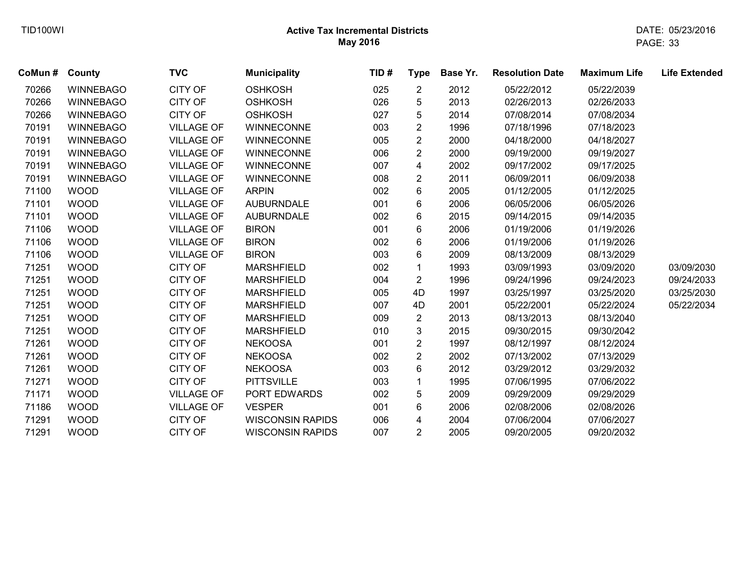TID100WI

**Active Tax Incremental Districts**
**May 2016**

DATE: 05/23/2016

| CoMun # | County | TVC | Municipality | TID # | Type | Base Yr. | Resolution Date | Maximum Life | Life Extended |
|---|---|---|---|---|---|---|---|---|---|
| 70266 | WINNEBAGO | CITY OF | OSHKOSH | 025 | 2 | 2012 | 05/22/2012 | 05/22/2039 | |
| 70266 | WINNEBAGO | CITY OF | OSHKOSH | 026 | 5 | 2013 | 02/26/2013 | 02/26/2033 | |
| 70266 | WINNEBAGO | CITY OF | OSHKOSH | 027 | 5 | 2014 | 07/08/2014 | 07/08/2034 | |
| 70191 | WINNEBAGO | VILLAGE OF | WINNECONNE | 003 | 2 | 1996 | 07/18/1996 | 07/18/2023 | |
| 70191 | WINNEBAGO | VILLAGE OF | WINNECONNE | 005 | 2 | 2000 | 04/18/2000 | 04/18/2027 | |
| 70191 | WINNEBAGO | VILLAGE OF | WINNECONNE | 006 | 2 | 2000 | 09/19/2000 | 09/19/2027 | |
| 70191 | WINNEBAGO | VILLAGE OF | WINNECONNE | 007 | 4 | 2002 | 09/17/2002 | 09/17/2025 | |
| 70191 | WINNEBAGO | VILLAGE OF | WINNECONNE | 008 | 2 | 2011 | 06/09/2011 | 06/09/2038 | |
| 71100 | WOOD | VILLAGE OF | ARPIN | 002 | 6 | 2005 | 01/12/2005 | 01/12/2025 | |
| 71101 | WOOD | VILLAGE OF | AUBURNDALE | 001 | 6 | 2006 | 06/05/2006 | 06/05/2026 | |
| 71101 | WOOD | VILLAGE OF | AUBURNDALE | 002 | 6 | 2015 | 09/14/2015 | 09/14/2035 | |
| 71106 | WOOD | VILLAGE OF | BIRON | 001 | 6 | 2006 | 01/19/2006 | 01/19/2026 | |
| 71106 | WOOD | VILLAGE OF | BIRON | 002 | 6 | 2006 | 01/19/2006 | 01/19/2026 | |
| 71106 | WOOD | VILLAGE OF | BIRON | 003 | 6 | 2009 | 08/13/2009 | 08/13/2029 | |
| 71251 | WOOD | CITY OF | MARSHFIELD | 002 | 1 | 1993 | 03/09/1993 | 03/09/2020 | 03/09/2030 |
| 71251 | WOOD | CITY OF | MARSHFIELD | 004 | 2 | 1996 | 09/24/1996 | 09/24/2023 | 09/24/2033 |
| 71251 | WOOD | CITY OF | MARSHFIELD | 005 | 4D | 1997 | 03/25/1997 | 03/25/2020 | 03/25/2030 |
| 71251 | WOOD | CITY OF | MARSHFIELD | 007 | 4D | 2001 | 05/22/2001 | 05/22/2024 | 05/22/2034 |
| 71251 | WOOD | CITY OF | MARSHFIELD | 009 | 2 | 2013 | 08/13/2013 | 08/13/2040 | |
| 71251 | WOOD | CITY OF | MARSHFIELD | 010 | 3 | 2015 | 09/30/2015 | 09/30/2042 | |
| 71261 | WOOD | CITY OF | NEKOOSA | 001 | 2 | 1997 | 08/12/1997 | 08/12/2024 | |
| 71261 | WOOD | CITY OF | NEKOOSA | 002 | 2 | 2002 | 07/13/2002 | 07/13/2029 | |
| 71261 | WOOD | CITY OF | NEKOOSA | 003 | 6 | 2012 | 03/29/2012 | 03/29/2032 | |
| 71271 | WOOD | CITY OF | PITTSVILLE | 003 | 1 | 1995 | 07/06/1995 | 07/06/2022 | |
| 71171 | WOOD | VILLAGE OF | PORT EDWARDS | 002 | 5 | 2009 | 09/29/2009 | 09/29/2029 | |
| 71186 | WOOD | VILLAGE OF | VESPER | 001 | 6 | 2006 | 02/08/2006 | 02/08/2026 | |
| 71291 | WOOD | CITY OF | WISCONSIN RAPIDS | 006 | 4 | 2004 | 07/06/2004 | 07/06/2027 | |
| 71291 | WOOD | CITY OF | WISCONSIN RAPIDS | 007 | 2 | 2005 | 09/20/2005 | 09/20/2032 | |